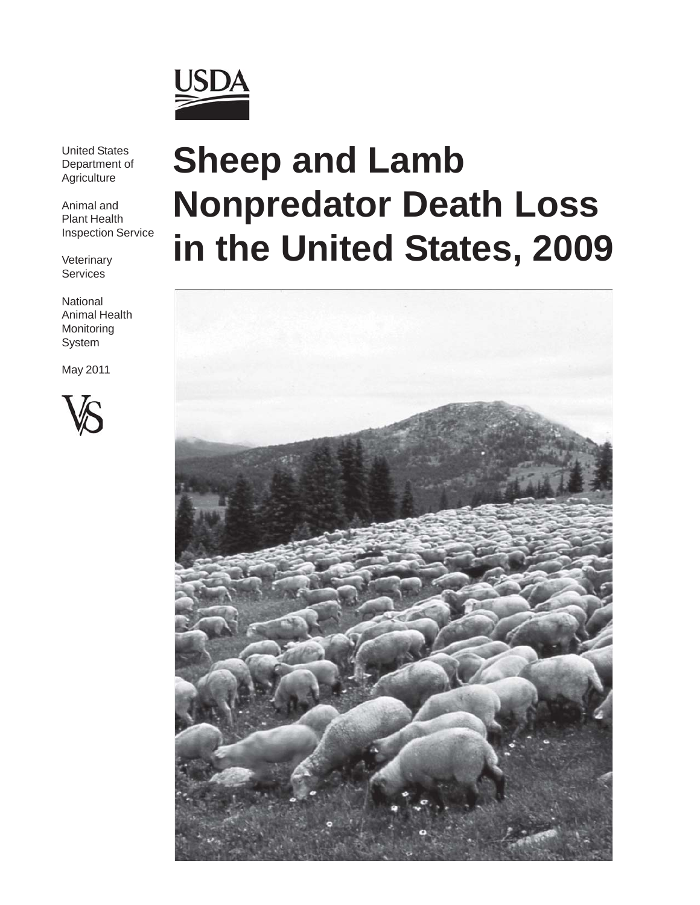USDA

United States Department of Agriculture

Animal and Plant Health Inspection Service

Veterinary Services

National Animal Health Monitoring System

May 2011

VS

# Sheep and Lamb Nonpredator Death Loss in the United States, 2009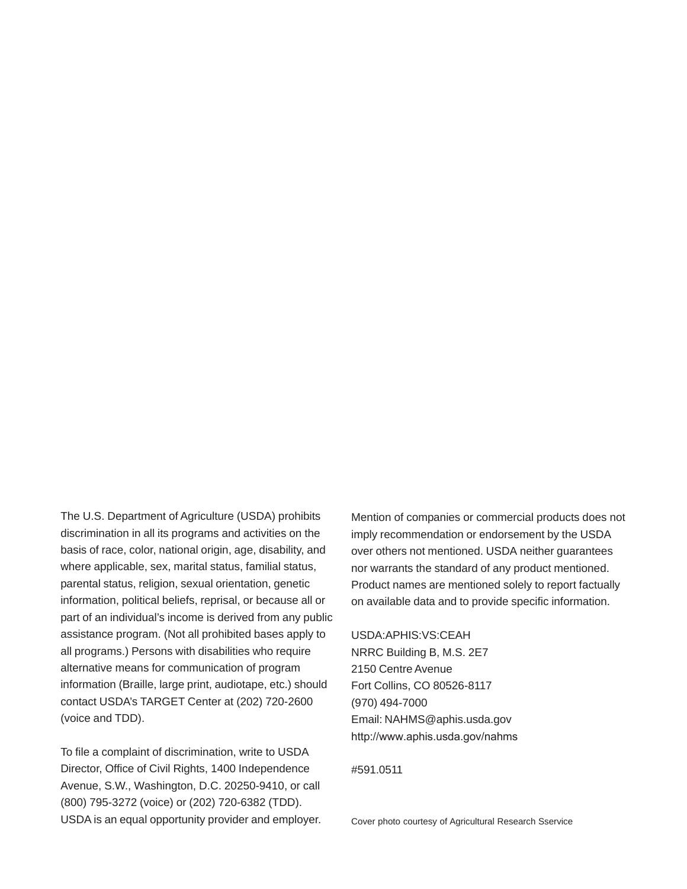The U.S. Department of Agriculture (USDA) prohibits discrimination in all its programs and activities on the basis of race, color, national origin, age, disability, and where applicable, sex, marital status, familial status, parental status, religion, sexual orientation, genetic information, political beliefs, reprisal, or because all or part of an individual's income is derived from any public assistance program. (Not all prohibited bases apply to all programs.) Persons with disabilities who require alternative means for communication of program information (Braille, large print, audiotape, etc.) should contact USDA's TARGET Center at (202) 720-2600 (voice and TDD).

To file a complaint of discrimination, write to USDA Director, Office of Civil Rights, 1400 Independence Avenue, S.W., Washington, D.C. 20250-9410, or call (800) 795-3272 (voice) or (202) 720-6382 (TDD). USDA is an equal opportunity provider and employer.

Mention of companies or commercial products does not imply recommendation or endorsement by the USDA over others not mentioned. USDA neither guarantees nor warrants the standard of any product mentioned. Product names are mentioned solely to report factually on available data and to provide specific information.

USDA:APHIS:VS:CEAH  
NRRC Building B, M.S. 2E7  
2150 Centre Avenue  
Fort Collins, CO 80526-8117  
(970) 494-7000  
Email: NAHMS@aphis.usda.gov  
http://www.aphis.usda.gov/nahms

#591.0511

Cover photo courtesy of Agricultural Research Sservice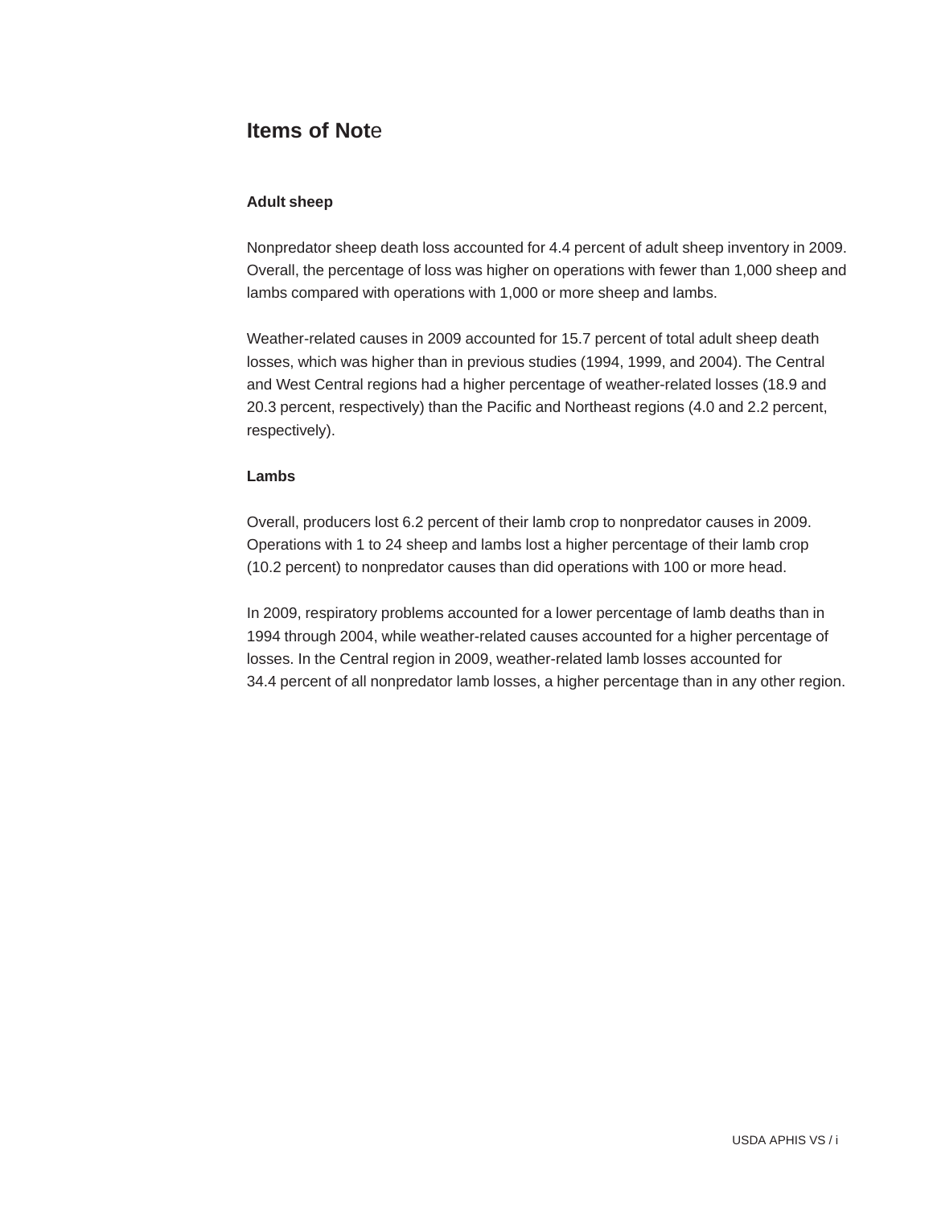## Items of Note

### Adult sheep

Nonpredator sheep death loss accounted for 4.4 percent of adult sheep inventory in 2009. Overall, the percentage of loss was higher on operations with fewer than 1,000 sheep and lambs compared with operations with 1,000 or more sheep and lambs.

Weather-related causes in 2009 accounted for 15.7 percent of total adult sheep death losses, which was higher than in previous studies (1994, 1999, and 2004). The Central and West Central regions had a higher percentage of weather-related losses (18.9 and 20.3 percent, respectively) than the Pacific and Northeast regions (4.0 and 2.2 percent, respectively).

### Lambs

Overall, producers lost 6.2 percent of their lamb crop to nonpredator causes in 2009. Operations with 1 to 24 sheep and lambs lost a higher percentage of their lamb crop (10.2 percent) to nonpredator causes than did operations with 100 or more head.

In 2009, respiratory problems accounted for a lower percentage of lamb deaths than in 1994 through 2004, while weather-related causes accounted for a higher percentage of losses. In the Central region in 2009, weather-related lamb losses accounted for 34.4 percent of all nonpredator lamb losses, a higher percentage than in any other region.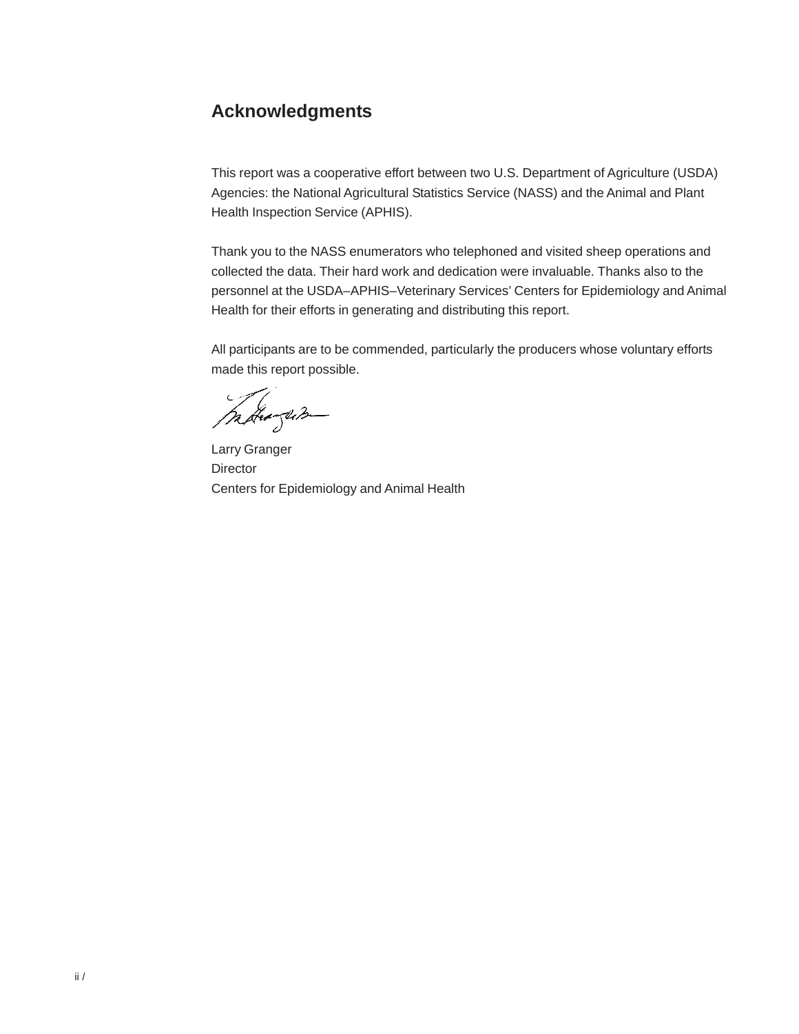## Acknowledgments

This report was a cooperative effort between two U.S. Department of Agriculture (USDA) Agencies: the National Agricultural Statistics Service (NASS) and the Animal and Plant Health Inspection Service (APHIS).

Thank you to the NASS enumerators who telephoned and visited sheep operations and collected the data. Their hard work and dedication were invaluable. Thanks also to the personnel at the USDA–APHIS–Veterinary Services' Centers for Epidemiology and Animal Health for their efforts in generating and distributing this report.

All participants are to be commended, particularly the producers whose voluntary efforts made this report possible.

Larry Granger  
Director  
Centers for Epidemiology and Animal Health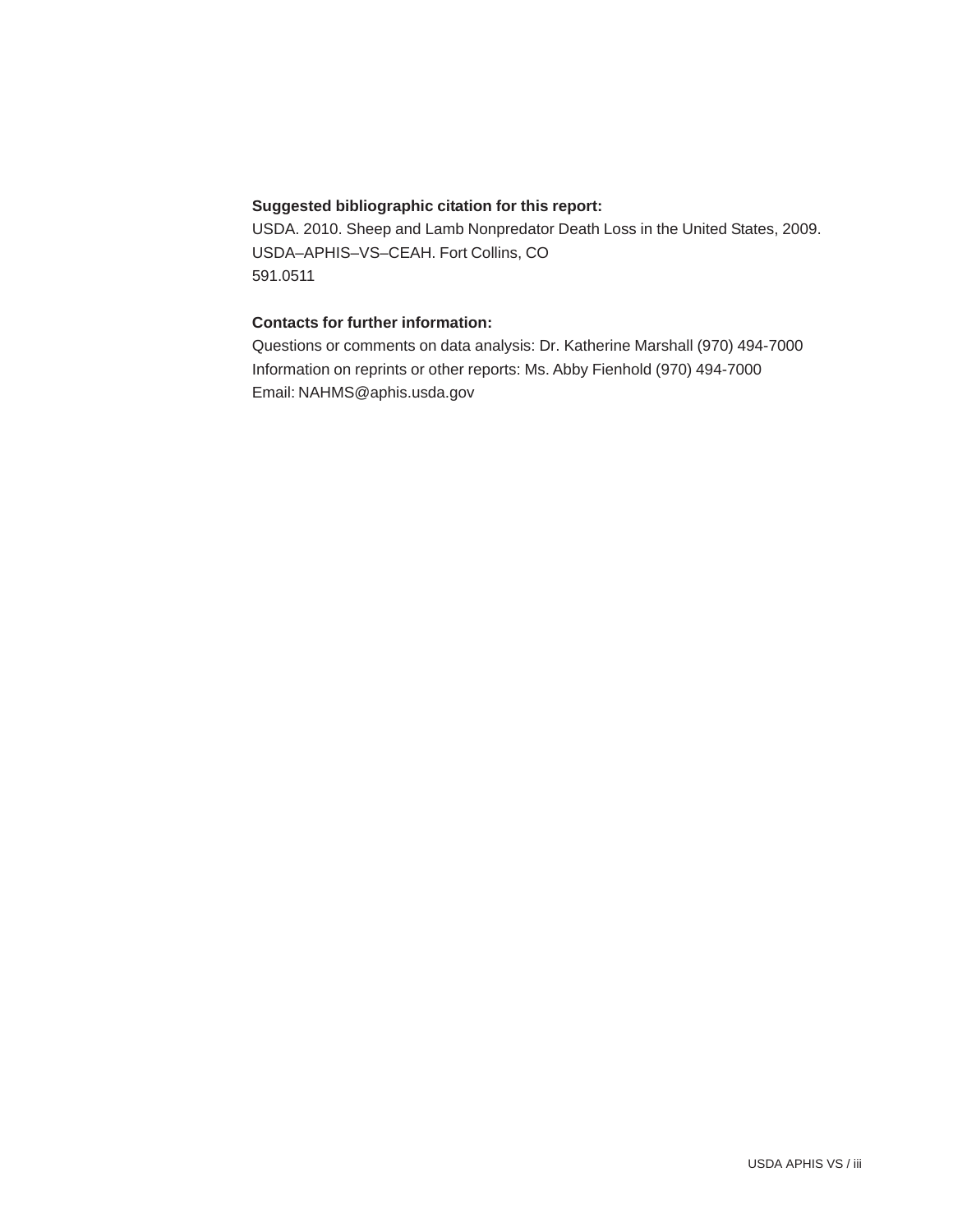**Suggested bibliographic citation for this report:**

USDA. 2010. Sheep and Lamb Nonpredator Death Loss in the United States, 2009. USDA–APHIS–VS–CEAH. Fort Collins, CO
591.0511

**Contacts for further information:**

Questions or comments on data analysis: Dr. Katherine Marshall (970) 494-7000
Information on reprints or other reports: Ms. Abby Fienhold (970) 494-7000
Email: NAHMS@aphis.usda.gov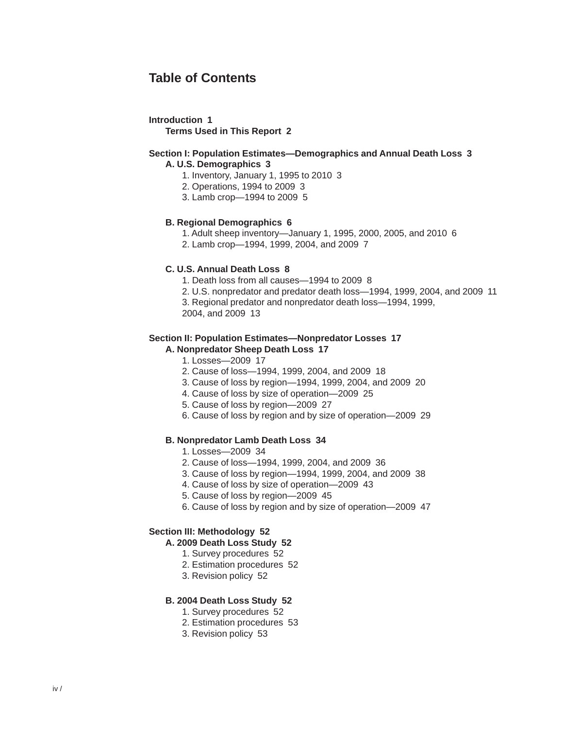# Table of Contents

**Introduction 1**

**Terms Used in This Report 2**

**Section I: Population Estimates—Demographics and Annual Death Loss 3**

**A. U.S. Demographics 3**

1. Inventory, January 1, 1995 to 2010 3
2. Operations, 1994 to 2009 3
3. Lamb crop—1994 to 2009 5

**B. Regional Demographics 6**

1. Adult sheep inventory—January 1, 1995, 2000, 2005, and 2010 6
2. Lamb crop—1994, 1999, 2004, and 2009 7

**C. U.S. Annual Death Loss 8**

1. Death loss from all causes—1994 to 2009 8
2. U.S. nonpredator and predator death loss—1994, 1999, 2004, and 2009 11
3. Regional predator and nonpredator death loss—1994, 1999, 2004, and 2009 13

**Section II: Population Estimates—Nonpredator Losses 17**

**A. Nonpredator Sheep Death Loss 17**

1. Losses—2009 17
2. Cause of loss—1994, 1999, 2004, and 2009 18
3. Cause of loss by region—1994, 1999, 2004, and 2009 20
4. Cause of loss by size of operation—2009 25
5. Cause of loss by region—2009 27
6. Cause of loss by region and by size of operation—2009 29

**B. Nonpredator Lamb Death Loss 34**

1. Losses—2009 34
2. Cause of loss—1994, 1999, 2004, and 2009 36
3. Cause of loss by region—1994, 1999, 2004, and 2009 38
4. Cause of loss by size of operation—2009 43
5. Cause of loss by region—2009 45
6. Cause of loss by region and by size of operation—2009 47

**Section III: Methodology 52**

**A. 2009 Death Loss Study 52**

1. Survey procedures 52
2. Estimation procedures 52
3. Revision policy 52

**B. 2004 Death Loss Study 52**

1. Survey procedures 52
2. Estimation procedures 53
3. Revision policy 53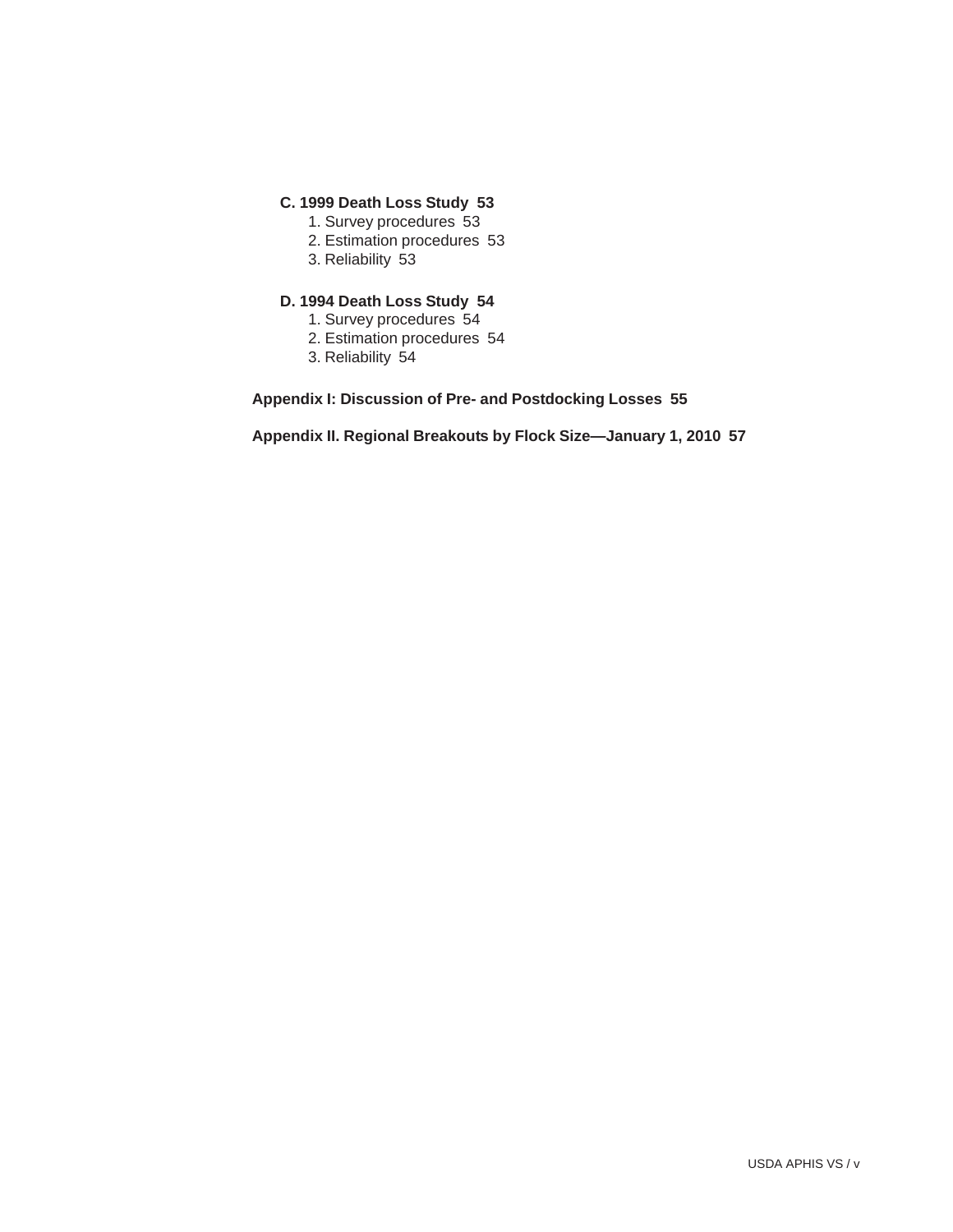**C. 1999 Death Loss Study 53**

1. Survey procedures 53
2. Estimation procedures 53
3. Reliability 53

**D. 1994 Death Loss Study 54**

1. Survey procedures 54
2. Estimation procedures 54
3. Reliability 54

**Appendix I: Discussion of Pre- and Postdocking Losses 55**

**Appendix II. Regional Breakouts by Flock Size—January 1, 2010 57**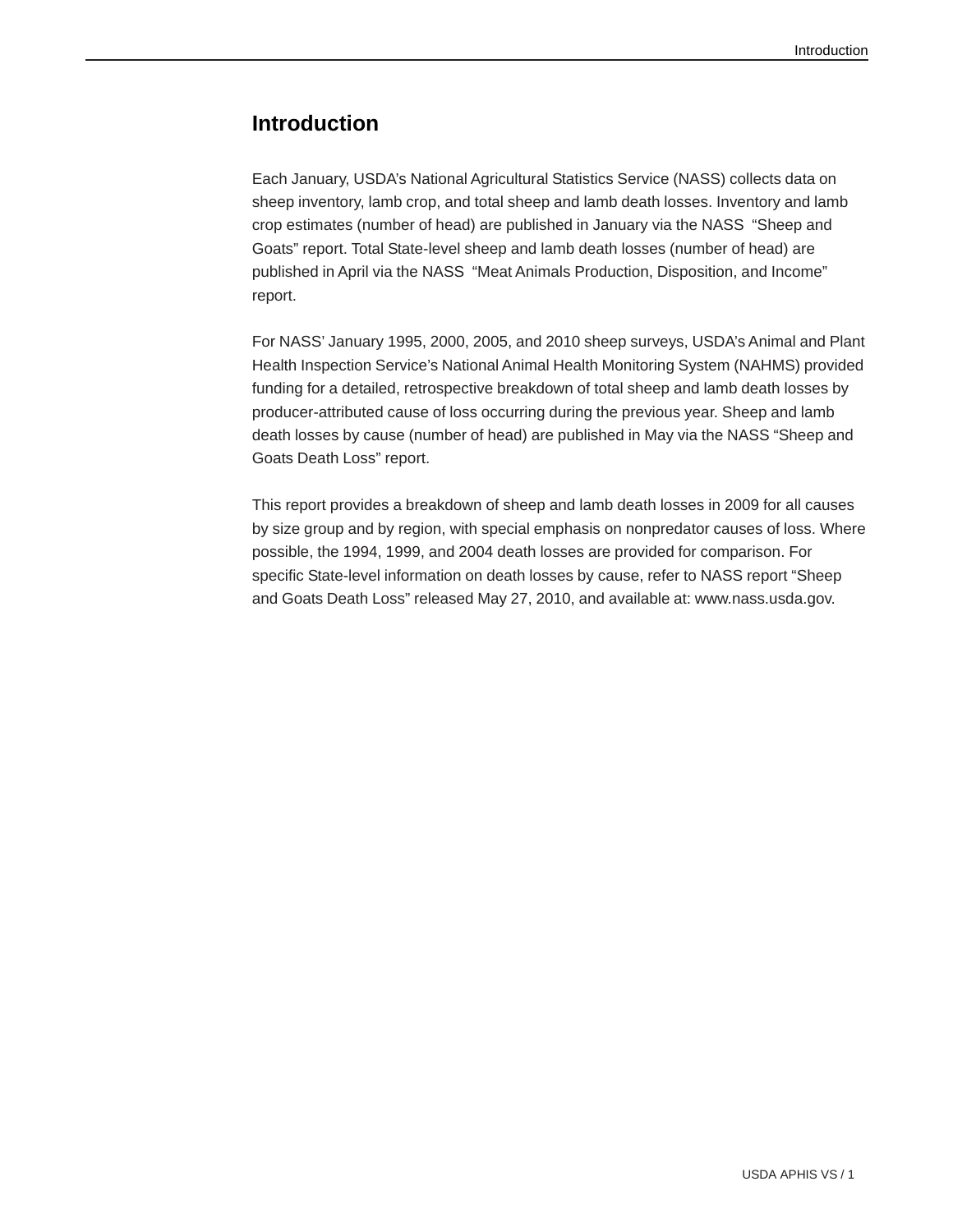# Introduction

Each January, USDA's National Agricultural Statistics Service (NASS) collects data on sheep inventory, lamb crop, and total sheep and lamb death losses. Inventory and lamb crop estimates (number of head) are published in January via the NASS "Sheep and Goats" report. Total State-level sheep and lamb death losses (number of head) are published in April via the NASS "Meat Animals Production, Disposition, and Income" report.

For NASS' January 1995, 2000, 2005, and 2010 sheep surveys, USDA's Animal and Plant Health Inspection Service's National Animal Health Monitoring System (NAHMS) provided funding for a detailed, retrospective breakdown of total sheep and lamb death losses by producer-attributed cause of loss occurring during the previous year. Sheep and lamb death losses by cause (number of head) are published in May via the NASS "Sheep and Goats Death Loss" report.

This report provides a breakdown of sheep and lamb death losses in 2009 for all causes by size group and by region, with special emphasis on nonpredator causes of loss. Where possible, the 1994, 1999, and 2004 death losses are provided for comparison. For specific State-level information on death losses by cause, refer to NASS report "Sheep and Goats Death Loss" released May 27, 2010, and available at: www.nass.usda.gov.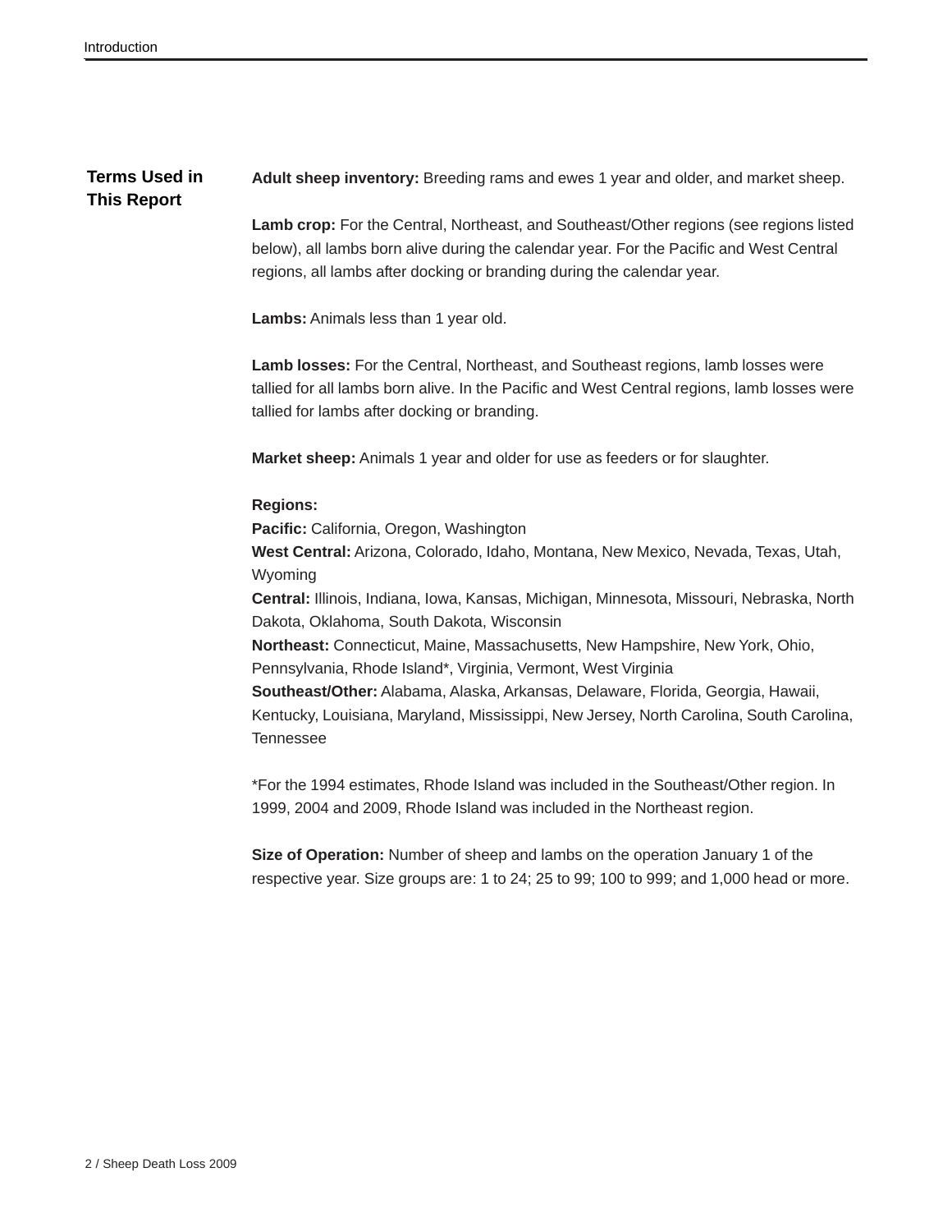## Terms Used in This Report

**Adult sheep inventory:** Breeding rams and ewes 1 year and older, and market sheep.

**Lamb crop:** For the Central, Northeast, and Southeast/Other regions (see regions listed below), all lambs born alive during the calendar year. For the Pacific and West Central regions, all lambs after docking or branding during the calendar year.

**Lambs:** Animals less than 1 year old.

**Lamb losses:** For the Central, Northeast, and Southeast regions, lamb losses were tallied for all lambs born alive. In the Pacific and West Central regions, lamb losses were tallied for lambs after docking or branding.

**Market sheep:** Animals 1 year and older for use as feeders or for slaughter.

**Regions:**
**Pacific:** California, Oregon, Washington
**West Central:** Arizona, Colorado, Idaho, Montana, New Mexico, Nevada, Texas, Utah, Wyoming
**Central:** Illinois, Indiana, Iowa, Kansas, Michigan, Minnesota, Missouri, Nebraska, North Dakota, Oklahoma, South Dakota, Wisconsin
**Northeast:** Connecticut, Maine, Massachusetts, New Hampshire, New York, Ohio, Pennsylvania, Rhode Island*, Virginia, Vermont, West Virginia
**Southeast/Other:** Alabama, Alaska, Arkansas, Delaware, Florida, Georgia, Hawaii, Kentucky, Louisiana, Maryland, Mississippi, New Jersey, North Carolina, South Carolina, Tennessee

*For the 1994 estimates, Rhode Island was included in the Southeast/Other region. In 1999, 2004 and 2009, Rhode Island was included in the Northeast region.

**Size of Operation:** Number of sheep and lambs on the operation January 1 of the respective year. Size groups are: 1 to 24; 25 to 99; 100 to 999; and 1,000 head or more.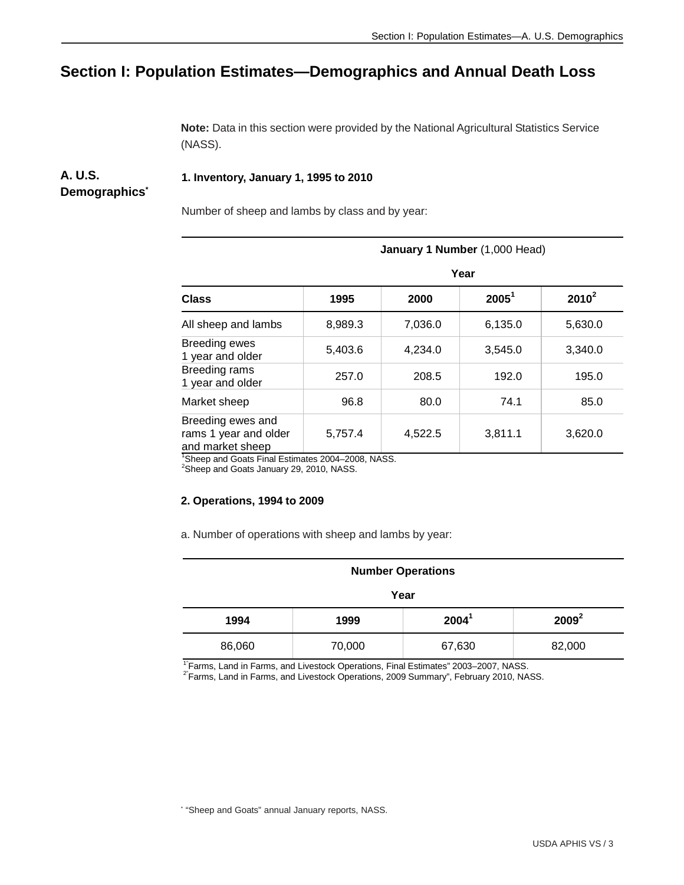# Section I: Population Estimates—Demographics and Annual Death Loss

**Note:** Data in this section were provided by the National Agricultural Statistics Service (NASS).

## A. U.S. Demographics*

### 1. Inventory, January 1, 1995 to 2010

Number of sheep and lambs by class and by year:

| | **January 1 Number** (1,000 Head) | | | |
|---|---|---|---|---|
| | **Year** | | | |
| **Class** | **1995** | **2000** | **2005**[1] | **2010**[2] |
| All sheep and lambs | 8,989.3 | 7,036.0 | 6,135.0 | 5,630.0 |
| Breeding ewes 1 year and older | 5,403.6 | 4,234.0 | 3,545.0 | 3,340.0 |
| Breeding rams 1 year and older | 257.0 | 208.5 | 192.0 | 195.0 |
| Market sheep | 96.8 | 80.0 | 74.1 | 85.0 |
| Breeding ewes and rams 1 year and older and market sheep | 5,757.4 | 4,522.5 | 3,811.1 | 3,620.0 |

[1]Sheep and Goats Final Estimates 2004–2008, NASS.
[2]Sheep and Goats January 29, 2010, NASS.

### 2. Operations, 1994 to 2009

a. Number of operations with sheep and lambs by year:

| **Number Operations** | | | |
|---|---|---|---|
| **Year** | | | |
| **1994** | **1999** | **2004**[1] | **2009**[2] |
| 86,060 | 70,000 | 67,630 | 82,000 |

[1]"Farms, Land in Farms, and Livestock Operations, Final Estimates" 2003–2007, NASS.
[2]"Farms, Land in Farms, and Livestock Operations, 2009 Summary", February 2010, NASS.

* "Sheep and Goats" annual January reports, NASS.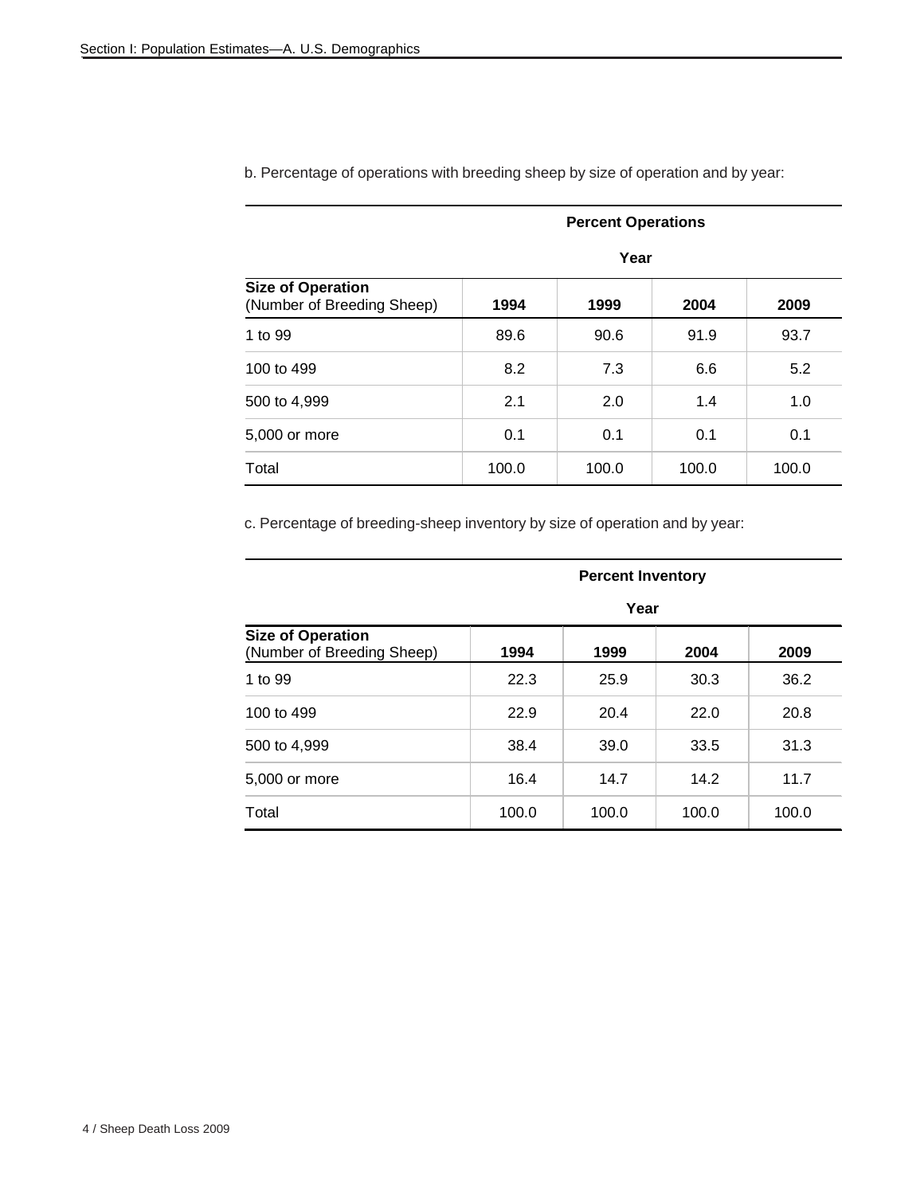b. Percentage of operations with breeding sheep by size of operation and by year:

| | Percent Operations | | | |
|---|---|---|---|---|
| | Year | | | |
| **Size of Operation** (Number of Breeding Sheep) | **1994** | **1999** | **2004** | **2009** |
| 1 to 99 | 89.6 | 90.6 | 91.9 | 93.7 |
| 100 to 499 | 8.2 | 7.3 | 6.6 | 5.2 |
| 500 to 4,999 | 2.1 | 2.0 | 1.4 | 1.0 |
| 5,000 or more | 0.1 | 0.1 | 0.1 | 0.1 |
| Total | 100.0 | 100.0 | 100.0 | 100.0 |

c. Percentage of breeding-sheep inventory by size of operation and by year:

| | Percent Inventory | | | |
|---|---|---|---|---|
| | Year | | | |
| **Size of Operation** (Number of Breeding Sheep) | **1994** | **1999** | **2004** | **2009** |
| 1 to 99 | 22.3 | 25.9 | 30.3 | 36.2 |
| 100 to 499 | 22.9 | 20.4 | 22.0 | 20.8 |
| 500 to 4,999 | 38.4 | 39.0 | 33.5 | 31.3 |
| 5,000 or more | 16.4 | 14.7 | 14.2 | 11.7 |
| Total | 100.0 | 100.0 | 100.0 | 100.0 |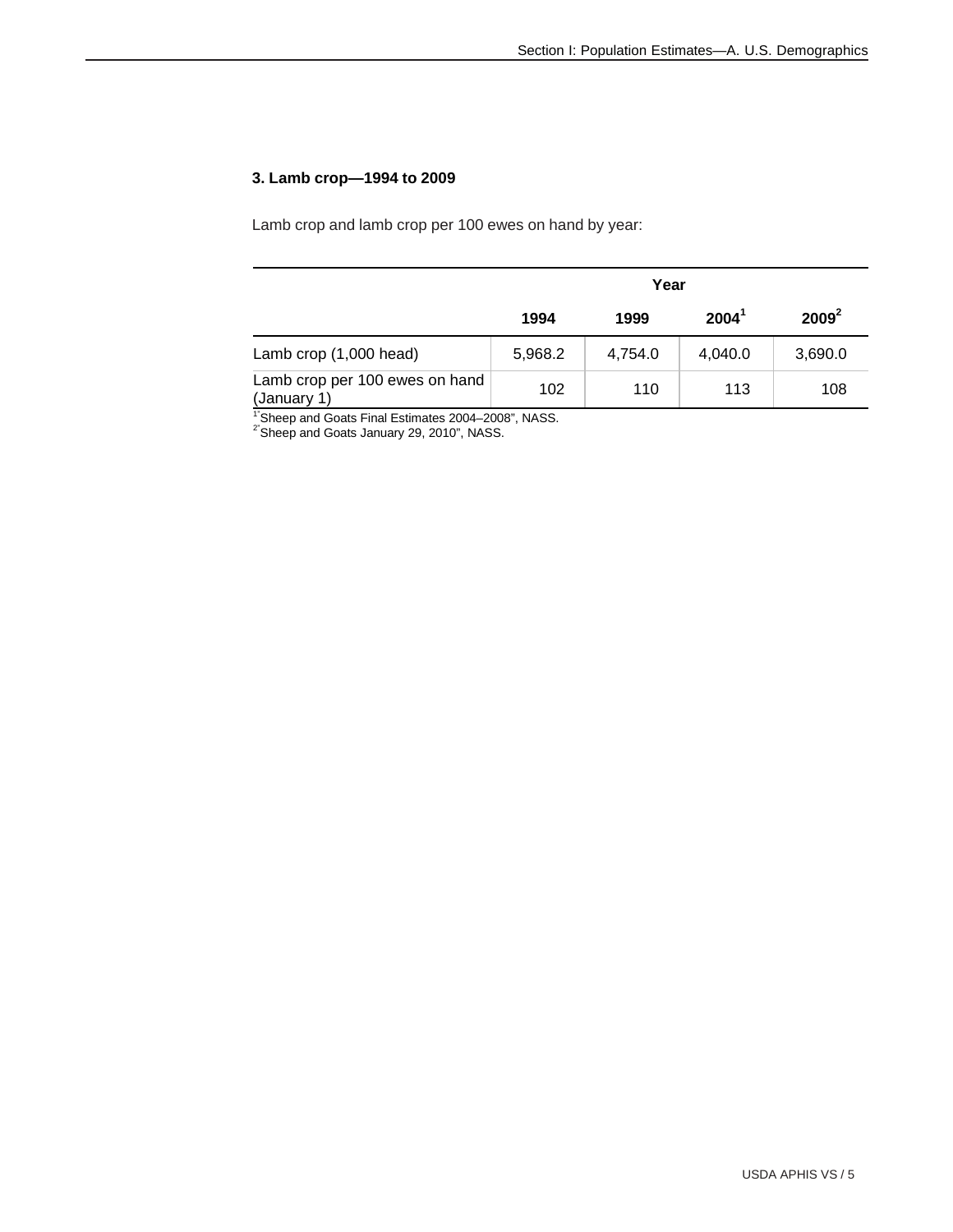### 3. Lamb crop—1994 to 2009

Lamb crop and lamb crop per 100 ewes on hand by year:

| | Year | | | |
|---|---|---|---|---|
| | 1994 | 1999 | 2004[1] | 2009[2] |
| Lamb crop (1,000 head) | 5,968.2 | 4,754.0 | 4,040.0 | 3,690.0 |
| Lamb crop per 100 ewes on hand (January 1) | 102 | 110 | 113 | 108 |

[1]"Sheep and Goats Final Estimates 2004–2008", NASS.
[2]"Sheep and Goats January 29, 2010", NASS.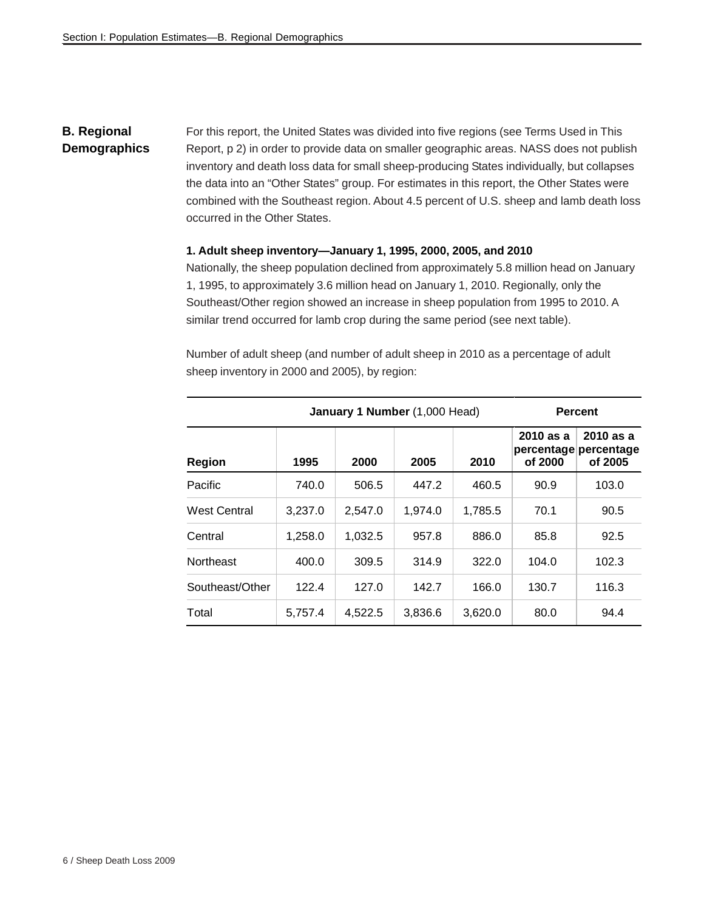## B. Regional Demographics

For this report, the United States was divided into five regions (see Terms Used in This Report, p 2) in order to provide data on smaller geographic areas. NASS does not publish inventory and death loss data for small sheep-producing States individually, but collapses the data into an "Other States" group. For estimates in this report, the Other States were combined with the Southeast region. About 4.5 percent of U.S. sheep and lamb death loss occurred in the Other States.

### 1. Adult sheep inventory—January 1, 1995, 2000, 2005, and 2010

Nationally, the sheep population declined from approximately 5.8 million head on January 1, 1995, to approximately 3.6 million head on January 1, 2010. Regionally, only the Southeast/Other region showed an increase in sheep population from 1995 to 2010. A similar trend occurred for lamb crop during the same period (see next table).

Number of adult sheep (and number of adult sheep in 2010 as a percentage of adult sheep inventory in 2000 and 2005), by region:

| | **January 1 Number** (1,000 Head) | | | | **Percent** | |
|---|---|---|---|---|---|---|
| **Region** | **1995** | **2000** | **2005** | **2010** | **2010 as a percentage of 2000** | **2010 as a percentage of 2005** |
| Pacific | 740.0 | 506.5 | 447.2 | 460.5 | 90.9 | 103.0 |
| West Central | 3,237.0 | 2,547.0 | 1,974.0 | 1,785.5 | 70.1 | 90.5 |
| Central | 1,258.0 | 1,032.5 | 957.8 | 886.0 | 85.8 | 92.5 |
| Northeast | 400.0 | 309.5 | 314.9 | 322.0 | 104.0 | 102.3 |
| Southeast/Other | 122.4 | 127.0 | 142.7 | 166.0 | 130.7 | 116.3 |
| Total | 5,757.4 | 4,522.5 | 3,836.6 | 3,620.0 | 80.0 | 94.4 |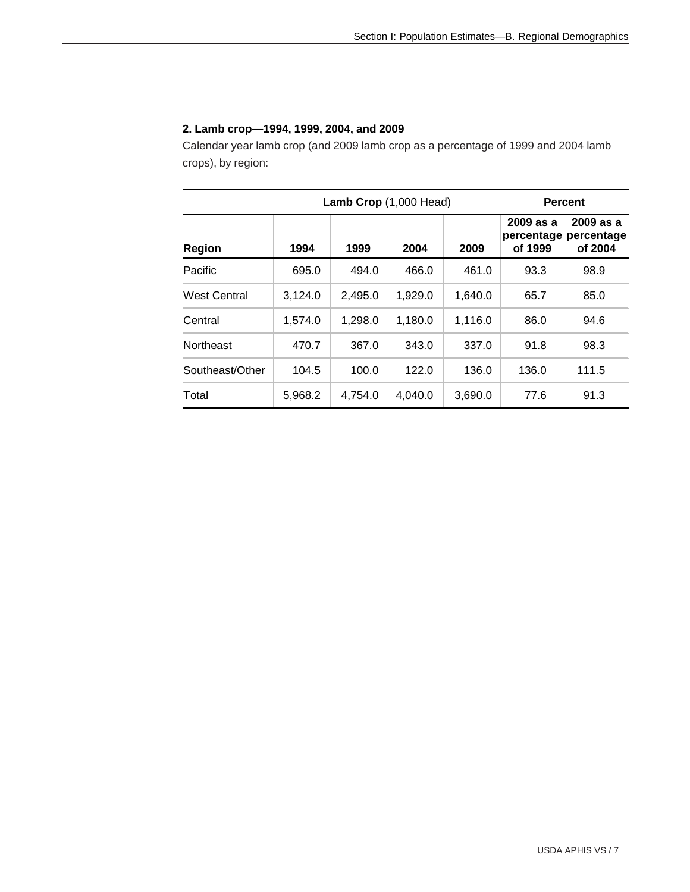**2. Lamb crop—1994, 1999, 2004, and 2009**

Calendar year lamb crop (and 2009 lamb crop as a percentage of 1999 and 2004 lamb crops), by region:

| | **Lamb Crop** (1,000 Head) | | | | **Percent** | |
|---|---|---|---|---|---|---|
| **Region** | **1994** | **1999** | **2004** | **2009** | **2009 as a percentage of 1999** | **2009 as a percentage of 2004** |
| Pacific | 695.0 | 494.0 | 466.0 | 461.0 | 93.3 | 98.9 |
| West Central | 3,124.0 | 2,495.0 | 1,929.0 | 1,640.0 | 65.7 | 85.0 |
| Central | 1,574.0 | 1,298.0 | 1,180.0 | 1,116.0 | 86.0 | 94.6 |
| Northeast | 470.7 | 367.0 | 343.0 | 337.0 | 91.8 | 98.3 |
| Southeast/Other | 104.5 | 100.0 | 122.0 | 136.0 | 136.0 | 111.5 |
| Total | 5,968.2 | 4,754.0 | 4,040.0 | 3,690.0 | 77.6 | 91.3 |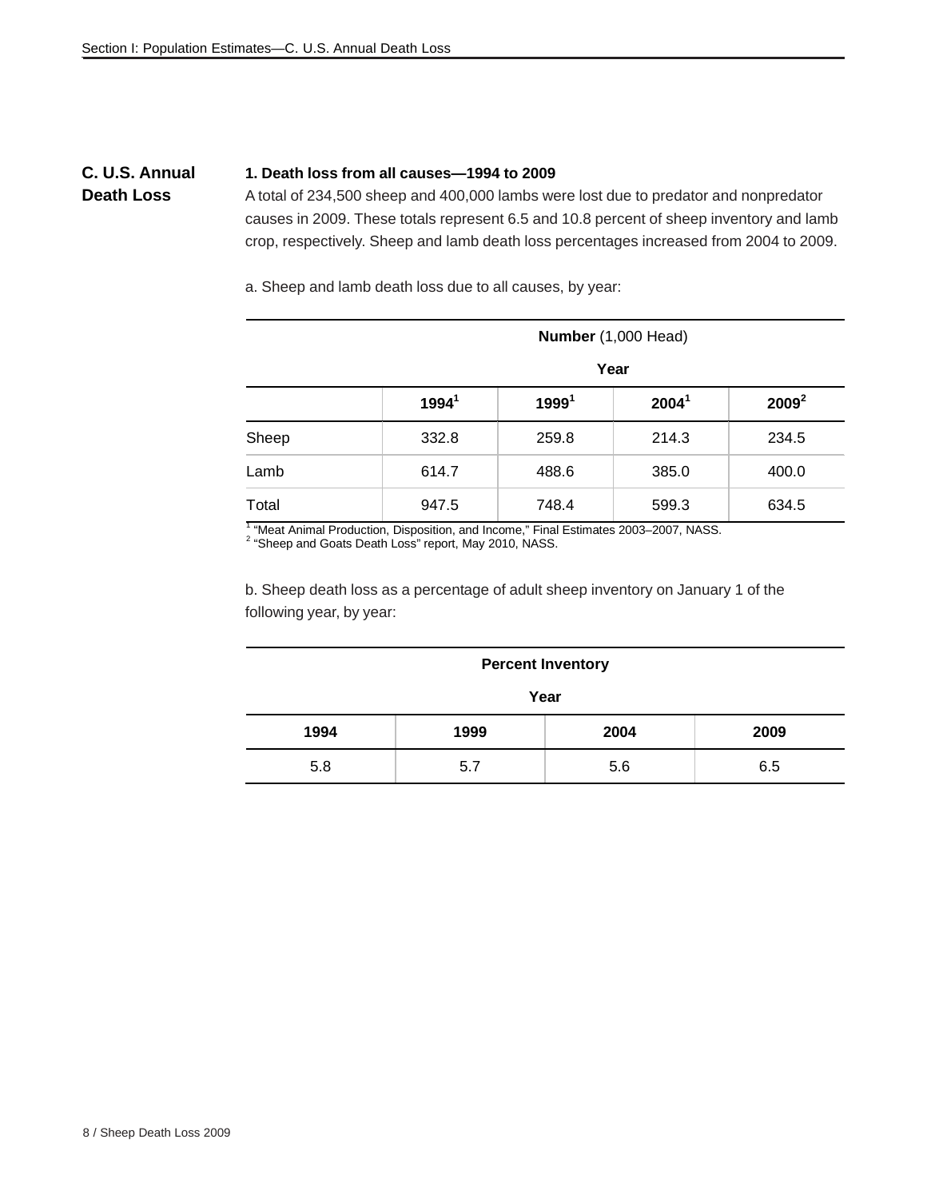## C. U.S. Annual Death Loss

### 1. Death loss from all causes—1994 to 2009

A total of 234,500 sheep and 400,000 lambs were lost due to predator and nonpredator causes in 2009. These totals represent 6.5 and 10.8 percent of sheep inventory and lamb crop, respectively. Sheep and lamb death loss percentages increased from 2004 to 2009.

a. Sheep and lamb death loss due to all causes, by year:

| | **Number** (1,000 Head) | | | |
|---|---|---|---|---|
| | **Year** | | | |
| | **1994**[1] | **1999**[1] | **2004**[1] | **2009**[2] |
| Sheep | 332.8 | 259.8 | 214.3 | 234.5 |
| Lamb | 614.7 | 488.6 | 385.0 | 400.0 |
| Total | 947.5 | 748.4 | 599.3 | 634.5 |

[1] "Meat Animal Production, Disposition, and Income," Final Estimates 2003–2007, NASS.
[2] "Sheep and Goats Death Loss" report, May 2010, NASS.

b. Sheep death loss as a percentage of adult sheep inventory on January 1 of the following year, by year:

| **Percent Inventory** | | | |
|---|---|---|---|
| **Year** | | | |
| **1994** | **1999** | **2004** | **2009** |
| 5.8 | 5.7 | 5.6 | 6.5 |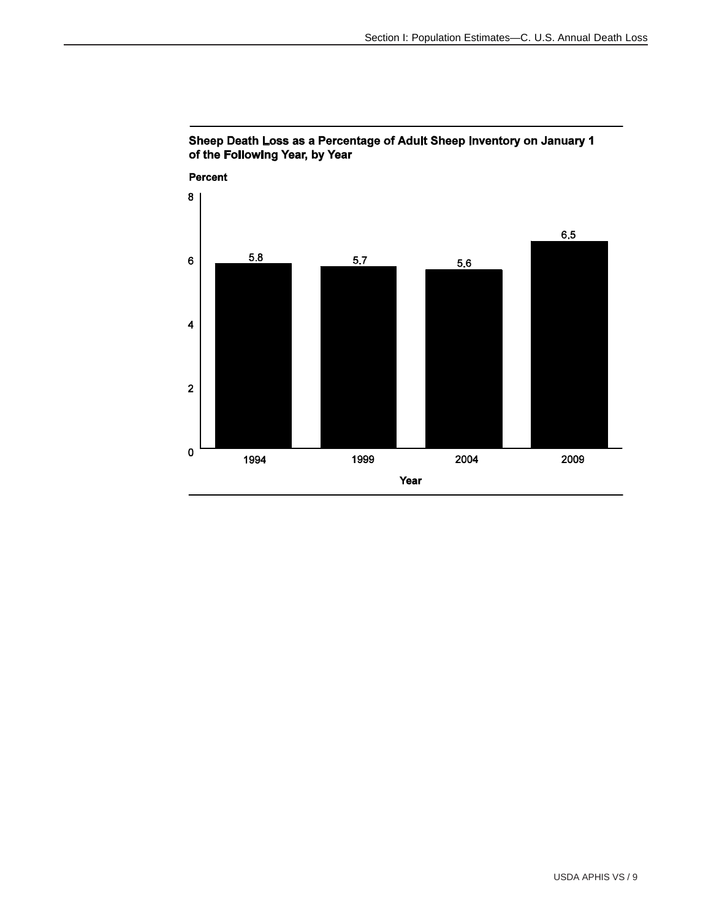**Sheep Death Loss as a Percentage of Adult Sheep Inventory on January 1 of the Following Year, by Year**

| Year | Percent |
|---|---|
| 1994 | 5.8 |
| 1999 | 5.7 |
| 2004 | 5.6 |
| 2009 | 6.5 |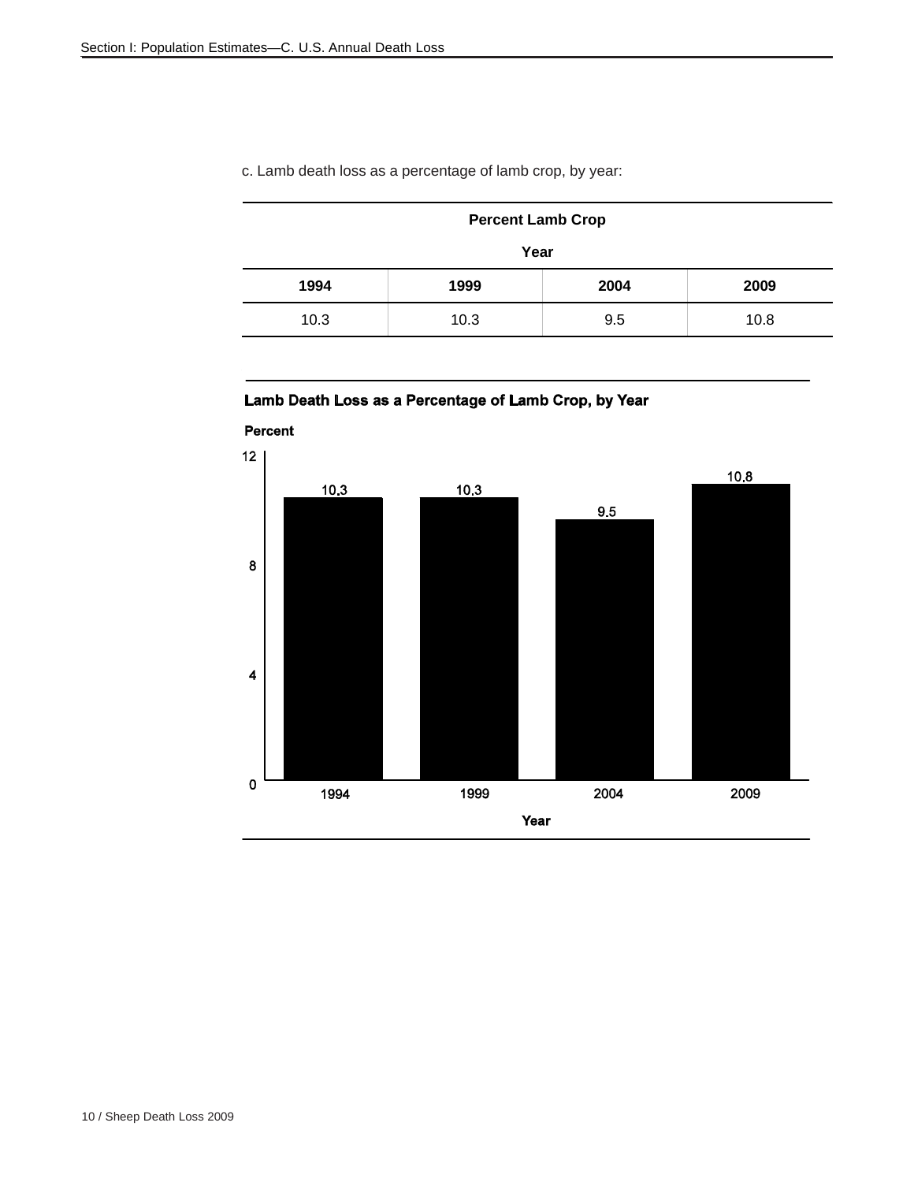c. Lamb death loss as a percentage of lamb crop, by year:

| Percent Lamb Crop | | | |
|---|---|---|---|
| Year | | | |
| 1994 | 1999 | 2004 | 2009 |
| 10.3 | 10.3 | 9.5 | 10.8 |

**Lamb Death Loss as a Percentage of Lamb Crop, by Year**

**Percent**

| Year | Percent |
|---|---|
| 1994 | 10.3 |
| 1999 | 10.3 |
| 2004 | 9.5 |
| 2009 | 10.8 |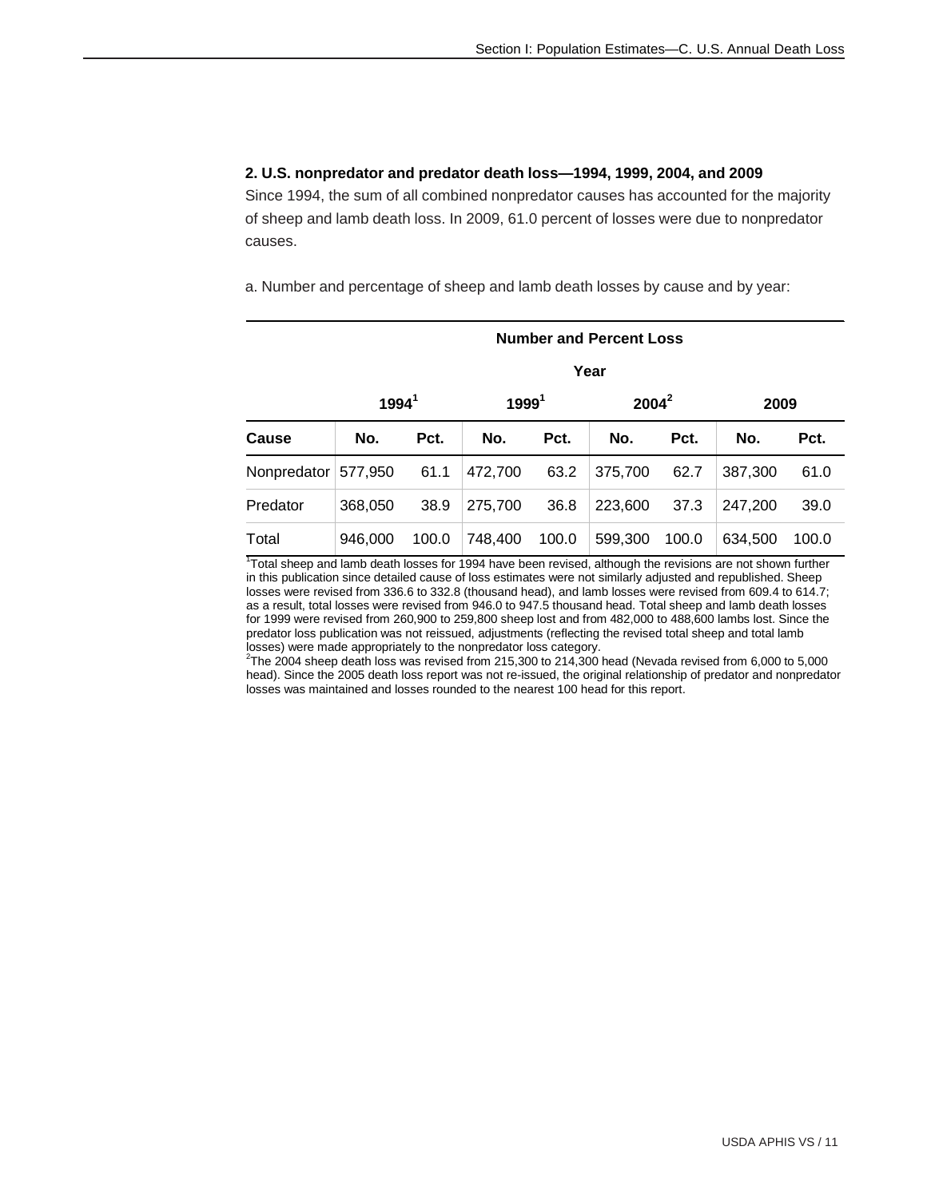**2. U.S. nonpredator and predator death loss—1994, 1999, 2004, and 2009**

Since 1994, the sum of all combined nonpredator causes has accounted for the majority of sheep and lamb death loss. In 2009, 61.0 percent of losses were due to nonpredator causes.

a. Number and percentage of sheep and lamb death losses by cause and by year:

| | Number and Percent Loss | | | | | | | |
|---|---|---|---|---|---|---|---|---|
| | Year | | | | | | | |
| | 1994[1] | | 1999[1] | | 2004[2] | | 2009 | |
| Cause | No. | Pct. | No. | Pct. | No. | Pct. | No. | Pct. |
| Nonpredator | 577,950 | 61.1 | 472,700 | 63.2 | 375,700 | 62.7 | 387,300 | 61.0 |
| Predator | 368,050 | 38.9 | 275,700 | 36.8 | 223,600 | 37.3 | 247,200 | 39.0 |
| Total | 946,000 | 100.0 | 748,400 | 100.0 | 599,300 | 100.0 | 634,500 | 100.0 |

[1]Total sheep and lamb death losses for 1994 have been revised, although the revisions are not shown further in this publication since detailed cause of loss estimates were not similarly adjusted and republished. Sheep losses were revised from 336.6 to 332.8 (thousand head), and lamb losses were revised from 609.4 to 614.7; as a result, total losses were revised from 946.0 to 947.5 thousand head. Total sheep and lamb death losses for 1999 were revised from 260,900 to 259,800 sheep lost and from 482,000 to 488,600 lambs lost. Since the predator loss publication was not reissued, adjustments (reflecting the revised total sheep and total lamb losses) were made appropriately to the nonpredator loss category.

[2]The 2004 sheep death loss was revised from 215,300 to 214,300 head (Nevada revised from 6,000 to 5,000 head). Since the 2005 death loss report was not re-issued, the original relationship of predator and nonpredator losses was maintained and losses rounded to the nearest 100 head for this report.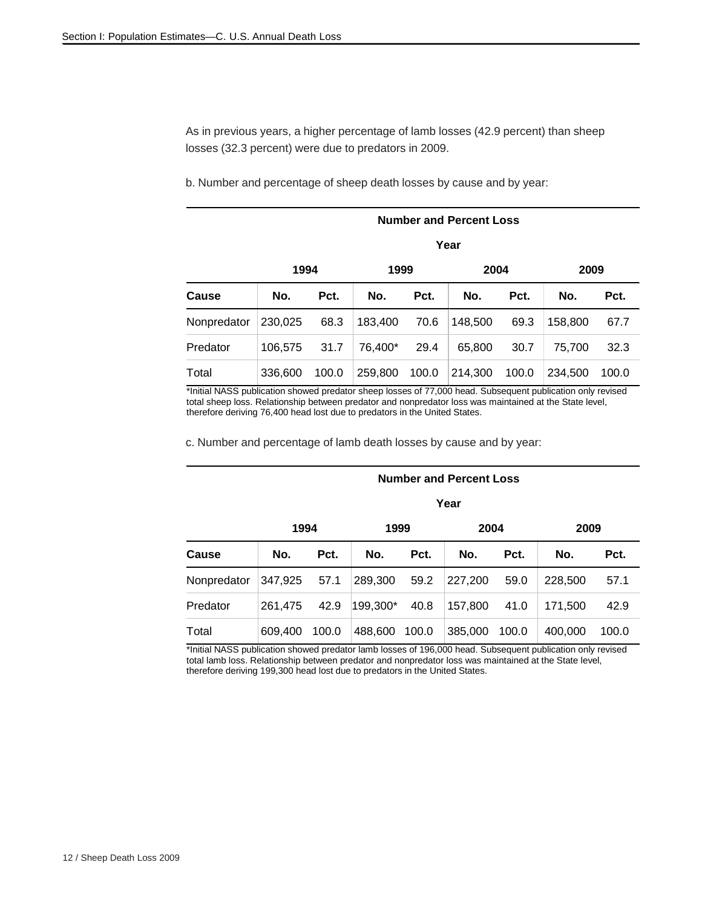As in previous years, a higher percentage of lamb losses (42.9 percent) than sheep losses (32.3 percent) were due to predators in 2009.

b. Number and percentage of sheep death losses by cause and by year:

| | Number and Percent Loss | | | | | | | |
|---|---|---|---|---|---|---|---|---|
| | Year | | | | | | | |
| | 1994 | | 1999 | | 2004 | | 2009 | |
| Cause | No. | Pct. | No. | Pct. | No. | Pct. | No. | Pct. |
| Nonpredator | 230,025 | 68.3 | 183,400 | 70.6 | 148,500 | 69.3 | 158,800 | 67.7 |
| Predator | 106,575 | 31.7 | 76,400* | 29.4 | 65,800 | 30.7 | 75,700 | 32.3 |
| Total | 336,600 | 100.0 | 259,800 | 100.0 | 214,300 | 100.0 | 234,500 | 100.0 |

*Initial NASS publication showed predator sheep losses of 77,000 head. Subsequent publication only revised total sheep loss. Relationship between predator and nonpredator loss was maintained at the State level, therefore deriving 76,400 head lost due to predators in the United States.

c. Number and percentage of lamb death losses by cause and by year:

| | Number and Percent Loss | | | | | | | |
|---|---|---|---|---|---|---|---|---|
| | Year | | | | | | | |
| | 1994 | | 1999 | | 2004 | | 2009 | |
| Cause | No. | Pct. | No. | Pct. | No. | Pct. | No. | Pct. |
| Nonpredator | 347,925 | 57.1 | 289,300 | 59.2 | 227,200 | 59.0 | 228,500 | 57.1 |
| Predator | 261,475 | 42.9 | 199,300* | 40.8 | 157,800 | 41.0 | 171,500 | 42.9 |
| Total | 609,400 | 100.0 | 488,600 | 100.0 | 385,000 | 100.0 | 400,000 | 100.0 |

*Initial NASS publication showed predator lamb losses of 196,000 head. Subsequent publication only revised total lamb loss. Relationship between predator and nonpredator loss was maintained at the State level, therefore deriving 199,300 head lost due to predators in the United States.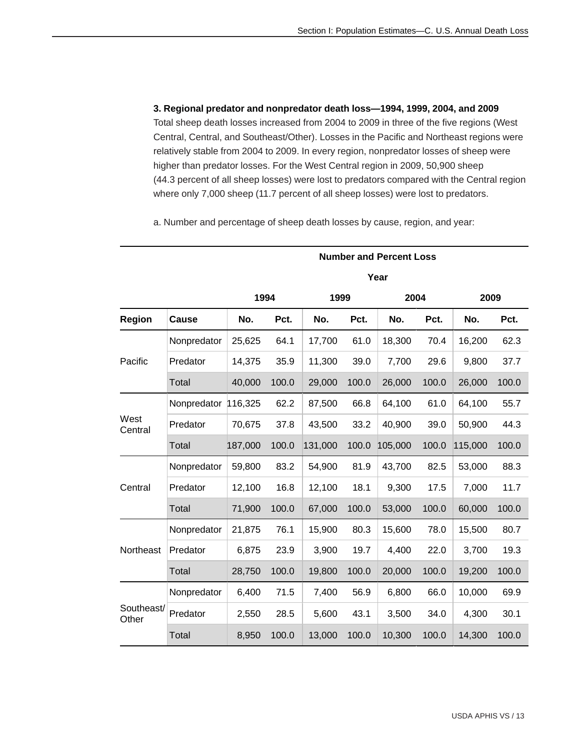### 3. Regional predator and nonpredator death loss—1994, 1999, 2004, and 2009

Total sheep death losses increased from 2004 to 2009 in three of the five regions (West Central, Central, and Southeast/Other). Losses in the Pacific and Northeast regions were relatively stable from 2004 to 2009. In every region, nonpredator losses of sheep were higher than predator losses. For the West Central region in 2009, 50,900 sheep (44.3 percent of all sheep losses) were lost to predators compared with the Central region where only 7,000 sheep (11.7 percent of all sheep losses) were lost to predators.

a. Number and percentage of sheep death losses by cause, region, and year:

| | | **Number and Percent Loss** | | | | | | | |
|---|---|---|---|---|---|---|---|---|---|
| | | **Year** | | | | | | | |
| | | **1994** | | **1999** | | **2004** | | **2009** | |
| **Region** | **Cause** | **No.** | **Pct.** | **No.** | **Pct.** | **No.** | **Pct.** | **No.** | **Pct.** |
| Pacific | Nonpredator | 25,625 | 64.1 | 17,700 | 61.0 | 18,300 | 70.4 | 16,200 | 62.3 |
| | Predator | 14,375 | 35.9 | 11,300 | 39.0 | 7,700 | 29.6 | 9,800 | 37.7 |
| | Total | 40,000 | 100.0 | 29,000 | 100.0 | 26,000 | 100.0 | 26,000 | 100.0 |
| West Central | Nonpredator | 116,325 | 62.2 | 87,500 | 66.8 | 64,100 | 61.0 | 64,100 | 55.7 |
| | Predator | 70,675 | 37.8 | 43,500 | 33.2 | 40,900 | 39.0 | 50,900 | 44.3 |
| | Total | 187,000 | 100.0 | 131,000 | 100.0 | 105,000 | 100.0 | 115,000 | 100.0 |
| Central | Nonpredator | 59,800 | 83.2 | 54,900 | 81.9 | 43,700 | 82.5 | 53,000 | 88.3 |
| | Predator | 12,100 | 16.8 | 12,100 | 18.1 | 9,300 | 17.5 | 7,000 | 11.7 |
| | Total | 71,900 | 100.0 | 67,000 | 100.0 | 53,000 | 100.0 | 60,000 | 100.0 |
| Northeast | Nonpredator | 21,875 | 76.1 | 15,900 | 80.3 | 15,600 | 78.0 | 15,500 | 80.7 |
| | Predator | 6,875 | 23.9 | 3,900 | 19.7 | 4,400 | 22.0 | 3,700 | 19.3 |
| | Total | 28,750 | 100.0 | 19,800 | 100.0 | 20,000 | 100.0 | 19,200 | 100.0 |
| Southeast/ Other | Nonpredator | 6,400 | 71.5 | 7,400 | 56.9 | 6,800 | 66.0 | 10,000 | 69.9 |
| | Predator | 2,550 | 28.5 | 5,600 | 43.1 | 3,500 | 34.0 | 4,300 | 30.1 |
| | Total | 8,950 | 100.0 | 13,000 | 100.0 | 10,300 | 100.0 | 14,300 | 100.0 |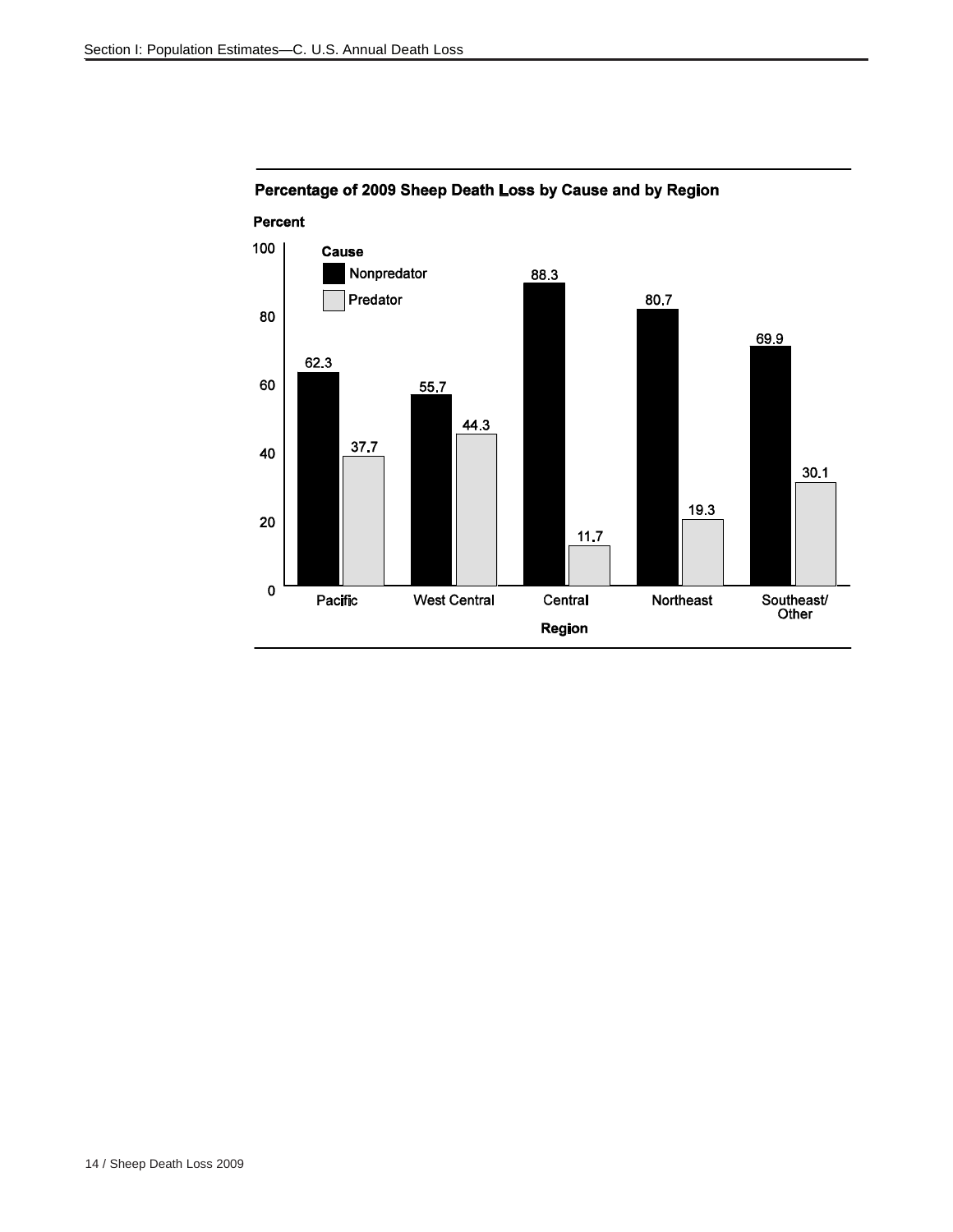**Percentage of 2009 Sheep Death Loss by Cause and by Region**

| Region | Nonpredator (Percent) | Predator (Percent) |
|---|---|---|
| Pacific | 62.3 | 37.7 |
| West Central | 55.7 | 44.3 |
| Central | 88.3 | 11.7 |
| Northeast | 80.7 | 19.3 |
| Southeast/Other | 69.9 | 30.1 |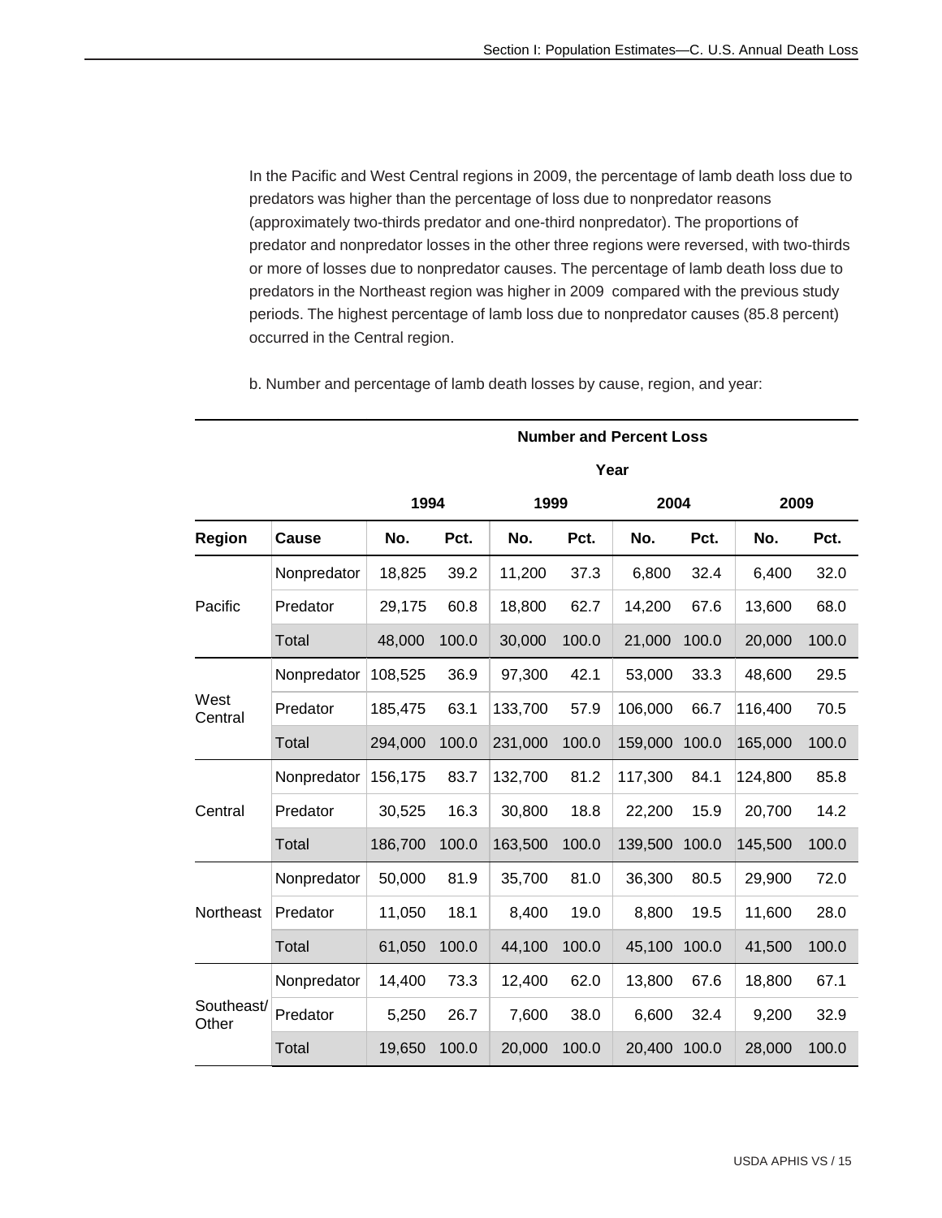In the Pacific and West Central regions in 2009, the percentage of lamb death loss due to predators was higher than the percentage of loss due to nonpredator reasons (approximately two-thirds predator and one-third nonpredator). The proportions of predator and nonpredator losses in the other three regions were reversed, with two-thirds or more of losses due to nonpredator causes. The percentage of lamb death loss due to predators in the Northeast region was higher in 2009 compared with the previous study periods. The highest percentage of lamb loss due to nonpredator causes (85.8 percent) occurred in the Central region.

b. Number and percentage of lamb death losses by cause, region, and year:

| | | Number and Percent Loss | | | | | | | |
|---|---|---|---|---|---|---|---|---|---|
| | | Year | | | | | | | |
| | | 1994 | | 1999 | | 2004 | | 2009 | |
| Region | Cause | No. | Pct. | No. | Pct. | No. | Pct. | No. | Pct. |
| Pacific | Nonpredator | 18,825 | 39.2 | 11,200 | 37.3 | 6,800 | 32.4 | 6,400 | 32.0 |
| | Predator | 29,175 | 60.8 | 18,800 | 62.7 | 14,200 | 67.6 | 13,600 | 68.0 |
| | Total | 48,000 | 100.0 | 30,000 | 100.0 | 21,000 | 100.0 | 20,000 | 100.0 |
| West Central | Nonpredator | 108,525 | 36.9 | 97,300 | 42.1 | 53,000 | 33.3 | 48,600 | 29.5 |
| | Predator | 185,475 | 63.1 | 133,700 | 57.9 | 106,000 | 66.7 | 116,400 | 70.5 |
| | Total | 294,000 | 100.0 | 231,000 | 100.0 | 159,000 | 100.0 | 165,000 | 100.0 |
| Central | Nonpredator | 156,175 | 83.7 | 132,700 | 81.2 | 117,300 | 84.1 | 124,800 | 85.8 |
| | Predator | 30,525 | 16.3 | 30,800 | 18.8 | 22,200 | 15.9 | 20,700 | 14.2 |
| | Total | 186,700 | 100.0 | 163,500 | 100.0 | 139,500 | 100.0 | 145,500 | 100.0 |
| Northeast | Nonpredator | 50,000 | 81.9 | 35,700 | 81.0 | 36,300 | 80.5 | 29,900 | 72.0 |
| | Predator | 11,050 | 18.1 | 8,400 | 19.0 | 8,800 | 19.5 | 11,600 | 28.0 |
| | Total | 61,050 | 100.0 | 44,100 | 100.0 | 45,100 | 100.0 | 41,500 | 100.0 |
| Southeast/ Other | Nonpredator | 14,400 | 73.3 | 12,400 | 62.0 | 13,800 | 67.6 | 18,800 | 67.1 |
| | Predator | 5,250 | 26.7 | 7,600 | 38.0 | 6,600 | 32.4 | 9,200 | 32.9 |
| | Total | 19,650 | 100.0 | 20,000 | 100.0 | 20,400 | 100.0 | 28,000 | 100.0 |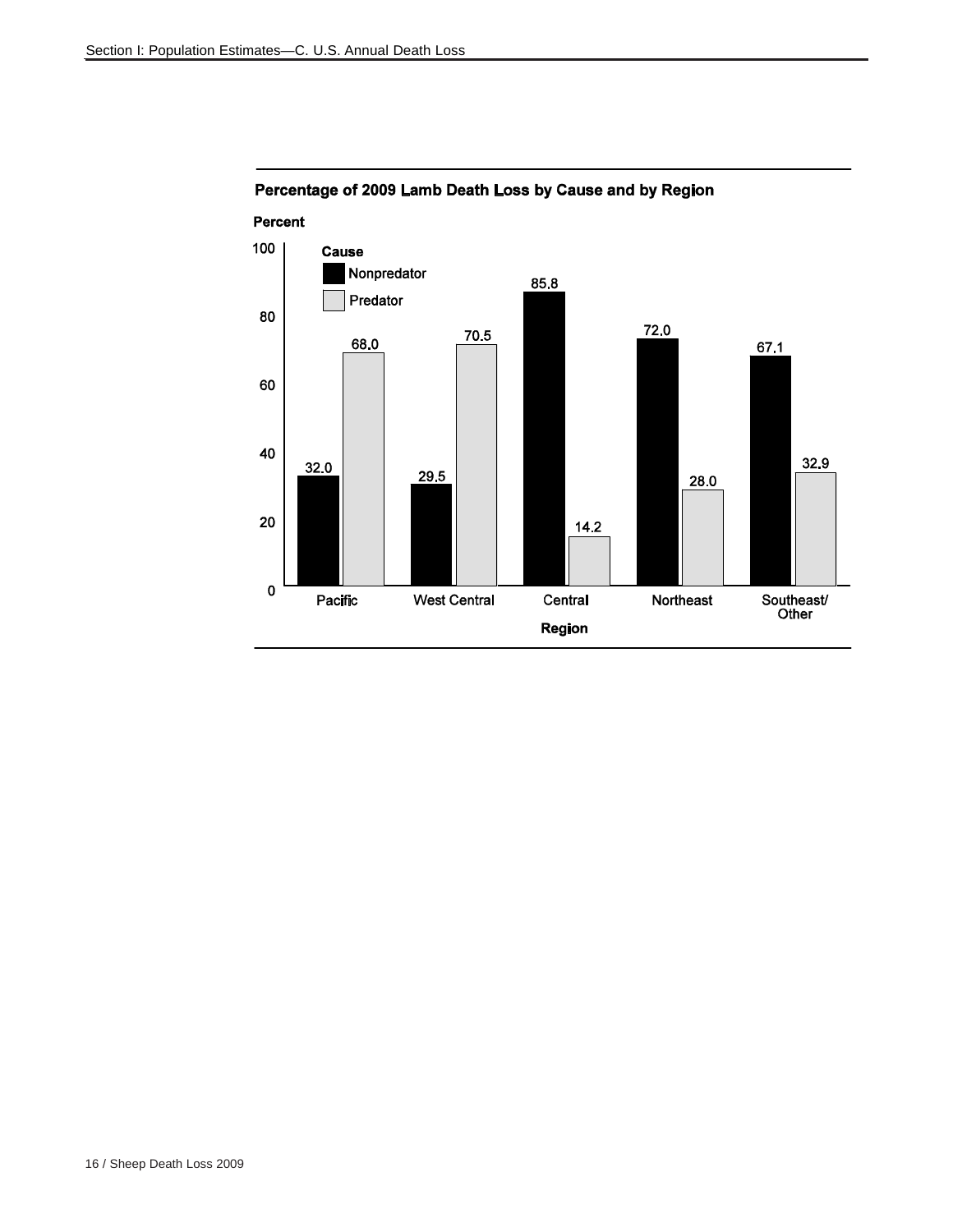**Percentage of 2009 Lamb Death Loss by Cause and by Region**

| Region | Nonpredator | Predator |
|---|---|---|
| Pacific | 32.0 | 68.0 |
| West Central | 29.5 | 70.5 |
| Central | 85.8 | 14.2 |
| Northeast | 72.0 | 28.0 |
| Southeast/ Other | 67.1 | 32.9 |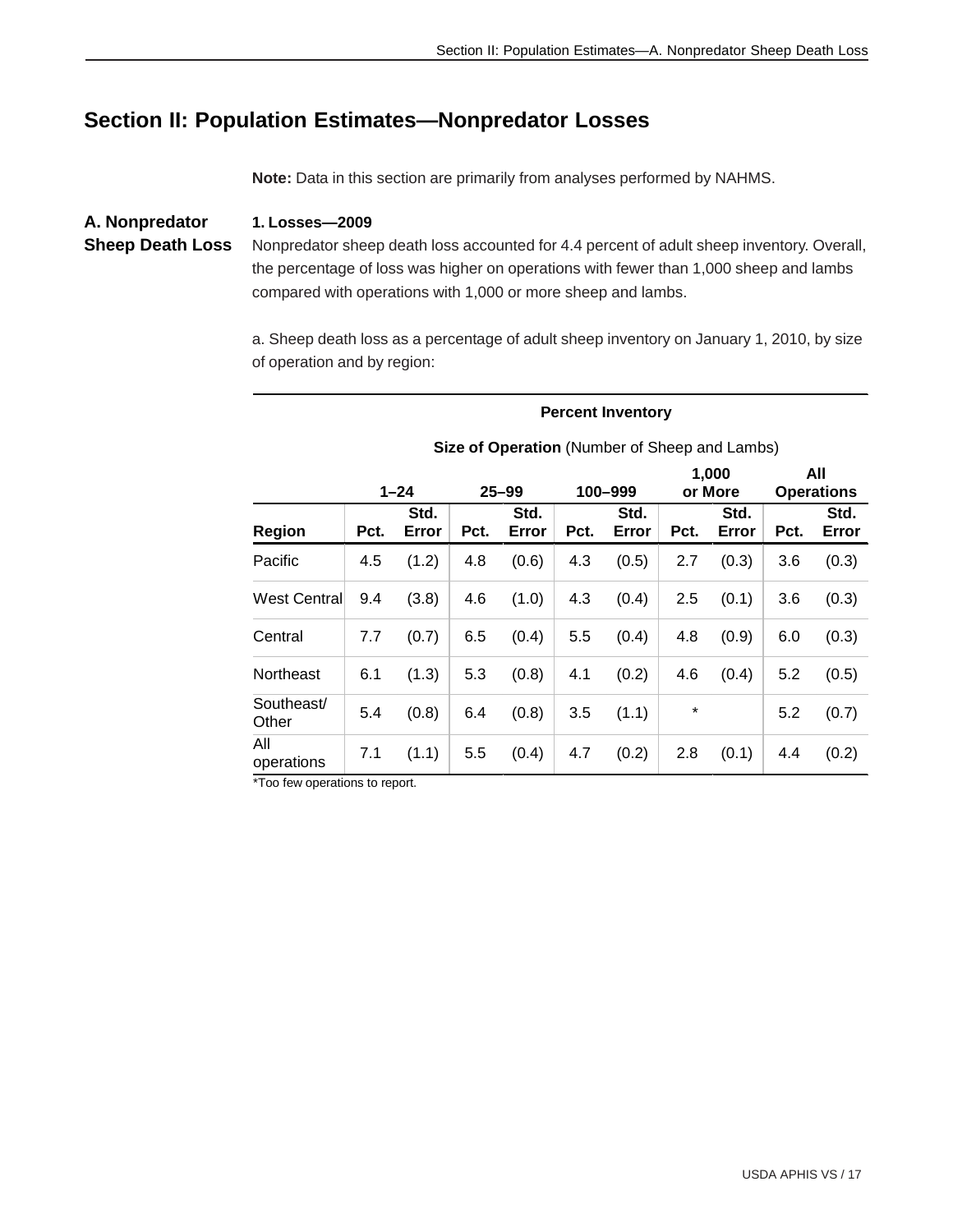# Section II: Population Estimates—Nonpredator Losses

**Note:** Data in this section are primarily from analyses performed by NAHMS.

## A. Nonpredator Sheep Death Loss

### 1. Losses—2009

Nonpredator sheep death loss accounted for 4.4 percent of adult sheep inventory. Overall, the percentage of loss was higher on operations with fewer than 1,000 sheep and lambs compared with operations with 1,000 or more sheep and lambs.

a. Sheep death loss as a percentage of adult sheep inventory on January 1, 2010, by size of operation and by region:

| | **Percent Inventory** | | | | | | | | | |
|---|---|---|---|---|---|---|---|---|---|---|
| | **Size of Operation** (Number of Sheep and Lambs) | | | | | | | | | |
| | **1–24** | | **25–99** | | **100–999** | | **1,000 or More** | | **All Operations** | |
| **Region** | **Pct.** | **Std. Error** | **Pct.** | **Std. Error** | **Pct.** | **Std. Error** | **Pct.** | **Std. Error** | **Pct.** | **Std. Error** |
| Pacific | 4.5 | (1.2) | 4.8 | (0.6) | 4.3 | (0.5) | 2.7 | (0.3) | 3.6 | (0.3) |
| West Central | 9.4 | (3.8) | 4.6 | (1.0) | 4.3 | (0.4) | 2.5 | (0.1) | 3.6 | (0.3) |
| Central | 7.7 | (0.7) | 6.5 | (0.4) | 5.5 | (0.4) | 4.8 | (0.9) | 6.0 | (0.3) |
| Northeast | 6.1 | (1.3) | 5.3 | (0.8) | 4.1 | (0.2) | 4.6 | (0.4) | 5.2 | (0.5) |
| Southeast/ Other | 5.4 | (0.8) | 6.4 | (0.8) | 3.5 | (1.1) | * | | 5.2 | (0.7) |
| All operations | 7.1 | (1.1) | 5.5 | (0.4) | 4.7 | (0.2) | 2.8 | (0.1) | 4.4 | (0.2) |

*Too few operations to report.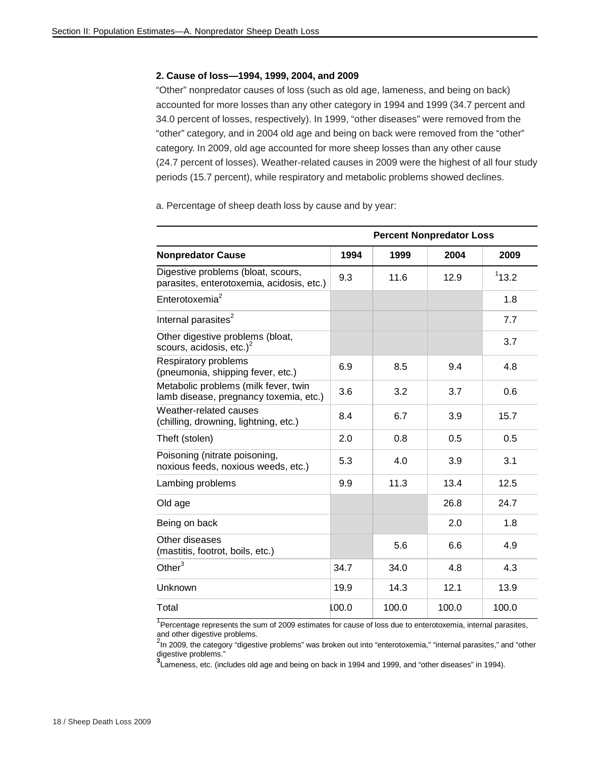### 2. Cause of loss—1994, 1999, 2004, and 2009

"Other" nonpredator causes of loss (such as old age, lameness, and being on back) accounted for more losses than any other category in 1994 and 1999 (34.7 percent and 34.0 percent of losses, respectively). In 1999, "other diseases" were removed from the "other" category, and in 2004 old age and being on back were removed from the "other" category. In 2009, old age accounted for more sheep losses than any other cause (24.7 percent of losses). Weather-related causes in 2009 were the highest of all four study periods (15.7 percent), while respiratory and metabolic problems showed declines.

a. Percentage of sheep death loss by cause and by year:

| | Percent Nonpredator Loss | | | |
|---|---|---|---|---|
| **Nonpredator Cause** | **1994** | **1999** | **2004** | **2009** |
| Digestive problems (bloat, scours, parasites, enterotoxemia, acidosis, etc.) | 9.3 | 11.6 | 12.9 | [1]13.2 |
| Enterotoxemia[2] | | | | 1.8 |
| Internal parasites[2] | | | | 7.7 |
| Other digestive problems (bloat, scours, acidosis, etc.)[2] | | | | 3.7 |
| Respiratory problems (pneumonia, shipping fever, etc.) | 6.9 | 8.5 | 9.4 | 4.8 |
| Metabolic problems (milk fever, twin lamb disease, pregnancy toxemia, etc.) | 3.6 | 3.2 | 3.7 | 0.6 |
| Weather-related causes (chilling, drowning, lightning, etc.) | 8.4 | 6.7 | 3.9 | 15.7 |
| Theft (stolen) | 2.0 | 0.8 | 0.5 | 0.5 |
| Poisoning (nitrate poisoning, noxious feeds, noxious weeds, etc.) | 5.3 | 4.0 | 3.9 | 3.1 |
| Lambing problems | 9.9 | 11.3 | 13.4 | 12.5 |
| Old age | | | 26.8 | 24.7 |
| Being on back | | | 2.0 | 1.8 |
| Other diseases (mastitis, footrot, boils, etc.) | | 5.6 | 6.6 | 4.9 |
| Other[3] | 34.7 | 34.0 | 4.8 | 4.3 |
| Unknown | 19.9 | 14.3 | 12.1 | 13.9 |
| Total | 100.0 | 100.0 | 100.0 | 100.0 |

[1]Percentage represents the sum of 2009 estimates for cause of loss due to enterotoxemia, internal parasites, and other digestive problems.

[2]In 2009, the category "digestive problems" was broken out into "enterotoxemia," "internal parasites," and "other digestive problems."

[3]Lameness, etc. (includes old age and being on back in 1994 and 1999, and "other diseases" in 1994).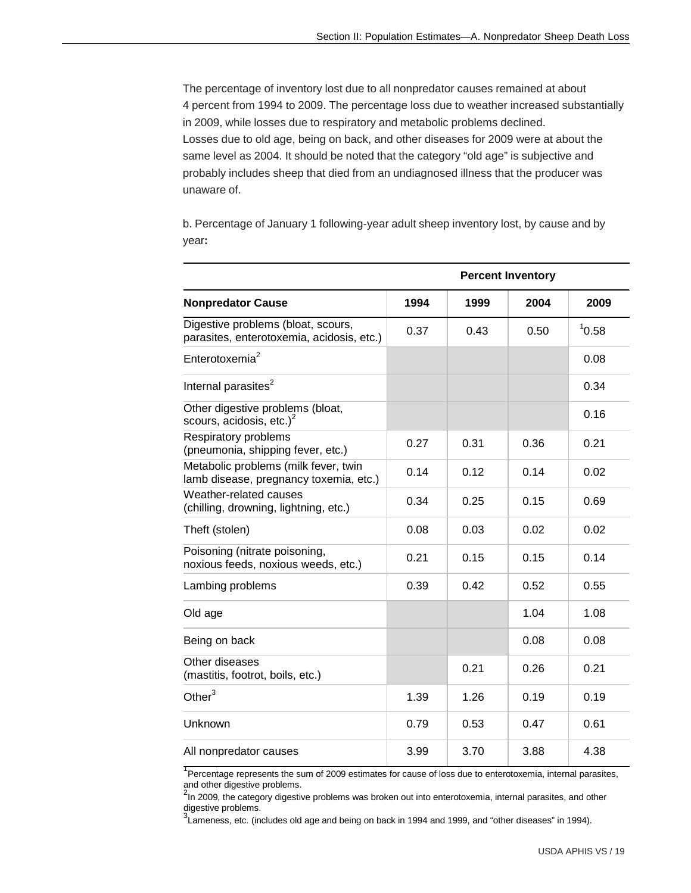The percentage of inventory lost due to all nonpredator causes remained at about 4 percent from 1994 to 2009. The percentage loss due to weather increased substantially in 2009, while losses due to respiratory and metabolic problems declined. Losses due to old age, being on back, and other diseases for 2009 were at about the same level as 2004. It should be noted that the category “old age” is subjective and probably includes sheep that died from an undiagnosed illness that the producer was unaware of.

b. Percentage of January 1 following-year adult sheep inventory lost, by cause and by year**:**

| | Percent Inventory | | | |
|---|---|---|---|---|
| **Nonpredator Cause** | **1994** | **1999** | **2004** | **2009** |
| Digestive problems (bloat, scours, parasites, enterotoxemia, acidosis, etc.) | 0.37 | 0.43 | 0.50 | [1]0.58 |
| Enterotoxemia[2] | | | | 0.08 |
| Internal parasites[2] | | | | 0.34 |
| Other digestive problems (bloat, scours, acidosis, etc.)[2] | | | | 0.16 |
| Respiratory problems (pneumonia, shipping fever, etc.) | 0.27 | 0.31 | 0.36 | 0.21 |
| Metabolic problems (milk fever, twin lamb disease, pregnancy toxemia, etc.) | 0.14 | 0.12 | 0.14 | 0.02 |
| Weather-related causes (chilling, drowning, lightning, etc.) | 0.34 | 0.25 | 0.15 | 0.69 |
| Theft (stolen) | 0.08 | 0.03 | 0.02 | 0.02 |
| Poisoning (nitrate poisoning, noxious feeds, noxious weeds, etc.) | 0.21 | 0.15 | 0.15 | 0.14 |
| Lambing problems | 0.39 | 0.42 | 0.52 | 0.55 |
| Old age | | | 1.04 | 1.08 |
| Being on back | | | 0.08 | 0.08 |
| Other diseases (mastitis, footrot, boils, etc.) | | 0.21 | 0.26 | 0.21 |
| Other[3] | 1.39 | 1.26 | 0.19 | 0.19 |
| Unknown | 0.79 | 0.53 | 0.47 | 0.61 |
| All nonpredator causes | 3.99 | 3.70 | 3.88 | 4.38 |

[1]Percentage represents the sum of 2009 estimates for cause of loss due to enterotoxemia, internal parasites, and other digestive problems.
[2]In 2009, the category digestive problems was broken out into enterotoxemia, internal parasites, and other digestive problems.
[3]Lameness, etc. (includes old age and being on back in 1994 and 1999, and “other diseases” in 1994).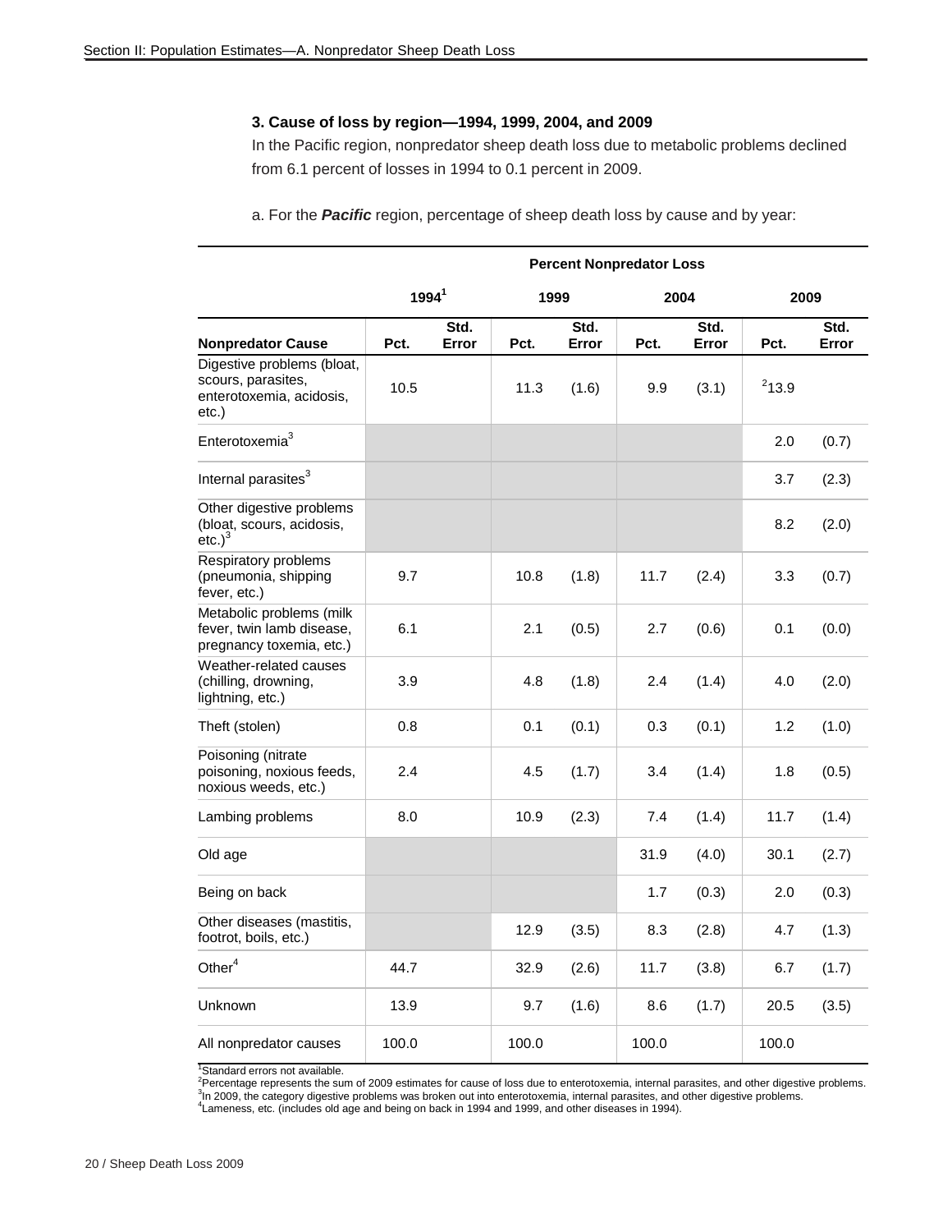### 3. Cause of loss by region—1994, 1999, 2004, and 2009

In the Pacific region, nonpredator sheep death loss due to metabolic problems declined from 6.1 percent of losses in 1994 to 0.1 percent in 2009.

a. For the ***Pacific*** region, percentage of sheep death loss by cause and by year:

| | Percent Nonpredator Loss | | | | | | | |
|---|---|---|---|---|---|---|---|---|
| | 1994[1] | | 1999 | | 2004 | | 2009 | |
| **Nonpredator Cause** | **Pct.** | **Std. Error** | **Pct.** | **Std. Error** | **Pct.** | **Std. Error** | **Pct.** | **Std. Error** |
| Digestive problems (bloat, scours, parasites, enterotoxemia, acidosis, etc.) | 10.5 | | 11.3 | (1.6) | 9.9 | (3.1) | [2]13.9 | |
| Enterotoxemia[3] | | | | | | | 2.0 | (0.7) |
| Internal parasites[3] | | | | | | | 3.7 | (2.3) |
| Other digestive problems (bloat, scours, acidosis, etc.)[3] | | | | | | | 8.2 | (2.0) |
| Respiratory problems (pneumonia, shipping fever, etc.) | 9.7 | | 10.8 | (1.8) | 11.7 | (2.4) | 3.3 | (0.7) |
| Metabolic problems (milk fever, twin lamb disease, pregnancy toxemia, etc.) | 6.1 | | 2.1 | (0.5) | 2.7 | (0.6) | 0.1 | (0.0) |
| Weather-related causes (chilling, drowning, lightning, etc.) | 3.9 | | 4.8 | (1.8) | 2.4 | (1.4) | 4.0 | (2.0) |
| Theft (stolen) | 0.8 | | 0.1 | (0.1) | 0.3 | (0.1) | 1.2 | (1.0) |
| Poisoning (nitrate poisoning, noxious feeds, noxious weeds, etc.) | 2.4 | | 4.5 | (1.7) | 3.4 | (1.4) | 1.8 | (0.5) |
| Lambing problems | 8.0 | | 10.9 | (2.3) | 7.4 | (1.4) | 11.7 | (1.4) |
| Old age | | | | | 31.9 | (4.0) | 30.1 | (2.7) |
| Being on back | | | | | 1.7 | (0.3) | 2.0 | (0.3) |
| Other diseases (mastitis, footrot, boils, etc.) | | | 12.9 | (3.5) | 8.3 | (2.8) | 4.7 | (1.3) |
| Other[4] | 44.7 | | 32.9 | (2.6) | 11.7 | (3.8) | 6.7 | (1.7) |
| Unknown | 13.9 | | 9.7 | (1.6) | 8.6 | (1.7) | 20.5 | (3.5) |
| All nonpredator causes | 100.0 | | 100.0 | | 100.0 | | 100.0 | |

[1]Standard errors not available.
[2]Percentage represents the sum of 2009 estimates for cause of loss due to enterotoxemia, internal parasites, and other digestive problems.
[3]In 2009, the category digestive problems was broken out into enterotoxemia, internal parasites, and other digestive problems.
[4]Lameness, etc. (includes old age and being on back in 1994 and 1999, and other diseases in 1994).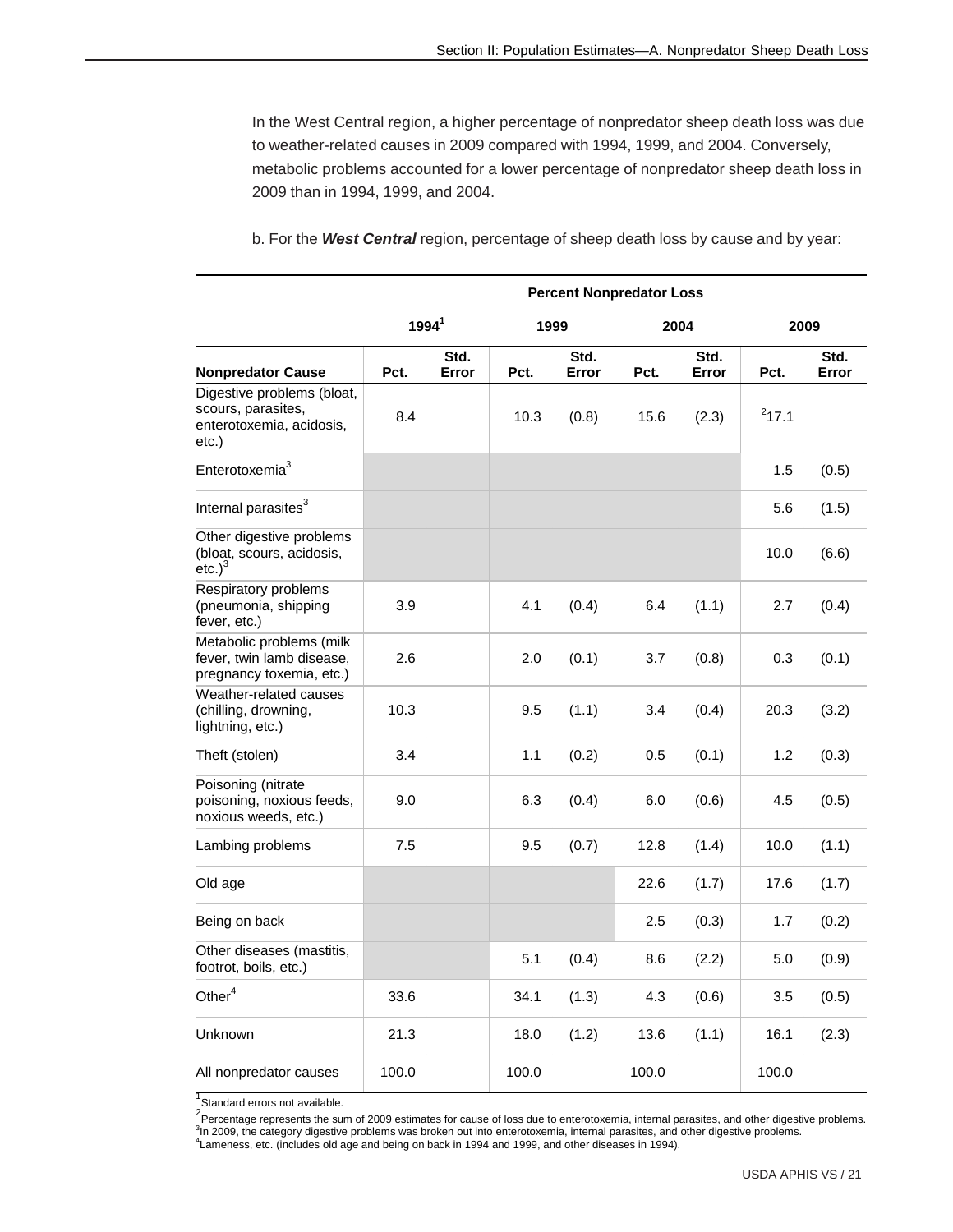In the West Central region, a higher percentage of nonpredator sheep death loss was due to weather-related causes in 2009 compared with 1994, 1999, and 2004. Conversely, metabolic problems accounted for a lower percentage of nonpredator sheep death loss in 2009 than in 1994, 1999, and 2004.

b. For the ***West Central*** region, percentage of sheep death loss by cause and by year:

| | Percent Nonpredator Loss | | | | | | | |
|---|---|---|---|---|---|---|---|---|
| | 1994[1] | | 1999 | | 2004 | | 2009 | |
| **Nonpredator Cause** | **Pct.** | **Std. Error** | **Pct.** | **Std. Error** | **Pct.** | **Std. Error** | **Pct.** | **Std. Error** |
| Digestive problems (bloat, scours, parasites, enterotoxemia, acidosis, etc.) | 8.4 | | 10.3 | (0.8) | 15.6 | (2.3) | [2]17.1 | |
| Enterotoxemia[3] | | | | | | | 1.5 | (0.5) |
| Internal parasites[3] | | | | | | | 5.6 | (1.5) |
| Other digestive problems (bloat, scours, acidosis, etc.)[3] | | | | | | | 10.0 | (6.6) |
| Respiratory problems (pneumonia, shipping fever, etc.) | 3.9 | | 4.1 | (0.4) | 6.4 | (1.1) | 2.7 | (0.4) |
| Metabolic problems (milk fever, twin lamb disease, pregnancy toxemia, etc.) | 2.6 | | 2.0 | (0.1) | 3.7 | (0.8) | 0.3 | (0.1) |
| Weather-related causes (chilling, drowning, lightning, etc.) | 10.3 | | 9.5 | (1.1) | 3.4 | (0.4) | 20.3 | (3.2) |
| Theft (stolen) | 3.4 | | 1.1 | (0.2) | 0.5 | (0.1) | 1.2 | (0.3) |
| Poisoning (nitrate poisoning, noxious feeds, noxious weeds, etc.) | 9.0 | | 6.3 | (0.4) | 6.0 | (0.6) | 4.5 | (0.5) |
| Lambing problems | 7.5 | | 9.5 | (0.7) | 12.8 | (1.4) | 10.0 | (1.1) |
| Old age | | | | | 22.6 | (1.7) | 17.6 | (1.7) |
| Being on back | | | | | 2.5 | (0.3) | 1.7 | (0.2) |
| Other diseases (mastitis, footrot, boils, etc.) | | | 5.1 | (0.4) | 8.6 | (2.2) | 5.0 | (0.9) |
| Other[4] | 33.6 | | 34.1 | (1.3) | 4.3 | (0.6) | 3.5 | (0.5) |
| Unknown | 21.3 | | 18.0 | (1.2) | 13.6 | (1.1) | 16.1 | (2.3) |
| All nonpredator causes | 100.0 | | 100.0 | | 100.0 | | 100.0 | |

[1]Standard errors not available.
[2]Percentage represents the sum of 2009 estimates for cause of loss due to enterotoxemia, internal parasites, and other digestive problems.
[3]In 2009, the category digestive problems was broken out into enterotoxemia, internal parasites, and other digestive problems.
[4]Lameness, etc. (includes old age and being on back in 1994 and 1999, and other diseases in 1994).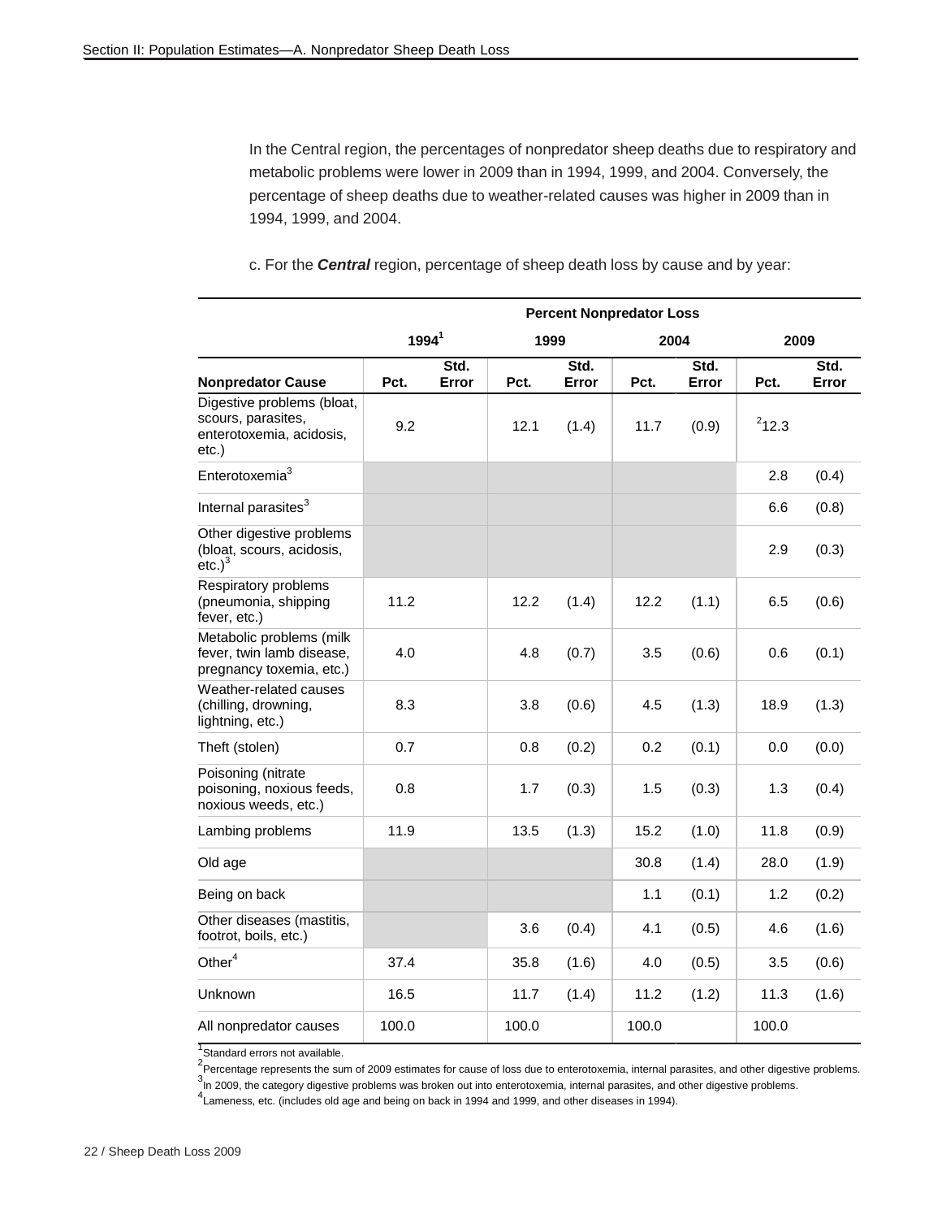In the Central region, the percentages of nonpredator sheep deaths due to respiratory and metabolic problems were lower in 2009 than in 1994, 1999, and 2004. Conversely, the percentage of sheep deaths due to weather-related causes was higher in 2009 than in 1994, 1999, and 2004.

c. For the ***Central*** region, percentage of sheep death loss by cause and by year:

| | Percent Nonpredator Loss | | | | | | | |
|---|---|---|---|---|---|---|---|---|
| | 1994[1] | | 1999 | | 2004 | | 2009 | |
| Nonpredator Cause | Pct. | Std. Error | Pct. | Std. Error | Pct. | Std. Error | Pct. | Std. Error |
| Digestive problems (bloat, scours, parasites, enterotoxemia, acidosis, etc.) | 9.2 | | 12.1 | (1.4) | 11.7 | (0.9) | [2]12.3 | |
| Enterotoxemia[3] | | | | | | | 2.8 | (0.4) |
| Internal parasites[3] | | | | | | | 6.6 | (0.8) |
| Other digestive problems (bloat, scours, acidosis, etc.)[3] | | | | | | | 2.9 | (0.3) |
| Respiratory problems (pneumonia, shipping fever, etc.) | 11.2 | | 12.2 | (1.4) | 12.2 | (1.1) | 6.5 | (0.6) |
| Metabolic problems (milk fever, twin lamb disease, pregnancy toxemia, etc.) | 4.0 | | 4.8 | (0.7) | 3.5 | (0.6) | 0.6 | (0.1) |
| Weather-related causes (chilling, drowning, lightning, etc.) | 8.3 | | 3.8 | (0.6) | 4.5 | (1.3) | 18.9 | (1.3) |
| Theft (stolen) | 0.7 | | 0.8 | (0.2) | 0.2 | (0.1) | 0.0 | (0.0) |
| Poisoning (nitrate poisoning, noxious feeds, noxious weeds, etc.) | 0.8 | | 1.7 | (0.3) | 1.5 | (0.3) | 1.3 | (0.4) |
| Lambing problems | 11.9 | | 13.5 | (1.3) | 15.2 | (1.0) | 11.8 | (0.9) |
| Old age | | | | | 30.8 | (1.4) | 28.0 | (1.9) |
| Being on back | | | | | 1.1 | (0.1) | 1.2 | (0.2) |
| Other diseases (mastitis, footrot, boils, etc.) | | | 3.6 | (0.4) | 4.1 | (0.5) | 4.6 | (1.6) |
| Other[4] | 37.4 | | 35.8 | (1.6) | 4.0 | (0.5) | 3.5 | (0.6) |
| Unknown | 16.5 | | 11.7 | (1.4) | 11.2 | (1.2) | 11.3 | (1.6) |
| All nonpredator causes | 100.0 | | 100.0 | | 100.0 | | 100.0 | |

[1]Standard errors not available.
[2]Percentage represents the sum of 2009 estimates for cause of loss due to enterotoxemia, internal parasites, and other digestive problems.
[3]In 2009, the category digestive problems was broken out into enterotoxemia, internal parasites, and other digestive problems.
[4]Lameness, etc. (includes old age and being on back in 1994 and 1999, and other diseases in 1994).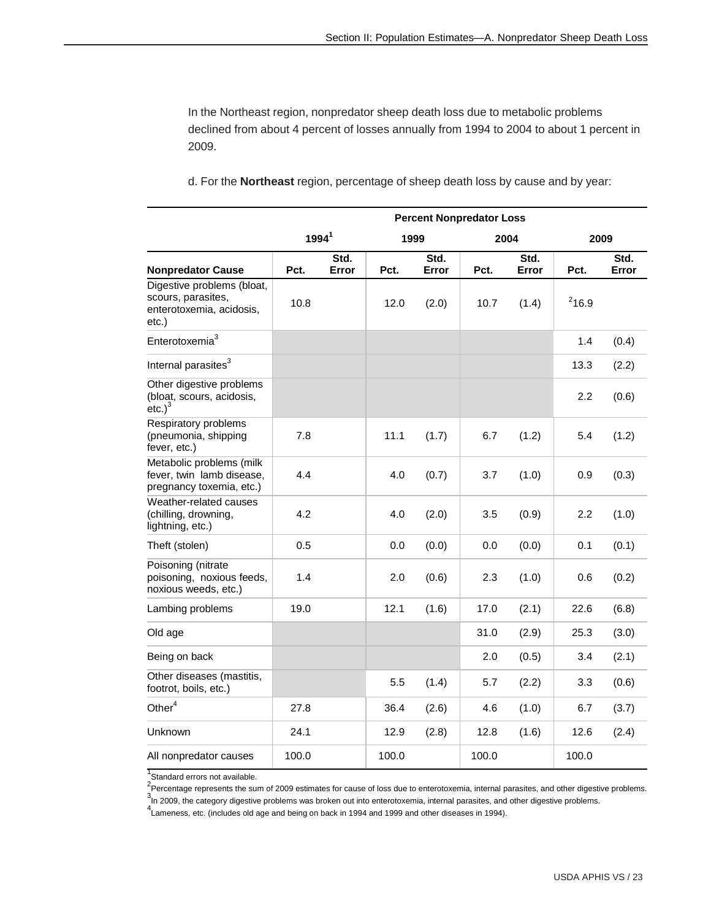In the Northeast region, nonpredator sheep death loss due to metabolic problems declined from about 4 percent of losses annually from 1994 to 2004 to about 1 percent in 2009.

d. For the **Northeast** region, percentage of sheep death loss by cause and by year:

| | Percent Nonpredator Loss | | | | | | | |
|---|---|---|---|---|---|---|---|---|
| | 1994[1] | | 1999 | | 2004 | | 2009 | |
| **Nonpredator Cause** | **Pct.** | **Std. Error** | **Pct.** | **Std. Error** | **Pct.** | **Std. Error** | **Pct.** | **Std. Error** |
| Digestive problems (bloat, scours, parasites, enterotoxemia, acidosis, etc.) | 10.8 | | 12.0 | (2.0) | 10.7 | (1.4) | [2]16.9 | |
| Enterotoxemia[3] | | | | | | | 1.4 | (0.4) |
| Internal parasites[3] | | | | | | | 13.3 | (2.2) |
| Other digestive problems (bloat, scours, acidosis, etc.)[3] | | | | | | | 2.2 | (0.6) |
| Respiratory problems (pneumonia, shipping fever, etc.) | 7.8 | | 11.1 | (1.7) | 6.7 | (1.2) | 5.4 | (1.2) |
| Metabolic problems (milk fever, twin lamb disease, pregnancy toxemia, etc.) | 4.4 | | 4.0 | (0.7) | 3.7 | (1.0) | 0.9 | (0.3) |
| Weather-related causes (chilling, drowning, lightning, etc.) | 4.2 | | 4.0 | (2.0) | 3.5 | (0.9) | 2.2 | (1.0) |
| Theft (stolen) | 0.5 | | 0.0 | (0.0) | 0.0 | (0.0) | 0.1 | (0.1) |
| Poisoning (nitrate poisoning, noxious feeds, noxious weeds, etc.) | 1.4 | | 2.0 | (0.6) | 2.3 | (1.0) | 0.6 | (0.2) |
| Lambing problems | 19.0 | | 12.1 | (1.6) | 17.0 | (2.1) | 22.6 | (6.8) |
| Old age | | | | | 31.0 | (2.9) | 25.3 | (3.0) |
| Being on back | | | | | 2.0 | (0.5) | 3.4 | (2.1) |
| Other diseases (mastitis, footrot, boils, etc.) | | | 5.5 | (1.4) | 5.7 | (2.2) | 3.3 | (0.6) |
| Other[4] | 27.8 | | 36.4 | (2.6) | 4.6 | (1.0) | 6.7 | (3.7) |
| Unknown | 24.1 | | 12.9 | (2.8) | 12.8 | (1.6) | 12.6 | (2.4) |
| All nonpredator causes | 100.0 | | 100.0 | | 100.0 | | 100.0 | |

[1]Standard errors not available.
[2]Percentage represents the sum of 2009 estimates for cause of loss due to enterotoxemia, internal parasites, and other digestive problems.
[3]In 2009, the category digestive problems was broken out into enterotoxemia, internal parasites, and other digestive problems.
[4]Lameness, etc. (includes old age and being on back in 1994 and 1999 and other diseases in 1994).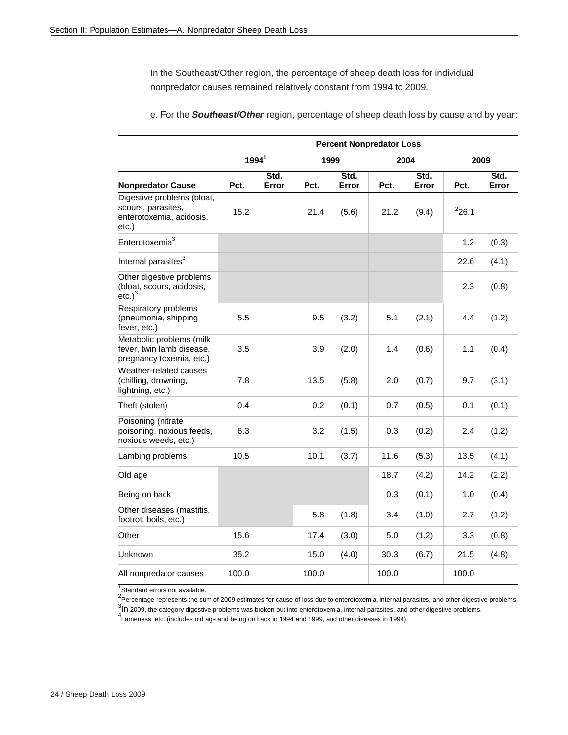In the Southeast/Other region, the percentage of sheep death loss for individual nonpredator causes remained relatively constant from 1994 to 2009.

e. For the ***Southeast/Other*** region, percentage of sheep death loss by cause and by year:

| | Percent Nonpredator Loss | | | | | | | |
|---|---|---|---|---|---|---|---|---|
| | 1994[1] | | 1999 | | 2004 | | 2009 | |
| **Nonpredator Cause** | **Pct.** | **Std. Error** | **Pct.** | **Std. Error** | **Pct.** | **Std. Error** | **Pct.** | **Std. Error** |
| Digestive problems (bloat, scours, parasites, enterotoxemia, acidosis, etc.) | 15.2 | | 21.4 | (5.6) | 21.2 | (9.4) | [2]26.1 | |
| Enterotoxemia[3] | | | | | | | 1.2 | (0.3) |
| Internal parasites[3] | | | | | | | 22.6 | (4.1) |
| Other digestive problems (bloat, scours, acidosis, etc.)[3] | | | | | | | 2.3 | (0.8) |
| Respiratory problems (pneumonia, shipping fever, etc.) | 5.5 | | 9.5 | (3.2) | 5.1 | (2.1) | 4.4 | (1.2) |
| Metabolic problems (milk fever, twin lamb disease, pregnancy toxemia, etc.) | 3.5 | | 3.9 | (2.0) | 1.4 | (0.6) | 1.1 | (0.4) |
| Weather-related causes (chilling, drowning, lightning, etc.) | 7.8 | | 13.5 | (5.8) | 2.0 | (0.7) | 9.7 | (3.1) |
| Theft (stolen) | 0.4 | | 0.2 | (0.1) | 0.7 | (0.5) | 0.1 | (0.1) |
| Poisoning (nitrate poisoning, noxious feeds, noxious weeds, etc.) | 6.3 | | 3.2 | (1.5) | 0.3 | (0.2) | 2.4 | (1.2) |
| Lambing problems | 10.5 | | 10.1 | (3.7) | 11.6 | (5.3) | 13.5 | (4.1) |
| Old age | | | | | 18.7 | (4.2) | 14.2 | (2.2) |
| Being on back | | | | | 0.3 | (0.1) | 1.0 | (0.4) |
| Other diseases (mastitis, footrot, boils, etc.) | | | 5.8 | (1.8) | 3.4 | (1.0) | 2.7 | (1.2) |
| Other | 15.6 | | 17.4 | (3.0) | 5.0 | (1.2) | 3.3 | (0.8) |
| Unknown | 35.2 | | 15.0 | (4.0) | 30.3 | (6.7) | 21.5 | (4.8) |
| All nonpredator causes | 100.0 | | 100.0 | | 100.0 | | 100.0 | |

[1]Standard errors not available.

[2]Percentage represents the sum of 2009 estimates for cause of loss due to enterotoxemia, internal parasites, and other digestive problems.

[3]In 2009, the category digestive problems was broken out into enterotoxemia, internal parasites, and other digestive problems.

[4]Lameness, etc. (includes old age and being on back in 1994 and 1999, and other diseases in 1994).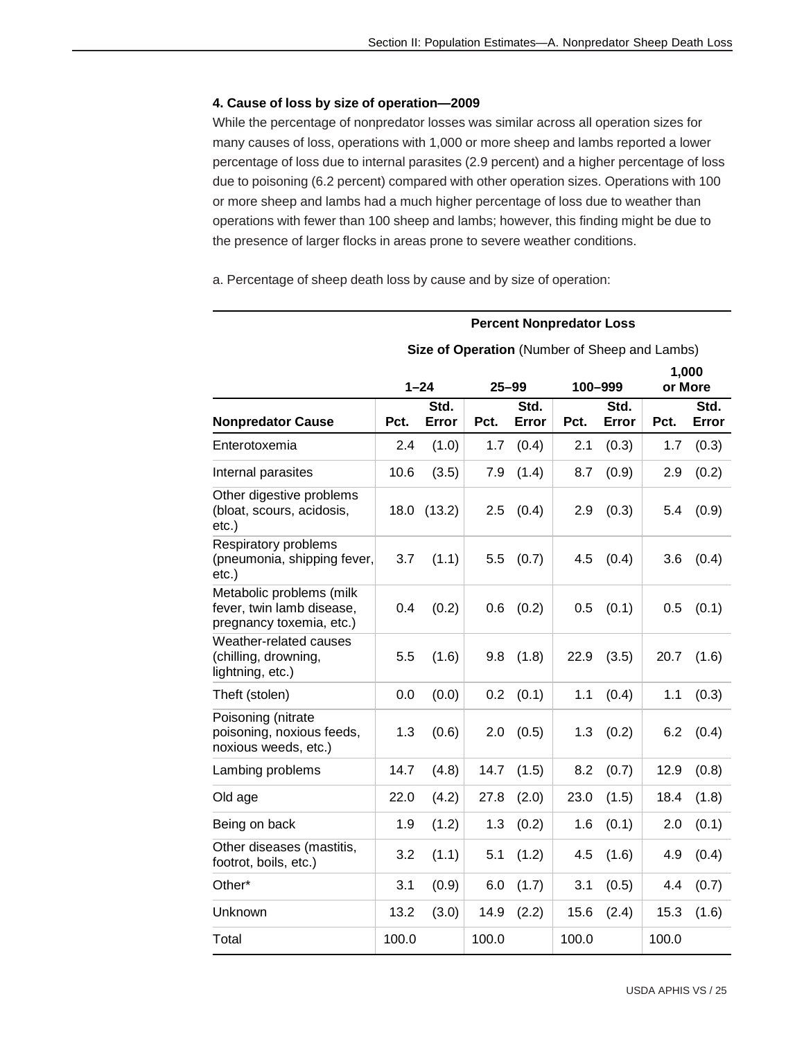#### 4. Cause of loss by size of operation—2009

While the percentage of nonpredator losses was similar across all operation sizes for many causes of loss, operations with 1,000 or more sheep and lambs reported a lower percentage of loss due to internal parasites (2.9 percent) and a higher percentage of loss due to poisoning (6.2 percent) compared with other operation sizes. Operations with 100 or more sheep and lambs had a much higher percentage of loss due to weather than operations with fewer than 100 sheep and lambs; however, this finding might be due to the presence of larger flocks in areas prone to severe weather conditions.

a. Percentage of sheep death loss by cause and by size of operation:

| | **Percent Nonpredator Loss** | | | | | | | |
|---|---|---|---|---|---|---|---|---|
| | **Size of Operation** (Number of Sheep and Lambs) | | | | | | | |
| | **1–24** | | **25–99** | | **100–999** | | **1,000 or More** | |
| **Nonpredator Cause** | **Pct.** | **Std. Error** | **Pct.** | **Std. Error** | **Pct.** | **Std. Error** | **Pct.** | **Std. Error** |
| Enterotoxemia | 2.4 | (1.0) | 1.7 | (0.4) | 2.1 | (0.3) | 1.7 | (0.3) |
| Internal parasites | 10.6 | (3.5) | 7.9 | (1.4) | 8.7 | (0.9) | 2.9 | (0.2) |
| Other digestive problems (bloat, scours, acidosis, etc.) | 18.0 | (13.2) | 2.5 | (0.4) | 2.9 | (0.3) | 5.4 | (0.9) |
| Respiratory problems (pneumonia, shipping fever, etc.) | 3.7 | (1.1) | 5.5 | (0.7) | 4.5 | (0.4) | 3.6 | (0.4) |
| Metabolic problems (milk fever, twin lamb disease, pregnancy toxemia, etc.) | 0.4 | (0.2) | 0.6 | (0.2) | 0.5 | (0.1) | 0.5 | (0.1) |
| Weather-related causes (chilling, drowning, lightning, etc.) | 5.5 | (1.6) | 9.8 | (1.8) | 22.9 | (3.5) | 20.7 | (1.6) |
| Theft (stolen) | 0.0 | (0.0) | 0.2 | (0.1) | 1.1 | (0.4) | 1.1 | (0.3) |
| Poisoning (nitrate poisoning, noxious feeds, noxious weeds, etc.) | 1.3 | (0.6) | 2.0 | (0.5) | 1.3 | (0.2) | 6.2 | (0.4) |
| Lambing problems | 14.7 | (4.8) | 14.7 | (1.5) | 8.2 | (0.7) | 12.9 | (0.8) |
| Old age | 22.0 | (4.2) | 27.8 | (2.0) | 23.0 | (1.5) | 18.4 | (1.8) |
| Being on back | 1.9 | (1.2) | 1.3 | (0.2) | 1.6 | (0.1) | 2.0 | (0.1) |
| Other diseases (mastitis, footrot, boils, etc.) | 3.2 | (1.1) | 5.1 | (1.2) | 4.5 | (1.6) | 4.9 | (0.4) |
| Other* | 3.1 | (0.9) | 6.0 | (1.7) | 3.1 | (0.5) | 4.4 | (0.7) |
| Unknown | 13.2 | (3.0) | 14.9 | (2.2) | 15.6 | (2.4) | 15.3 | (1.6) |
| Total | 100.0 | | 100.0 | | 100.0 | | 100.0 | |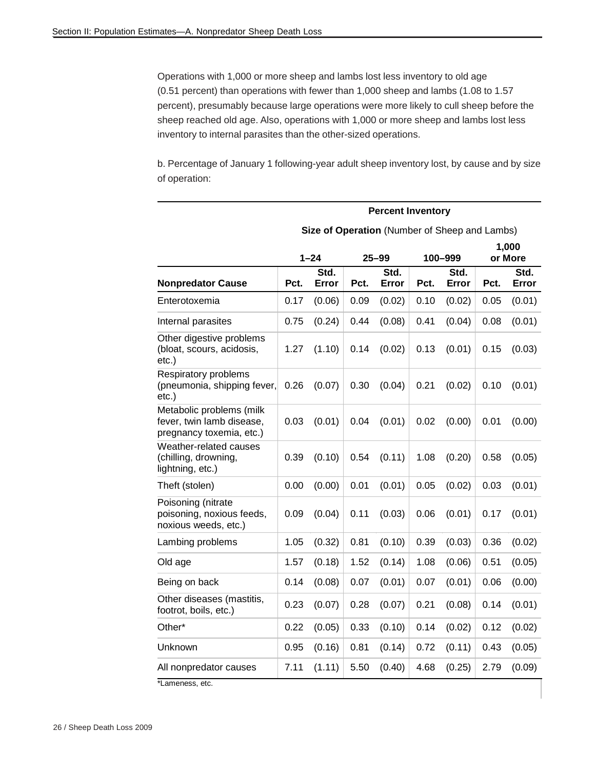Operations with 1,000 or more sheep and lambs lost less inventory to old age (0.51 percent) than operations with fewer than 1,000 sheep and lambs (1.08 to 1.57 percent), presumably because large operations were more likely to cull sheep before the sheep reached old age. Also, operations with 1,000 or more sheep and lambs lost less inventory to internal parasites than the other-sized operations.

b. Percentage of January 1 following-year adult sheep inventory lost, by cause and by size of operation:

| | Percent Inventory | | | | | | | |
|---|---|---|---|---|---|---|---|---|
| | **Size of Operation** (Number of Sheep and Lambs) | | | | | | | |
| | 1–24 | | 25–99 | | 100–999 | | 1,000 or More | |
| **Nonpredator Cause** | Pct. | Std. Error | Pct. | Std. Error | Pct. | Std. Error | Pct. | Std. Error |
| Enterotoxemia | 0.17 | (0.06) | 0.09 | (0.02) | 0.10 | (0.02) | 0.05 | (0.01) |
| Internal parasites | 0.75 | (0.24) | 0.44 | (0.08) | 0.41 | (0.04) | 0.08 | (0.01) |
| Other digestive problems (bloat, scours, acidosis, etc.) | 1.27 | (1.10) | 0.14 | (0.02) | 0.13 | (0.01) | 0.15 | (0.03) |
| Respiratory problems (pneumonia, shipping fever, etc.) | 0.26 | (0.07) | 0.30 | (0.04) | 0.21 | (0.02) | 0.10 | (0.01) |
| Metabolic problems (milk fever, twin lamb disease, pregnancy toxemia, etc.) | 0.03 | (0.01) | 0.04 | (0.01) | 0.02 | (0.00) | 0.01 | (0.00) |
| Weather-related causes (chilling, drowning, lightning, etc.) | 0.39 | (0.10) | 0.54 | (0.11) | 1.08 | (0.20) | 0.58 | (0.05) |
| Theft (stolen) | 0.00 | (0.00) | 0.01 | (0.01) | 0.05 | (0.02) | 0.03 | (0.01) |
| Poisoning (nitrate poisoning, noxious feeds, noxious weeds, etc.) | 0.09 | (0.04) | 0.11 | (0.03) | 0.06 | (0.01) | 0.17 | (0.01) |
| Lambing problems | 1.05 | (0.32) | 0.81 | (0.10) | 0.39 | (0.03) | 0.36 | (0.02) |
| Old age | 1.57 | (0.18) | 1.52 | (0.14) | 1.08 | (0.06) | 0.51 | (0.05) |
| Being on back | 0.14 | (0.08) | 0.07 | (0.01) | 0.07 | (0.01) | 0.06 | (0.00) |
| Other diseases (mastitis, footrot, boils, etc.) | 0.23 | (0.07) | 0.28 | (0.07) | 0.21 | (0.08) | 0.14 | (0.01) |
| Other* | 0.22 | (0.05) | 0.33 | (0.10) | 0.14 | (0.02) | 0.12 | (0.02) |
| Unknown | 0.95 | (0.16) | 0.81 | (0.14) | 0.72 | (0.11) | 0.43 | (0.05) |
| All nonpredator causes | 7.11 | (1.11) | 5.50 | (0.40) | 4.68 | (0.25) | 2.79 | (0.09) |

*Lameness, etc.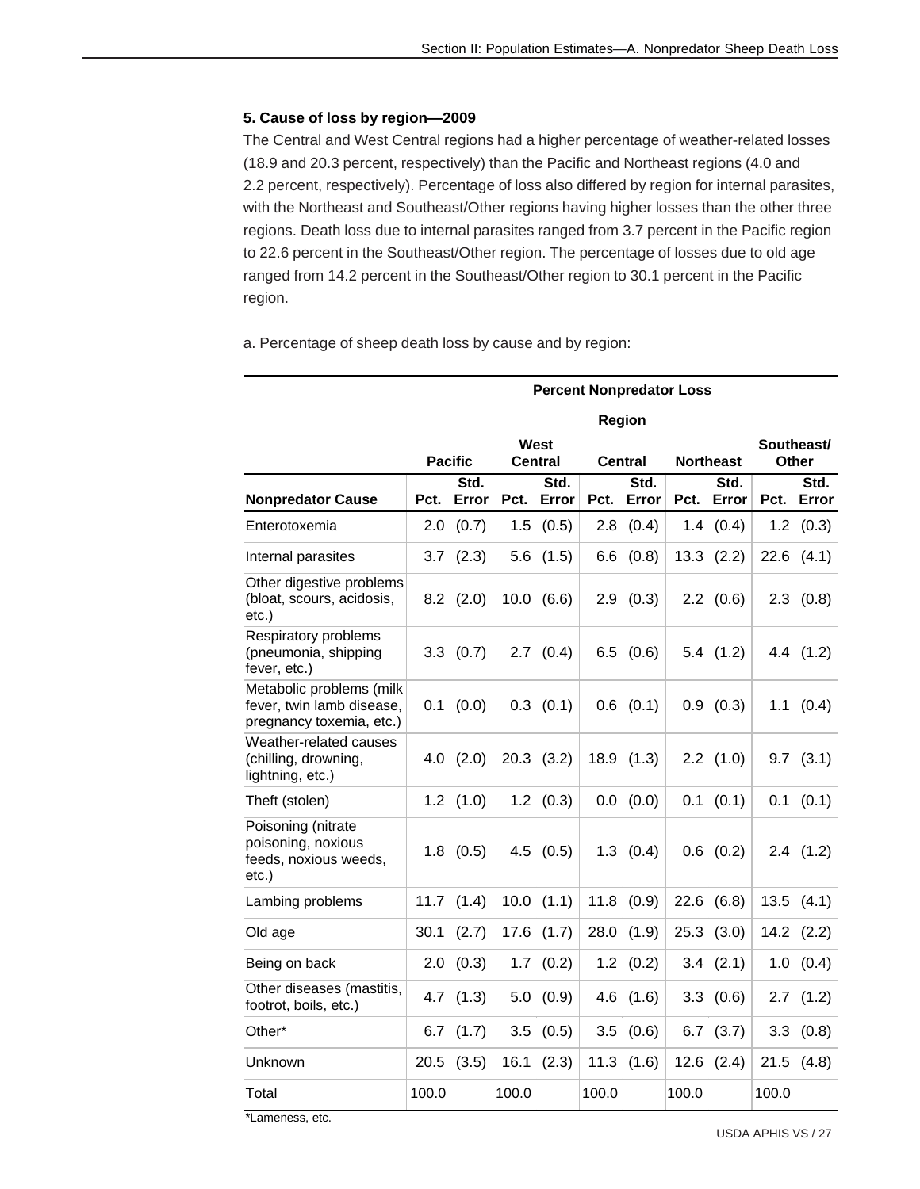### 5. Cause of loss by region—2009

The Central and West Central regions had a higher percentage of weather-related losses (18.9 and 20.3 percent, respectively) than the Pacific and Northeast regions (4.0 and 2.2 percent, respectively). Percentage of loss also differed by region for internal parasites, with the Northeast and Southeast/Other regions having higher losses than the other three regions. Death loss due to internal parasites ranged from 3.7 percent in the Pacific region to 22.6 percent in the Southeast/Other region. The percentage of losses due to old age ranged from 14.2 percent in the Southeast/Other region to 30.1 percent in the Pacific region.

a. Percentage of sheep death loss by cause and by region:

| | Percent Nonpredator Loss | | | | | | | | | |
|---|---|---|---|---|---|---|---|---|---|---|
| | Region | | | | | | | | | |
| | Pacific | | West Central | | Central | | Northeast | | Southeast/ Other | |
| Nonpredator Cause | Pct. | Std. Error | Pct. | Std. Error | Pct. | Std. Error | Pct. | Std. Error | Pct. | Std. Error |
| Enterotoxemia | 2.0 | (0.7) | 1.5 | (0.5) | 2.8 | (0.4) | 1.4 | (0.4) | 1.2 | (0.3) |
| Internal parasites | 3.7 | (2.3) | 5.6 | (1.5) | 6.6 | (0.8) | 13.3 | (2.2) | 22.6 | (4.1) |
| Other digestive problems (bloat, scours, acidosis, etc.) | 8.2 | (2.0) | 10.0 | (6.6) | 2.9 | (0.3) | 2.2 | (0.6) | 2.3 | (0.8) |
| Respiratory problems (pneumonia, shipping fever, etc.) | 3.3 | (0.7) | 2.7 | (0.4) | 6.5 | (0.6) | 5.4 | (1.2) | 4.4 | (1.2) |
| Metabolic problems (milk fever, twin lamb disease, pregnancy toxemia, etc.) | 0.1 | (0.0) | 0.3 | (0.1) | 0.6 | (0.1) | 0.9 | (0.3) | 1.1 | (0.4) |
| Weather-related causes (chilling, drowning, lightning, etc.) | 4.0 | (2.0) | 20.3 | (3.2) | 18.9 | (1.3) | 2.2 | (1.0) | 9.7 | (3.1) |
| Theft (stolen) | 1.2 | (1.0) | 1.2 | (0.3) | 0.0 | (0.0) | 0.1 | (0.1) | 0.1 | (0.1) |
| Poisoning (nitrate poisoning, noxious feeds, noxious weeds, etc.) | 1.8 | (0.5) | 4.5 | (0.5) | 1.3 | (0.4) | 0.6 | (0.2) | 2.4 | (1.2) |
| Lambing problems | 11.7 | (1.4) | 10.0 | (1.1) | 11.8 | (0.9) | 22.6 | (6.8) | 13.5 | (4.1) |
| Old age | 30.1 | (2.7) | 17.6 | (1.7) | 28.0 | (1.9) | 25.3 | (3.0) | 14.2 | (2.2) |
| Being on back | 2.0 | (0.3) | 1.7 | (0.2) | 1.2 | (0.2) | 3.4 | (2.1) | 1.0 | (0.4) |
| Other diseases (mastitis, footrot, boils, etc.) | 4.7 | (1.3) | 5.0 | (0.9) | 4.6 | (1.6) | 3.3 | (0.6) | 2.7 | (1.2) |
| Other* | 6.7 | (1.7) | 3.5 | (0.5) | 3.5 | (0.6) | 6.7 | (3.7) | 3.3 | (0.8) |
| Unknown | 20.5 | (3.5) | 16.1 | (2.3) | 11.3 | (1.6) | 12.6 | (2.4) | 21.5 | (4.8) |
| Total | 100.0 | | 100.0 | | 100.0 | | 100.0 | | 100.0 | |

*Lameness, etc.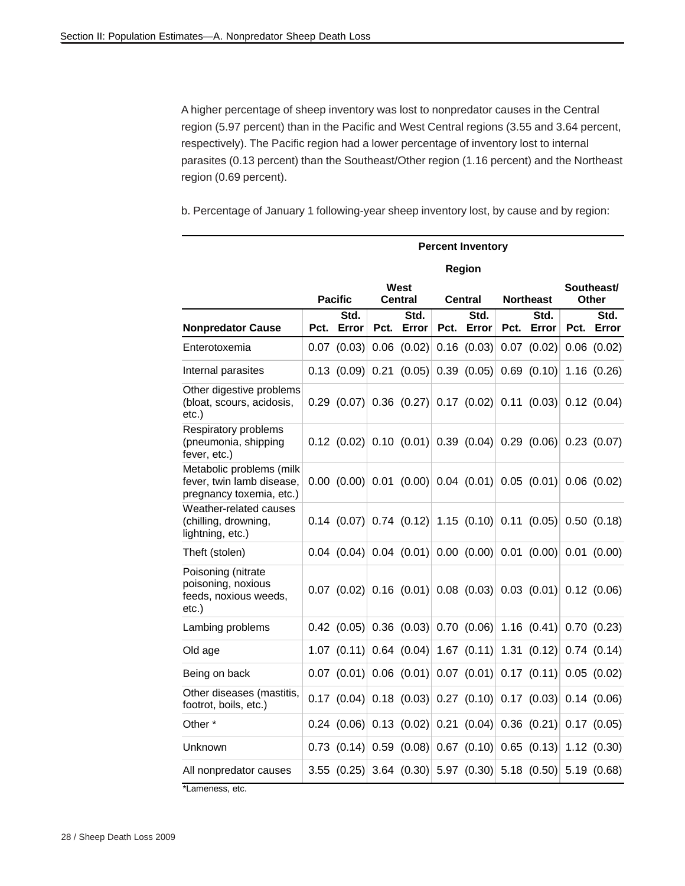A higher percentage of sheep inventory was lost to nonpredator causes in the Central region (5.97 percent) than in the Pacific and West Central regions (3.55 and 3.64 percent, respectively). The Pacific region had a lower percentage of inventory lost to internal parasites (0.13 percent) than the Southeast/Other region (1.16 percent) and the Northeast region (0.69 percent).

b. Percentage of January 1 following-year sheep inventory lost, by cause and by region:

| | Percent Inventory | | | | | | | | | |
|---|---|---|---|---|---|---|---|---|---|---|
| | Region | | | | | | | | | |
| | Pacific | | West Central | | Central | | Northeast | | Southeast/ Other | |
| Nonpredator Cause | Pct. | Std. Error | Pct. | Std. Error | Pct. | Std. Error | Pct. | Std. Error | Pct. | Std. Error |
| Enterotoxemia | 0.07 | (0.03) | 0.06 | (0.02) | 0.16 | (0.03) | 0.07 | (0.02) | 0.06 | (0.02) |
| Internal parasites | 0.13 | (0.09) | 0.21 | (0.05) | 0.39 | (0.05) | 0.69 | (0.10) | 1.16 | (0.26) |
| Other digestive problems (bloat, scours, acidosis, etc.) | 0.29 | (0.07) | 0.36 | (0.27) | 0.17 | (0.02) | 0.11 | (0.03) | 0.12 | (0.04) |
| Respiratory problems (pneumonia, shipping fever, etc.) | 0.12 | (0.02) | 0.10 | (0.01) | 0.39 | (0.04) | 0.29 | (0.06) | 0.23 | (0.07) |
| Metabolic problems (milk fever, twin lamb disease, pregnancy toxemia, etc.) | 0.00 | (0.00) | 0.01 | (0.00) | 0.04 | (0.01) | 0.05 | (0.01) | 0.06 | (0.02) |
| Weather-related causes (chilling, drowning, lightning, etc.) | 0.14 | (0.07) | 0.74 | (0.12) | 1.15 | (0.10) | 0.11 | (0.05) | 0.50 | (0.18) |
| Theft (stolen) | 0.04 | (0.04) | 0.04 | (0.01) | 0.00 | (0.00) | 0.01 | (0.00) | 0.01 | (0.00) |
| Poisoning (nitrate poisoning, noxious feeds, noxious weeds, etc.) | 0.07 | (0.02) | 0.16 | (0.01) | 0.08 | (0.03) | 0.03 | (0.01) | 0.12 | (0.06) |
| Lambing problems | 0.42 | (0.05) | 0.36 | (0.03) | 0.70 | (0.06) | 1.16 | (0.41) | 0.70 | (0.23) |
| Old age | 1.07 | (0.11) | 0.64 | (0.04) | 1.67 | (0.11) | 1.31 | (0.12) | 0.74 | (0.14) |
| Being on back | 0.07 | (0.01) | 0.06 | (0.01) | 0.07 | (0.01) | 0.17 | (0.11) | 0.05 | (0.02) |
| Other diseases (mastitis, footrot, boils, etc.) | 0.17 | (0.04) | 0.18 | (0.03) | 0.27 | (0.10) | 0.17 | (0.03) | 0.14 | (0.06) |
| Other * | 0.24 | (0.06) | 0.13 | (0.02) | 0.21 | (0.04) | 0.36 | (0.21) | 0.17 | (0.05) |
| Unknown | 0.73 | (0.14) | 0.59 | (0.08) | 0.67 | (0.10) | 0.65 | (0.13) | 1.12 | (0.30) |
| All nonpredator causes | 3.55 | (0.25) | 3.64 | (0.30) | 5.97 | (0.30) | 5.18 | (0.50) | 5.19 | (0.68) |

*Lameness, etc.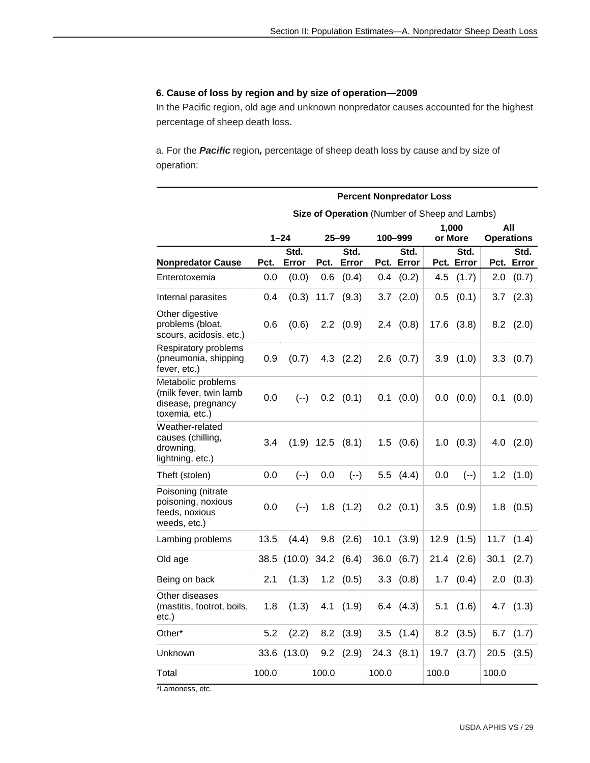### 6. Cause of loss by region and by size of operation—2009

In the Pacific region, old age and unknown nonpredator causes accounted for the highest percentage of sheep death loss.

a. For the ***Pacific*** region***,*** percentage of sheep death loss by cause and by size of operation:

| | **Percent Nonpredator Loss** | | | | | | | | | |
|---|---|---|---|---|---|---|---|---|---|---|
| | **Size of Operation** (Number of Sheep and Lambs) | | | | | | | | | |
| | **1–24** | | **25–99** | | **100–999** | | **1,000 or More** | | **All Operations** | |
| **Nonpredator Cause** | **Pct.** | **Std. Error** | **Pct.** | **Std. Error** | **Pct.** | **Std. Error** | **Pct.** | **Std. Error** | **Pct.** | **Std. Error** |
| Enterotoxemia | 0.0 | (0.0) | 0.6 | (0.4) | 0.4 | (0.2) | 4.5 | (1.7) | 2.0 | (0.7) |
| Internal parasites | 0.4 | (0.3) | 11.7 | (9.3) | 3.7 | (2.0) | 0.5 | (0.1) | 3.7 | (2.3) |
| Other digestive problems (bloat, scours, acidosis, etc.) | 0.6 | (0.6) | 2.2 | (0.9) | 2.4 | (0.8) | 17.6 | (3.8) | 8.2 | (2.0) |
| Respiratory problems (pneumonia, shipping fever, etc.) | 0.9 | (0.7) | 4.3 | (2.2) | 2.6 | (0.7) | 3.9 | (1.0) | 3.3 | (0.7) |
| Metabolic problems (milk fever, twin lamb disease, pregnancy toxemia, etc.) | 0.0 | (--) | 0.2 | (0.1) | 0.1 | (0.0) | 0.0 | (0.0) | 0.1 | (0.0) |
| Weather-related causes (chilling, drowning, lightning, etc.) | 3.4 | (1.9) | 12.5 | (8.1) | 1.5 | (0.6) | 1.0 | (0.3) | 4.0 | (2.0) |
| Theft (stolen) | 0.0 | (--) | 0.0 | (--) | 5.5 | (4.4) | 0.0 | (--) | 1.2 | (1.0) |
| Poisoning (nitrate poisoning, noxious feeds, noxious weeds, etc.) | 0.0 | (--) | 1.8 | (1.2) | 0.2 | (0.1) | 3.5 | (0.9) | 1.8 | (0.5) |
| Lambing problems | 13.5 | (4.4) | 9.8 | (2.6) | 10.1 | (3.9) | 12.9 | (1.5) | 11.7 | (1.4) |
| Old age | 38.5 | (10.0) | 34.2 | (6.4) | 36.0 | (6.7) | 21.4 | (2.6) | 30.1 | (2.7) |
| Being on back | 2.1 | (1.3) | 1.2 | (0.5) | 3.3 | (0.8) | 1.7 | (0.4) | 2.0 | (0.3) |
| Other diseases (mastitis, footrot, boils, etc.) | 1.8 | (1.3) | 4.1 | (1.9) | 6.4 | (4.3) | 5.1 | (1.6) | 4.7 | (1.3) |
| Other* | 5.2 | (2.2) | 8.2 | (3.9) | 3.5 | (1.4) | 8.2 | (3.5) | 6.7 | (1.7) |
| Unknown | 33.6 | (13.0) | 9.2 | (2.9) | 24.3 | (8.1) | 19.7 | (3.7) | 20.5 | (3.5) |
| Total | 100.0 | | 100.0 | | 100.0 | | 100.0 | | 100.0 | |

*Lameness, etc.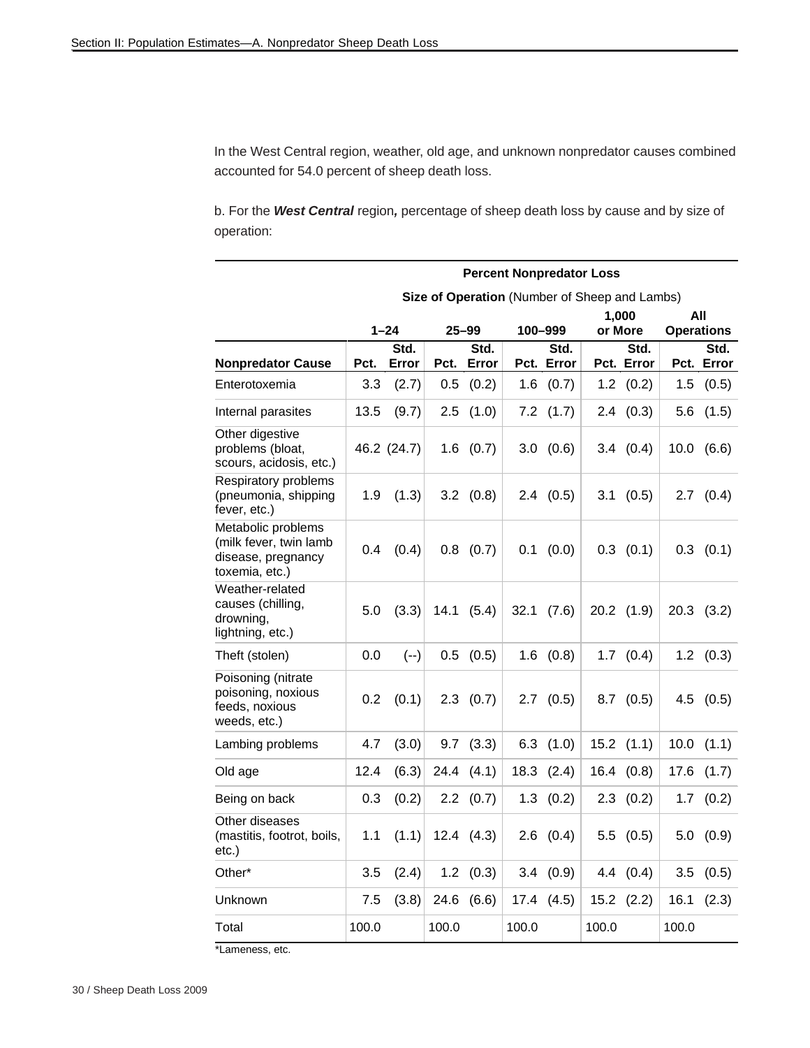In the West Central region, weather, old age, and unknown nonpredator causes combined accounted for 54.0 percent of sheep death loss.

b. For the ***West Central*** region***,*** percentage of sheep death loss by cause and by size of operation:

| | Percent Nonpredator Loss | | | | | | | | | |
|---|---|---|---|---|---|---|---|---|---|---|
| | Size of Operation (Number of Sheep and Lambs) | | | | | | | | | |
| | 1–24 | | 25–99 | | 100–999 | | 1,000 or More | | All Operations | |
| **Nonpredator Cause** | **Pct.** | **Std. Error** | **Pct.** | **Std. Error** | **Pct.** | **Std. Error** | **Pct.** | **Std. Error** | **Pct.** | **Std. Error** |
| Enterotoxemia | 3.3 | (2.7) | 0.5 | (0.2) | 1.6 | (0.7) | 1.2 | (0.2) | 1.5 | (0.5) |
| Internal parasites | 13.5 | (9.7) | 2.5 | (1.0) | 7.2 | (1.7) | 2.4 | (0.3) | 5.6 | (1.5) |
| Other digestive problems (bloat, scours, acidosis, etc.) | 46.2 | (24.7) | 1.6 | (0.7) | 3.0 | (0.6) | 3.4 | (0.4) | 10.0 | (6.6) |
| Respiratory problems (pneumonia, shipping fever, etc.) | 1.9 | (1.3) | 3.2 | (0.8) | 2.4 | (0.5) | 3.1 | (0.5) | 2.7 | (0.4) |
| Metabolic problems (milk fever, twin lamb disease, pregnancy toxemia, etc.) | 0.4 | (0.4) | 0.8 | (0.7) | 0.1 | (0.0) | 0.3 | (0.1) | 0.3 | (0.1) |
| Weather-related causes (chilling, drowning, lightning, etc.) | 5.0 | (3.3) | 14.1 | (5.4) | 32.1 | (7.6) | 20.2 | (1.9) | 20.3 | (3.2) |
| Theft (stolen) | 0.0 | (--) | 0.5 | (0.5) | 1.6 | (0.8) | 1.7 | (0.4) | 1.2 | (0.3) |
| Poisoning (nitrate poisoning, noxious feeds, noxious weeds, etc.) | 0.2 | (0.1) | 2.3 | (0.7) | 2.7 | (0.5) | 8.7 | (0.5) | 4.5 | (0.5) |
| Lambing problems | 4.7 | (3.0) | 9.7 | (3.3) | 6.3 | (1.0) | 15.2 | (1.1) | 10.0 | (1.1) |
| Old age | 12.4 | (6.3) | 24.4 | (4.1) | 18.3 | (2.4) | 16.4 | (0.8) | 17.6 | (1.7) |
| Being on back | 0.3 | (0.2) | 2.2 | (0.7) | 1.3 | (0.2) | 2.3 | (0.2) | 1.7 | (0.2) |
| Other diseases (mastitis, footrot, boils, etc.) | 1.1 | (1.1) | 12.4 | (4.3) | 2.6 | (0.4) | 5.5 | (0.5) | 5.0 | (0.9) |
| Other* | 3.5 | (2.4) | 1.2 | (0.3) | 3.4 | (0.9) | 4.4 | (0.4) | 3.5 | (0.5) |
| Unknown | 7.5 | (3.8) | 24.6 | (6.6) | 17.4 | (4.5) | 15.2 | (2.2) | 16.1 | (2.3) |
| Total | 100.0 | | 100.0 | | 100.0 | | 100.0 | | 100.0 | |

*Lameness, etc.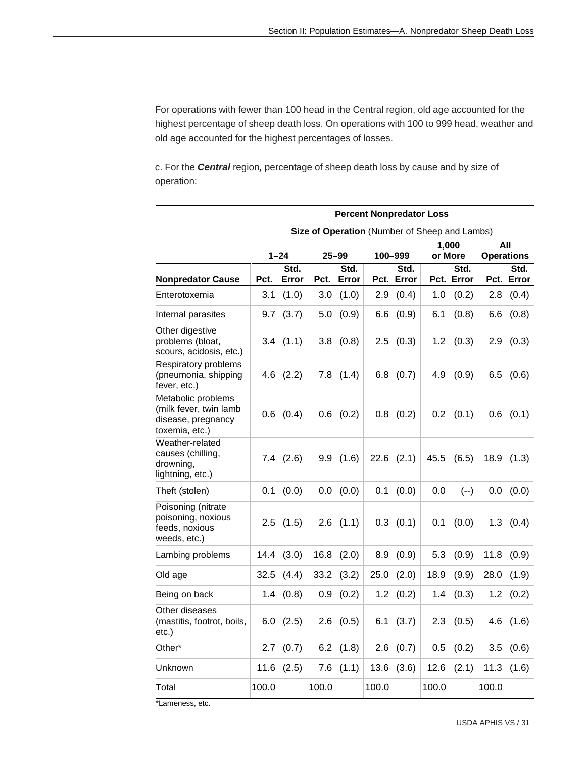For operations with fewer than 100 head in the Central region, old age accounted for the highest percentage of sheep death loss. On operations with 100 to 999 head, weather and old age accounted for the highest percentages of losses.

c. For the ***Central*** region***,*** percentage of sheep death loss by cause and by size of operation:

| | Percent Nonpredator Loss | | | | | | | | | |
|---|---|---|---|---|---|---|---|---|---|---|
| | Size of Operation (Number of Sheep and Lambs) | | | | | | | | | |
| | 1–24 | | 25–99 | | 100–999 | | 1,000 or More | | All Operations | |
| **Nonpredator Cause** | **Pct.** | **Std. Error** | **Pct.** | **Std. Error** | **Pct.** | **Std. Error** | **Pct.** | **Std. Error** | **Pct.** | **Std. Error** |
| Enterotoxemia | 3.1 | (1.0) | 3.0 | (1.0) | 2.9 | (0.4) | 1.0 | (0.2) | 2.8 | (0.4) |
| Internal parasites | 9.7 | (3.7) | 5.0 | (0.9) | 6.6 | (0.9) | 6.1 | (0.8) | 6.6 | (0.8) |
| Other digestive problems (bloat, scours, acidosis, etc.) | 3.4 | (1.1) | 3.8 | (0.8) | 2.5 | (0.3) | 1.2 | (0.3) | 2.9 | (0.3) |
| Respiratory problems (pneumonia, shipping fever, etc.) | 4.6 | (2.2) | 7.8 | (1.4) | 6.8 | (0.7) | 4.9 | (0.9) | 6.5 | (0.6) |
| Metabolic problems (milk fever, twin lamb disease, pregnancy toxemia, etc.) | 0.6 | (0.4) | 0.6 | (0.2) | 0.8 | (0.2) | 0.2 | (0.1) | 0.6 | (0.1) |
| Weather-related causes (chilling, drowning, lightning, etc.) | 7.4 | (2.6) | 9.9 | (1.6) | 22.6 | (2.1) | 45.5 | (6.5) | 18.9 | (1.3) |
| Theft (stolen) | 0.1 | (0.0) | 0.0 | (0.0) | 0.1 | (0.0) | 0.0 | (--) | 0.0 | (0.0) |
| Poisoning (nitrate poisoning, noxious feeds, noxious weeds, etc.) | 2.5 | (1.5) | 2.6 | (1.1) | 0.3 | (0.1) | 0.1 | (0.0) | 1.3 | (0.4) |
| Lambing problems | 14.4 | (3.0) | 16.8 | (2.0) | 8.9 | (0.9) | 5.3 | (0.9) | 11.8 | (0.9) |
| Old age | 32.5 | (4.4) | 33.2 | (3.2) | 25.0 | (2.0) | 18.9 | (9.9) | 28.0 | (1.9) |
| Being on back | 1.4 | (0.8) | 0.9 | (0.2) | 1.2 | (0.2) | 1.4 | (0.3) | 1.2 | (0.2) |
| Other diseases (mastitis, footrot, boils, etc.) | 6.0 | (2.5) | 2.6 | (0.5) | 6.1 | (3.7) | 2.3 | (0.5) | 4.6 | (1.6) |
| Other* | 2.7 | (0.7) | 6.2 | (1.8) | 2.6 | (0.7) | 0.5 | (0.2) | 3.5 | (0.6) |
| Unknown | 11.6 | (2.5) | 7.6 | (1.1) | 13.6 | (3.6) | 12.6 | (2.1) | 11.3 | (1.6) |
| Total | 100.0 | | 100.0 | | 100.0 | | 100.0 | | 100.0 | |

*Lameness, etc.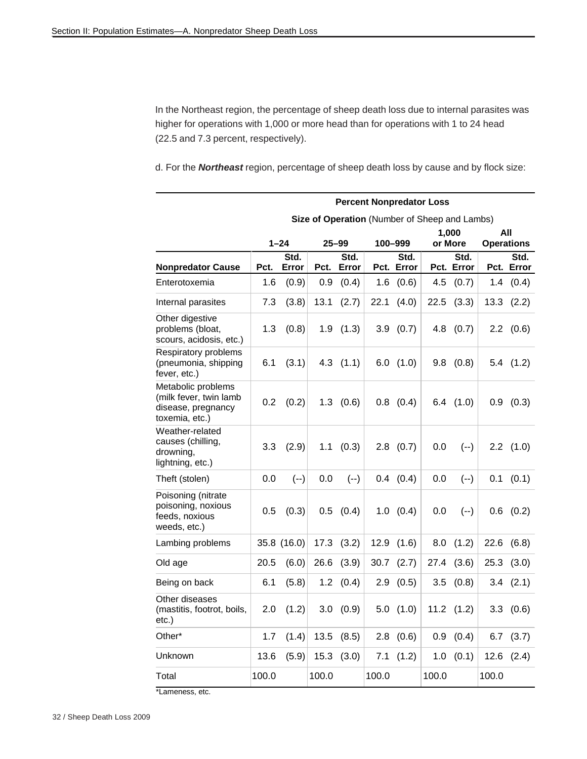In the Northeast region, the percentage of sheep death loss due to internal parasites was higher for operations with 1,000 or more head than for operations with 1 to 24 head (22.5 and 7.3 percent, respectively).

d. For the ***Northeast*** region, percentage of sheep death loss by cause and by flock size:

| | Percent Nonpredator Loss | | | | | | | | | |
|---|---|---|---|---|---|---|---|---|---|---|
| | Size of Operation (Number of Sheep and Lambs) | | | | | | | | | |
| | 1–24 | | 25–99 | | 100–999 | | 1,000 or More | | All Operations | |
| Nonpredator Cause | Pct. | Std. Error | Pct. | Std. Error | Pct. | Std. Error | Pct. | Std. Error | Pct. | Std. Error |
| Enterotoxemia | 1.6 | (0.9) | 0.9 | (0.4) | 1.6 | (0.6) | 4.5 | (0.7) | 1.4 | (0.4) |
| Internal parasites | 7.3 | (3.8) | 13.1 | (2.7) | 22.1 | (4.0) | 22.5 | (3.3) | 13.3 | (2.2) |
| Other digestive problems (bloat, scours, acidosis, etc.) | 1.3 | (0.8) | 1.9 | (1.3) | 3.9 | (0.7) | 4.8 | (0.7) | 2.2 | (0.6) |
| Respiratory problems (pneumonia, shipping fever, etc.) | 6.1 | (3.1) | 4.3 | (1.1) | 6.0 | (1.0) | 9.8 | (0.8) | 5.4 | (1.2) |
| Metabolic problems (milk fever, twin lamb disease, pregnancy toxemia, etc.) | 0.2 | (0.2) | 1.3 | (0.6) | 0.8 | (0.4) | 6.4 | (1.0) | 0.9 | (0.3) |
| Weather-related causes (chilling, drowning, lightning, etc.) | 3.3 | (2.9) | 1.1 | (0.3) | 2.8 | (0.7) | 0.0 | (--) | 2.2 | (1.0) |
| Theft (stolen) | 0.0 | (--) | 0.0 | (--) | 0.4 | (0.4) | 0.0 | (--) | 0.1 | (0.1) |
| Poisoning (nitrate poisoning, noxious feeds, noxious weeds, etc.) | 0.5 | (0.3) | 0.5 | (0.4) | 1.0 | (0.4) | 0.0 | (--) | 0.6 | (0.2) |
| Lambing problems | 35.8 | (16.0) | 17.3 | (3.2) | 12.9 | (1.6) | 8.0 | (1.2) | 22.6 | (6.8) |
| Old age | 20.5 | (6.0) | 26.6 | (3.9) | 30.7 | (2.7) | 27.4 | (3.6) | 25.3 | (3.0) |
| Being on back | 6.1 | (5.8) | 1.2 | (0.4) | 2.9 | (0.5) | 3.5 | (0.8) | 3.4 | (2.1) |
| Other diseases (mastitis, footrot, boils, etc.) | 2.0 | (1.2) | 3.0 | (0.9) | 5.0 | (1.0) | 11.2 | (1.2) | 3.3 | (0.6) |
| Other* | 1.7 | (1.4) | 13.5 | (8.5) | 2.8 | (0.6) | 0.9 | (0.4) | 6.7 | (3.7) |
| Unknown | 13.6 | (5.9) | 15.3 | (3.0) | 7.1 | (1.2) | 1.0 | (0.1) | 12.6 | (2.4) |
| Total | 100.0 | | 100.0 | | 100.0 | | 100.0 | | 100.0 | |

*Lameness, etc.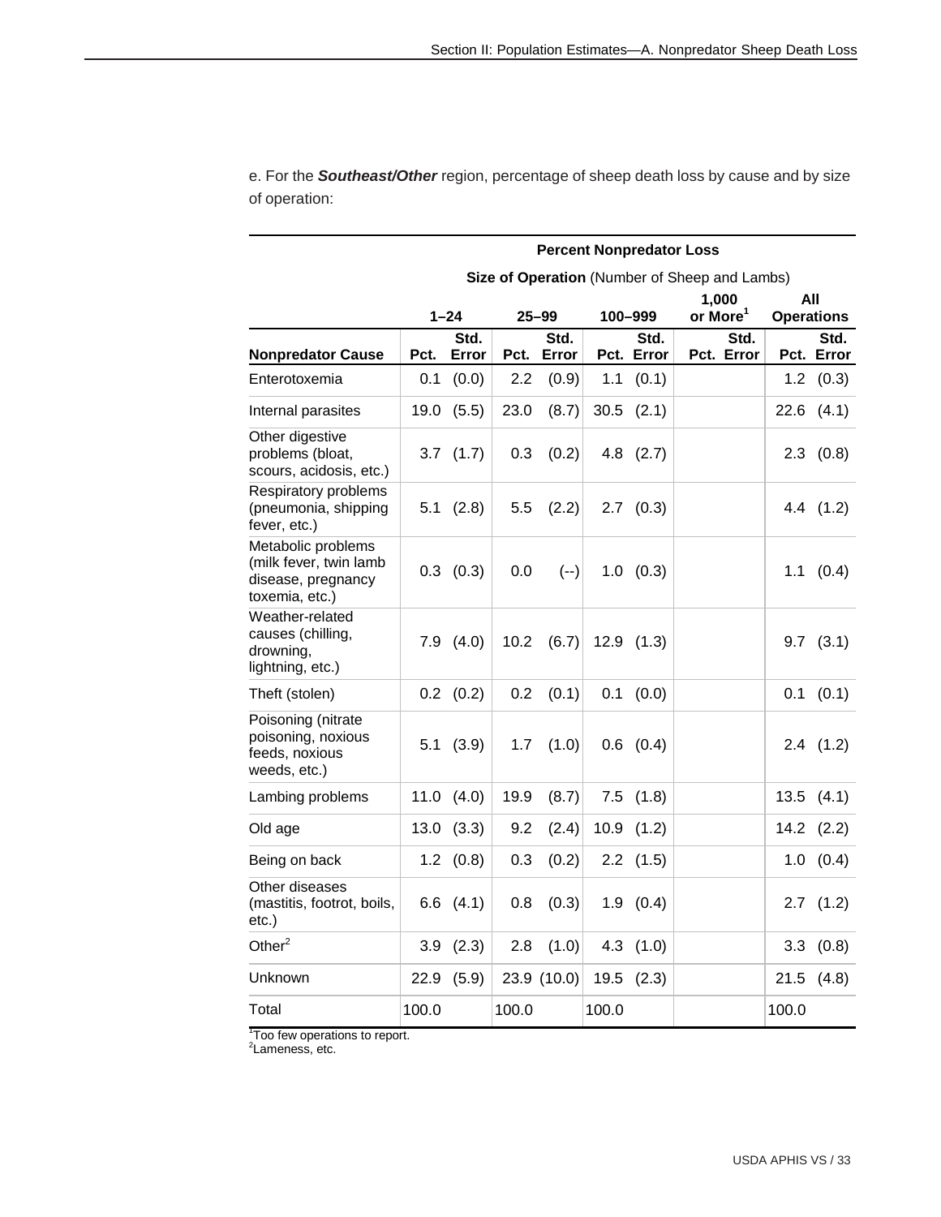e. For the ***Southeast/Other*** region, percentage of sheep death loss by cause and by size of operation:

| | **Percent Nonpredator Loss** | | | | | | | | | |
|---|---|---|---|---|---|---|---|---|---|---|
| | **Size of Operation** (Number of Sheep and Lambs) | | | | | | | | | |
| | **1–24** | | **25–99** | | **100–999** | | **1,000 or More**[1] | | **All Operations** | |
| **Nonpredator Cause** | **Pct.** | **Std. Error** | **Pct.** | **Std. Error** | **Pct.** | **Std. Error** | **Pct.** | **Std. Error** | **Pct.** | **Std. Error** |
| Enterotoxemia | 0.1 | (0.0) | 2.2 | (0.9) | 1.1 | (0.1) | | | 1.2 | (0.3) |
| Internal parasites | 19.0 | (5.5) | 23.0 | (8.7) | 30.5 | (2.1) | | | 22.6 | (4.1) |
| Other digestive problems (bloat, scours, acidosis, etc.) | 3.7 | (1.7) | 0.3 | (0.2) | 4.8 | (2.7) | | | 2.3 | (0.8) |
| Respiratory problems (pneumonia, shipping fever, etc.) | 5.1 | (2.8) | 5.5 | (2.2) | 2.7 | (0.3) | | | 4.4 | (1.2) |
| Metabolic problems (milk fever, twin lamb disease, pregnancy toxemia, etc.) | 0.3 | (0.3) | 0.0 | (--) | 1.0 | (0.3) | | | 1.1 | (0.4) |
| Weather-related causes (chilling, drowning, lightning, etc.) | 7.9 | (4.0) | 10.2 | (6.7) | 12.9 | (1.3) | | | 9.7 | (3.1) |
| Theft (stolen) | 0.2 | (0.2) | 0.2 | (0.1) | 0.1 | (0.0) | | | 0.1 | (0.1) |
| Poisoning (nitrate poisoning, noxious feeds, noxious weeds, etc.) | 5.1 | (3.9) | 1.7 | (1.0) | 0.6 | (0.4) | | | 2.4 | (1.2) |
| Lambing problems | 11.0 | (4.0) | 19.9 | (8.7) | 7.5 | (1.8) | | | 13.5 | (4.1) |
| Old age | 13.0 | (3.3) | 9.2 | (2.4) | 10.9 | (1.2) | | | 14.2 | (2.2) |
| Being on back | 1.2 | (0.8) | 0.3 | (0.2) | 2.2 | (1.5) | | | 1.0 | (0.4) |
| Other diseases (mastitis, footrot, boils, etc.) | 6.6 | (4.1) | 0.8 | (0.3) | 1.9 | (0.4) | | | 2.7 | (1.2) |
| Other[2] | 3.9 | (2.3) | 2.8 | (1.0) | 4.3 | (1.0) | | | 3.3 | (0.8) |
| Unknown | 22.9 | (5.9) | 23.9 | (10.0) | 19.5 | (2.3) | | | 21.5 | (4.8) |
| Total | 100.0 | | 100.0 | | 100.0 | | | | 100.0 | |

[1]Too few operations to report.
[2]Lameness, etc.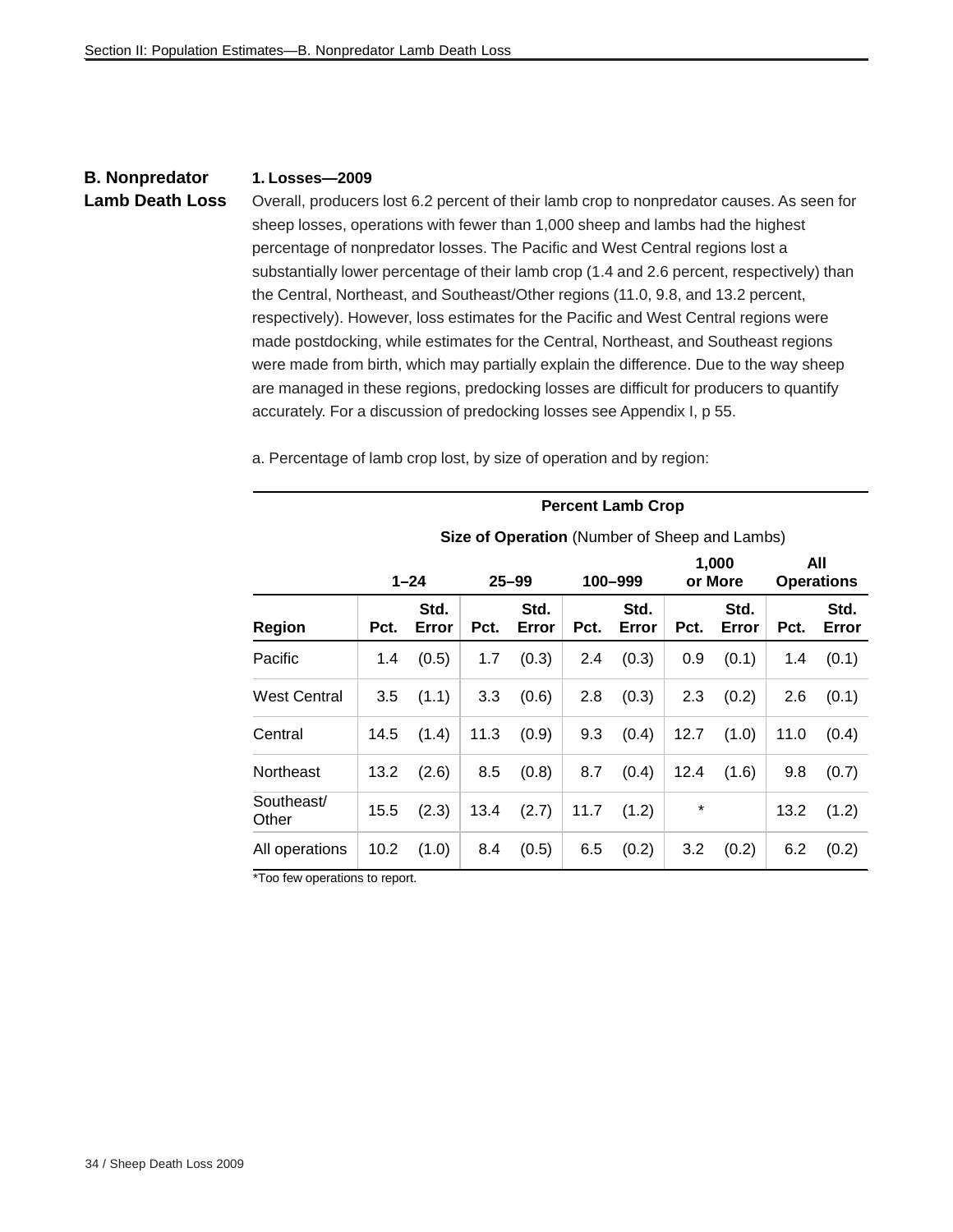## B. Nonpredator Lamb Death Loss

### 1. Losses—2009

Overall, producers lost 6.2 percent of their lamb crop to nonpredator causes. As seen for sheep losses, operations with fewer than 1,000 sheep and lambs had the highest percentage of nonpredator losses. The Pacific and West Central regions lost a substantially lower percentage of their lamb crop (1.4 and 2.6 percent, respectively) than the Central, Northeast, and Southeast/Other regions (11.0, 9.8, and 13.2 percent, respectively). However, loss estimates for the Pacific and West Central regions were made postdocking, while estimates for the Central, Northeast, and Southeast regions were made from birth, which may partially explain the difference. Due to the way sheep are managed in these regions, predocking losses are difficult for producers to quantify accurately. For a discussion of predocking losses see Appendix I, p 55.

a. Percentage of lamb crop lost, by size of operation and by region:

| | **Percent Lamb Crop** | | | | | | | | | |
|---|---|---|---|---|---|---|---|---|---|---|
| | **Size of Operation** (Number of Sheep and Lambs) | | | | | | | | | |
| | **1–24** | | **25–99** | | **100–999** | | **1,000 or More** | | **All Operations** | |
| **Region** | **Pct.** | **Std. Error** | **Pct.** | **Std. Error** | **Pct.** | **Std. Error** | **Pct.** | **Std. Error** | **Pct.** | **Std. Error** |
| Pacific | 1.4 | (0.5) | 1.7 | (0.3) | 2.4 | (0.3) | 0.9 | (0.1) | 1.4 | (0.1) |
| West Central | 3.5 | (1.1) | 3.3 | (0.6) | 2.8 | (0.3) | 2.3 | (0.2) | 2.6 | (0.1) |
| Central | 14.5 | (1.4) | 11.3 | (0.9) | 9.3 | (0.4) | 12.7 | (1.0) | 11.0 | (0.4) |
| Northeast | 13.2 | (2.6) | 8.5 | (0.8) | 8.7 | (0.4) | 12.4 | (1.6) | 9.8 | (0.7) |
| Southeast/ Other | 15.5 | (2.3) | 13.4 | (2.7) | 11.7 | (1.2) | * | | 13.2 | (1.2) |
| All operations | 10.2 | (1.0) | 8.4 | (0.5) | 6.5 | (0.2) | 3.2 | (0.2) | 6.2 | (0.2) |

*Too few operations to report.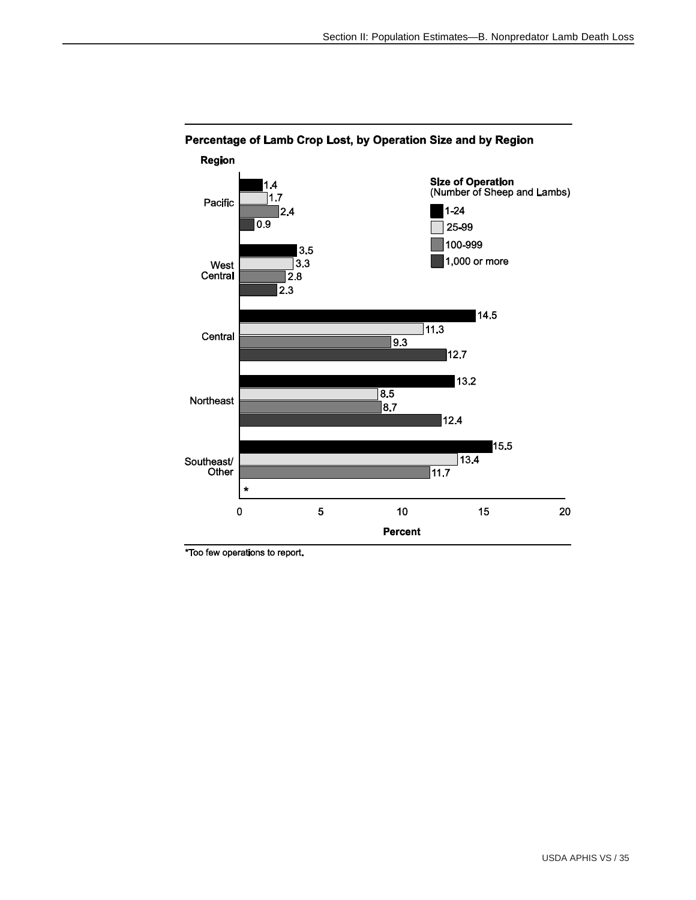**Percentage of Lamb Crop Lost, by Operation Size and by Region**

| Region | 1-24 | 25-99 | 100-999 | 1,000 or more |
|---|---|---|---|---|
| Pacific | 1.4 | 1.7 | 2.4 | 0.9 |
| West Central | 3.5 | 3.3 | 2.8 | 2.3 |
| Central | 14.5 | 11.3 | 9.3 | 12.7 |
| Northeast | 13.2 | 8.5 | 8.7 | 12.4 |
| Southeast/ Other | 15.5 | 13.4 | 11.7 | * |

Size of Operation (Number of Sheep and Lambs)

Percent

*Too few operations to report.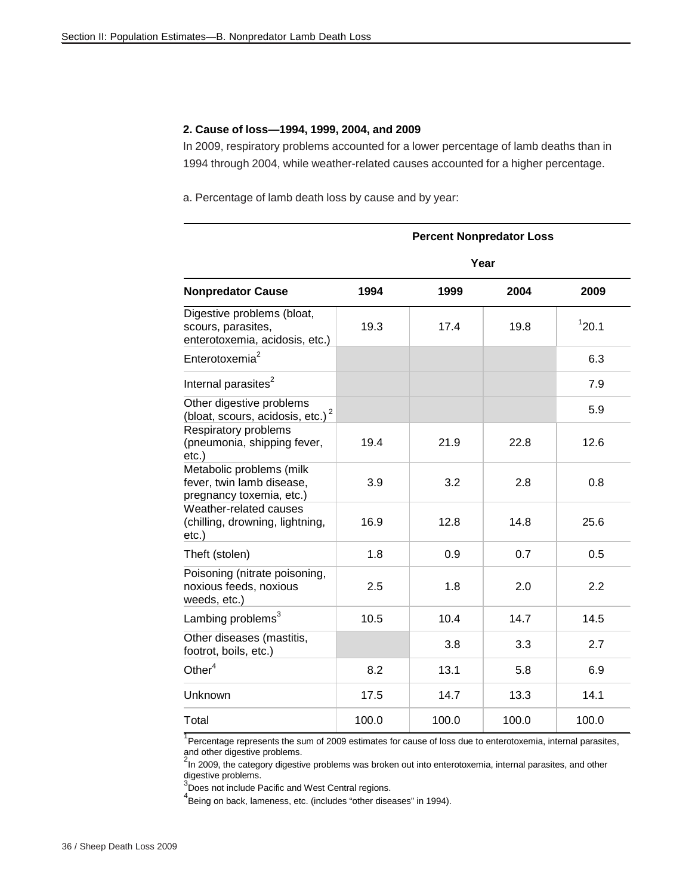### 2. Cause of loss—1994, 1999, 2004, and 2009

In 2009, respiratory problems accounted for a lower percentage of lamb deaths than in 1994 through 2004, while weather-related causes accounted for a higher percentage.

a. Percentage of lamb death loss by cause and by year:

| | Percent Nonpredator Loss | | | |
|---|---|---|---|---|
| | Year | | | |
| **Nonpredator Cause** | **1994** | **1999** | **2004** | **2009** |
| Digestive problems (bloat, scours, parasites, enterotoxemia, acidosis, etc.) | 19.3 | 17.4 | 19.8 | [1]20.1 |
| Enterotoxemia[2] | | | | 6.3 |
| Internal parasites[2] | | | | 7.9 |
| Other digestive problems (bloat, scours, acidosis, etc.)[2] | | | | 5.9 |
| Respiratory problems (pneumonia, shipping fever, etc.) | 19.4 | 21.9 | 22.8 | 12.6 |
| Metabolic problems (milk fever, twin lamb disease, pregnancy toxemia, etc.) | 3.9 | 3.2 | 2.8 | 0.8 |
| Weather-related causes (chilling, drowning, lightning, etc.) | 16.9 | 12.8 | 14.8 | 25.6 |
| Theft (stolen) | 1.8 | 0.9 | 0.7 | 0.5 |
| Poisoning (nitrate poisoning, noxious feeds, noxious weeds, etc.) | 2.5 | 1.8 | 2.0 | 2.2 |
| Lambing problems[3] | 10.5 | 10.4 | 14.7 | 14.5 |
| Other diseases (mastitis, footrot, boils, etc.) | | 3.8 | 3.3 | 2.7 |
| Other[4] | 8.2 | 13.1 | 5.8 | 6.9 |
| Unknown | 17.5 | 14.7 | 13.3 | 14.1 |
| Total | 100.0 | 100.0 | 100.0 | 100.0 |

[1]Percentage represents the sum of 2009 estimates for cause of loss due to enterotoxemia, internal parasites, and other digestive problems.

[2]In 2009, the category digestive problems was broken out into enterotoxemia, internal parasites, and other digestive problems.

[3]Does not include Pacific and West Central regions.

[4]Being on back, lameness, etc. (includes "other diseases" in 1994).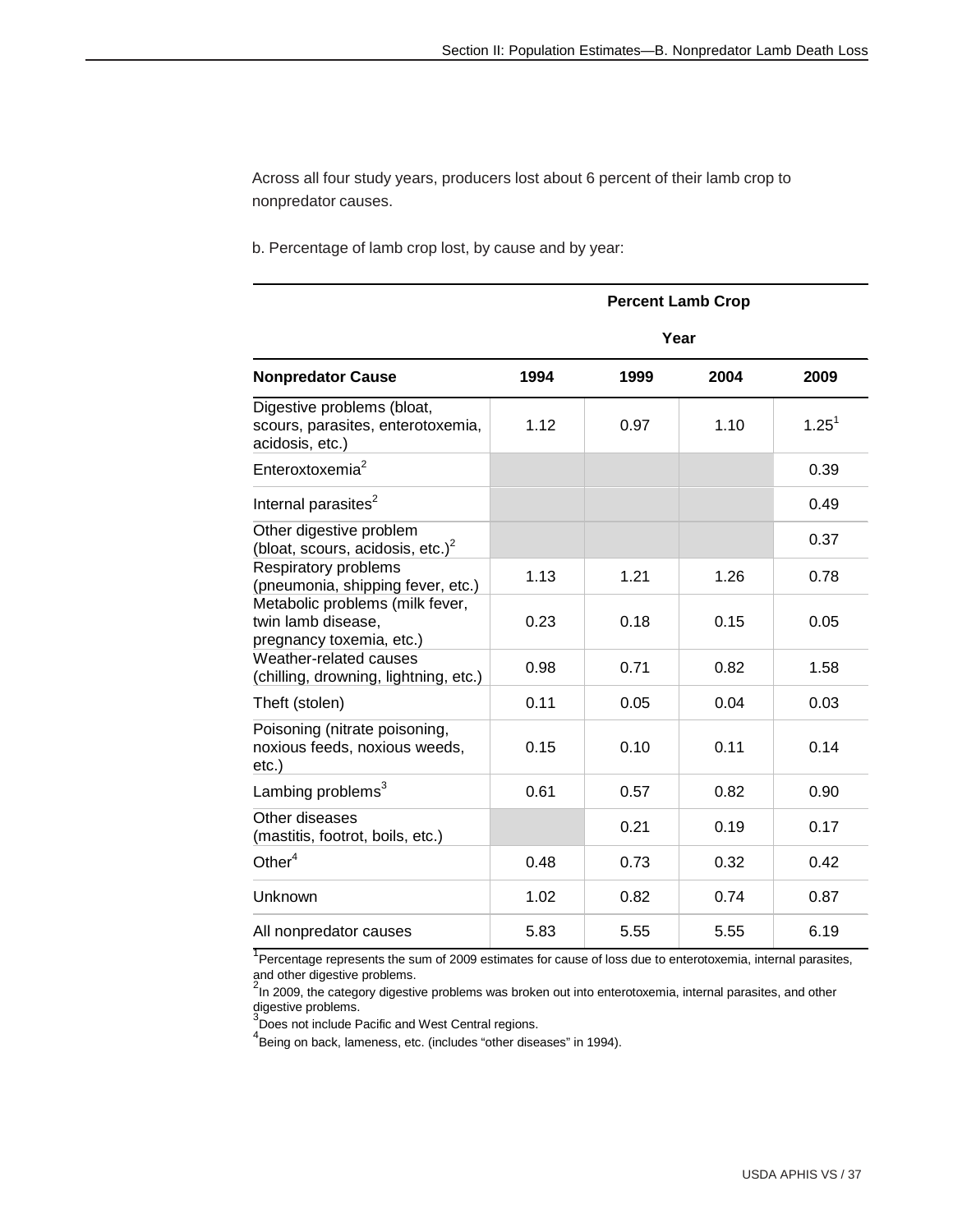Across all four study years, producers lost about 6 percent of their lamb crop to nonpredator causes.

b. Percentage of lamb crop lost, by cause and by year:

| | Percent Lamb Crop | | | |
|---|---|---|---|---|
| | Year | | | |
| **Nonpredator Cause** | **1994** | **1999** | **2004** | **2009** |
| Digestive problems (bloat, scours, parasites, enterotoxemia, acidosis, etc.) | 1.12 | 0.97 | 1.10 | 1.25[1] |
| Enteroxtoxemia[2] | | | | 0.39 |
| Internal parasites[2] | | | | 0.49 |
| Other digestive problem (bloat, scours, acidosis, etc.)[2] | | | | 0.37 |
| Respiratory problems (pneumonia, shipping fever, etc.) | 1.13 | 1.21 | 1.26 | 0.78 |
| Metabolic problems (milk fever, twin lamb disease, pregnancy toxemia, etc.) | 0.23 | 0.18 | 0.15 | 0.05 |
| Weather-related causes (chilling, drowning, lightning, etc.) | 0.98 | 0.71 | 0.82 | 1.58 |
| Theft (stolen) | 0.11 | 0.05 | 0.04 | 0.03 |
| Poisoning (nitrate poisoning, noxious feeds, noxious weeds, etc.) | 0.15 | 0.10 | 0.11 | 0.14 |
| Lambing problems[3] | 0.61 | 0.57 | 0.82 | 0.90 |
| Other diseases (mastitis, footrot, boils, etc.) | | 0.21 | 0.19 | 0.17 |
| Other[4] | 0.48 | 0.73 | 0.32 | 0.42 |
| Unknown | 1.02 | 0.82 | 0.74 | 0.87 |
| All nonpredator causes | 5.83 | 5.55 | 5.55 | 6.19 |

[1]Percentage represents the sum of 2009 estimates for cause of loss due to enterotoxemia, internal parasites, and other digestive problems.
[2]In 2009, the category digestive problems was broken out into enterotoxemia, internal parasites, and other digestive problems.
[3]Does not include Pacific and West Central regions.
[4]Being on back, lameness, etc. (includes "other diseases" in 1994).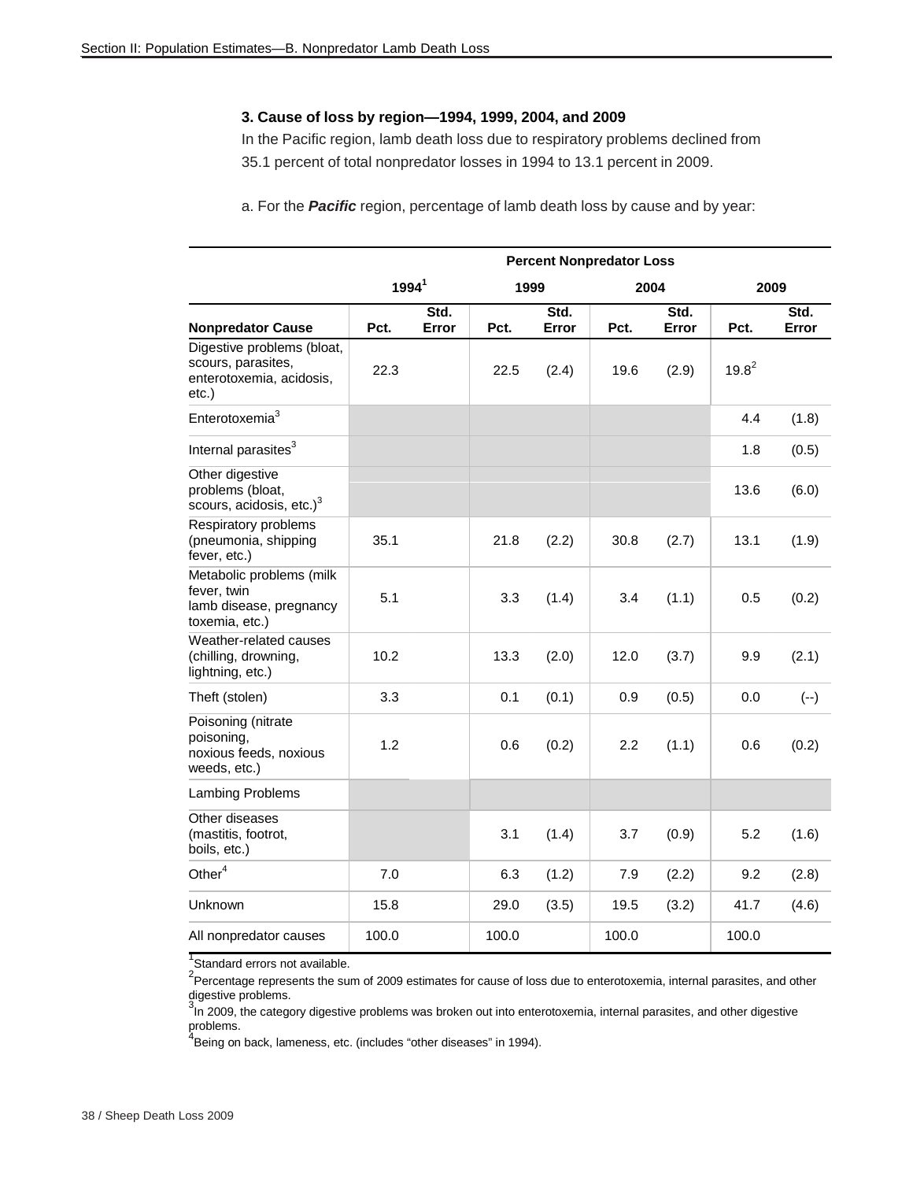### 3. Cause of loss by region—1994, 1999, 2004, and 2009

In the Pacific region, lamb death loss due to respiratory problems declined from 35.1 percent of total nonpredator losses in 1994 to 13.1 percent in 2009.

a. For the ***Pacific*** region, percentage of lamb death loss by cause and by year:

| | Percent Nonpredator Loss | | | | | | | |
|---|---|---|---|---|---|---|---|---|
| | 1994[1] | | 1999 | | 2004 | | 2009 | |
| **Nonpredator Cause** | **Pct.** | **Std. Error** | **Pct.** | **Std. Error** | **Pct.** | **Std. Error** | **Pct.** | **Std. Error** |
| Digestive problems (bloat, scours, parasites, enterotoxemia, acidosis, etc.) | 22.3 | | 22.5 | (2.4) | 19.6 | (2.9) | 19.8[2] | |
| Enterotoxemia[3] | | | | | | | 4.4 | (1.8) |
| Internal parasites[3] | | | | | | | 1.8 | (0.5) |
| Other digestive problems (bloat, scours, acidosis, etc.)[3] | | | | | | | 13.6 | (6.0) |
| Respiratory problems (pneumonia, shipping fever, etc.) | 35.1 | | 21.8 | (2.2) | 30.8 | (2.7) | 13.1 | (1.9) |
| Metabolic problems (milk fever, twin lamb disease, pregnancy toxemia, etc.) | 5.1 | | 3.3 | (1.4) | 3.4 | (1.1) | 0.5 | (0.2) |
| Weather-related causes (chilling, drowning, lightning, etc.) | 10.2 | | 13.3 | (2.0) | 12.0 | (3.7) | 9.9 | (2.1) |
| Theft (stolen) | 3.3 | | 0.1 | (0.1) | 0.9 | (0.5) | 0.0 | (--) |
| Poisoning (nitrate poisoning, noxious feeds, noxious weeds, etc.) | 1.2 | | 0.6 | (0.2) | 2.2 | (1.1) | 0.6 | (0.2) |
| Lambing Problems | | | | | | | | |
| Other diseases (mastitis, footrot, boils, etc.) | | | 3.1 | (1.4) | 3.7 | (0.9) | 5.2 | (1.6) |
| Other[4] | 7.0 | | 6.3 | (1.2) | 7.9 | (2.2) | 9.2 | (2.8) |
| Unknown | 15.8 | | 29.0 | (3.5) | 19.5 | (3.2) | 41.7 | (4.6) |
| All nonpredator causes | 100.0 | | 100.0 | | 100.0 | | 100.0 | |

[1]Standard errors not available.
[2]Percentage represents the sum of 2009 estimates for cause of loss due to enterotoxemia, internal parasites, and other digestive problems.
[3]In 2009, the category digestive problems was broken out into enterotoxemia, internal parasites, and other digestive problems.
[4]Being on back, lameness, etc. (includes "other diseases" in 1994).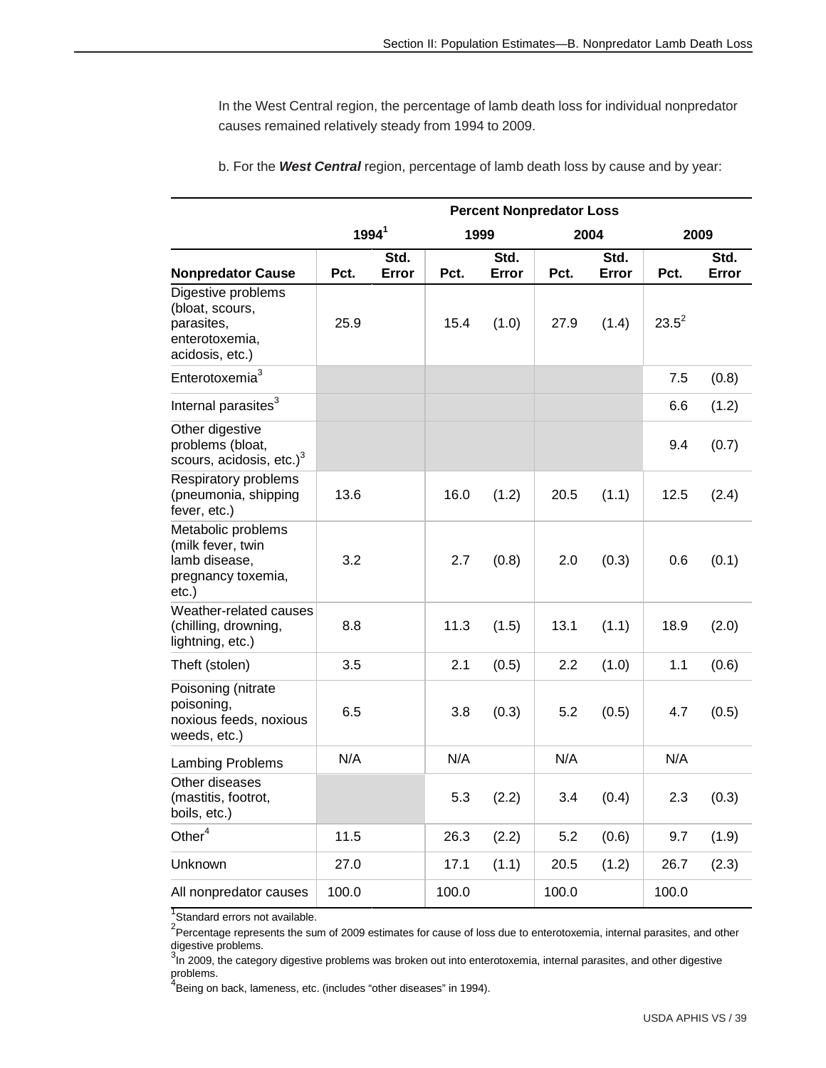In the West Central region, the percentage of lamb death loss for individual nonpredator causes remained relatively steady from 1994 to 2009.

b. For the ***West Central*** region, percentage of lamb death loss by cause and by year:

| | Percent Nonpredator Loss | | | | | | | |
|---|---|---|---|---|---|---|---|---|
| | 1994[1] | | 1999 | | 2004 | | 2009 | |
| **Nonpredator Cause** | **Pct.** | **Std. Error** | **Pct.** | **Std. Error** | **Pct.** | **Std. Error** | **Pct.** | **Std. Error** |
| Digestive problems (bloat, scours, parasites, enterotoxemia, acidosis, etc.) | 25.9 | | 15.4 | (1.0) | 27.9 | (1.4) | 23.5[2] | |
| Enterotoxemia[3] | | | | | | | 7.5 | (0.8) |
| Internal parasites[3] | | | | | | | 6.6 | (1.2) |
| Other digestive problems (bloat, scours, acidosis, etc.)[3] | | | | | | | 9.4 | (0.7) |
| Respiratory problems (pneumonia, shipping fever, etc.) | 13.6 | | 16.0 | (1.2) | 20.5 | (1.1) | 12.5 | (2.4) |
| Metabolic problems (milk fever, twin lamb disease, pregnancy toxemia, etc.) | 3.2 | | 2.7 | (0.8) | 2.0 | (0.3) | 0.6 | (0.1) |
| Weather-related causes (chilling, drowning, lightning, etc.) | 8.8 | | 11.3 | (1.5) | 13.1 | (1.1) | 18.9 | (2.0) |
| Theft (stolen) | 3.5 | | 2.1 | (0.5) | 2.2 | (1.0) | 1.1 | (0.6) |
| Poisoning (nitrate poisoning, noxious feeds, noxious weeds, etc.) | 6.5 | | 3.8 | (0.3) | 5.2 | (0.5) | 4.7 | (0.5) |
| Lambing Problems | N/A | | N/A | | N/A | | N/A | |
| Other diseases (mastitis, footrot, boils, etc.) | | | 5.3 | (2.2) | 3.4 | (0.4) | 2.3 | (0.3) |
| Other[4] | 11.5 | | 26.3 | (2.2) | 5.2 | (0.6) | 9.7 | (1.9) |
| Unknown | 27.0 | | 17.1 | (1.1) | 20.5 | (1.2) | 26.7 | (2.3) |
| All nonpredator causes | 100.0 | | 100.0 | | 100.0 | | 100.0 | |

[1]Standard errors not available.

[2]Percentage represents the sum of 2009 estimates for cause of loss due to enterotoxemia, internal parasites, and other digestive problems.

[3]In 2009, the category digestive problems was broken out into enterotoxemia, internal parasites, and other digestive problems.

[4]Being on back, lameness, etc. (includes "other diseases" in 1994).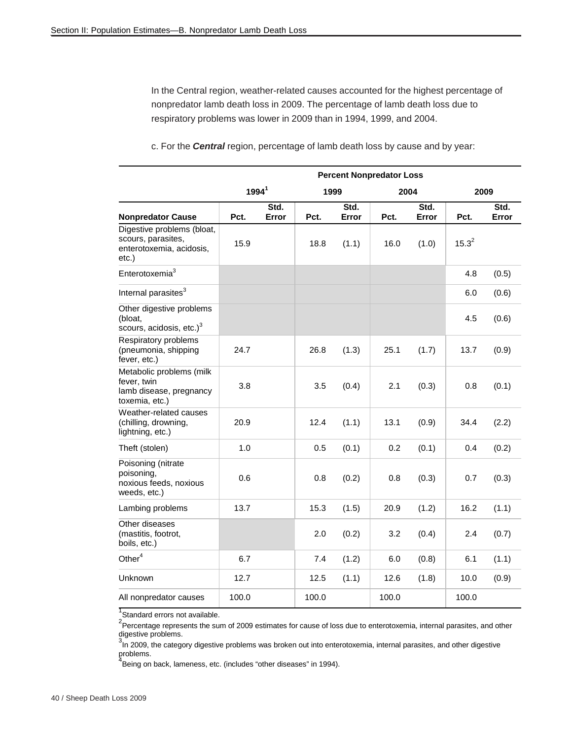In the Central region, weather-related causes accounted for the highest percentage of nonpredator lamb death loss in 2009. The percentage of lamb death loss due to respiratory problems was lower in 2009 than in 1994, 1999, and 2004.

c. For the ***Central*** region, percentage of lamb death loss by cause and by year:

| | Percent Nonpredator Loss | | | | | | | |
|---|---|---|---|---|---|---|---|---|
| | 1994[1] | | 1999 | | 2004 | | 2009 | |
| Nonpredator Cause | Pct. | Std. Error | Pct. | Std. Error | Pct. | Std. Error | Pct. | Std. Error |
| Digestive problems (bloat, scours, parasites, enterotoxemia, acidosis, etc.) | 15.9 | | 18.8 | (1.1) | 16.0 | (1.0) | 15.3[2] | |
| Enterotoxemia[3] | | | | | | | 4.8 | (0.5) |
| Internal parasites[3] | | | | | | | 6.0 | (0.6) |
| Other digestive problems (bloat, scours, acidosis, etc.)[3] | | | | | | | 4.5 | (0.6) |
| Respiratory problems (pneumonia, shipping fever, etc.) | 24.7 | | 26.8 | (1.3) | 25.1 | (1.7) | 13.7 | (0.9) |
| Metabolic problems (milk fever, twin lamb disease, pregnancy toxemia, etc.) | 3.8 | | 3.5 | (0.4) | 2.1 | (0.3) | 0.8 | (0.1) |
| Weather-related causes (chilling, drowning, lightning, etc.) | 20.9 | | 12.4 | (1.1) | 13.1 | (0.9) | 34.4 | (2.2) |
| Theft (stolen) | 1.0 | | 0.5 | (0.1) | 0.2 | (0.1) | 0.4 | (0.2) |
| Poisoning (nitrate poisoning, noxious feeds, noxious weeds, etc.) | 0.6 | | 0.8 | (0.2) | 0.8 | (0.3) | 0.7 | (0.3) |
| Lambing problems | 13.7 | | 15.3 | (1.5) | 20.9 | (1.2) | 16.2 | (1.1) |
| Other diseases (mastitis, footrot, boils, etc.) | | | 2.0 | (0.2) | 3.2 | (0.4) | 2.4 | (0.7) |
| Other[4] | 6.7 | | 7.4 | (1.2) | 6.0 | (0.8) | 6.1 | (1.1) |
| Unknown | 12.7 | | 12.5 | (1.1) | 12.6 | (1.8) | 10.0 | (0.9) |
| All nonpredator causes | 100.0 | | 100.0 | | 100.0 | | 100.0 | |

[1]Standard errors not available.

[2]Percentage represents the sum of 2009 estimates for cause of loss due to enterotoxemia, internal parasites, and other digestive problems.

[3]In 2009, the category digestive problems was broken out into enterotoxemia, internal parasites, and other digestive problems.

[4]Being on back, lameness, etc. (includes "other diseases" in 1994).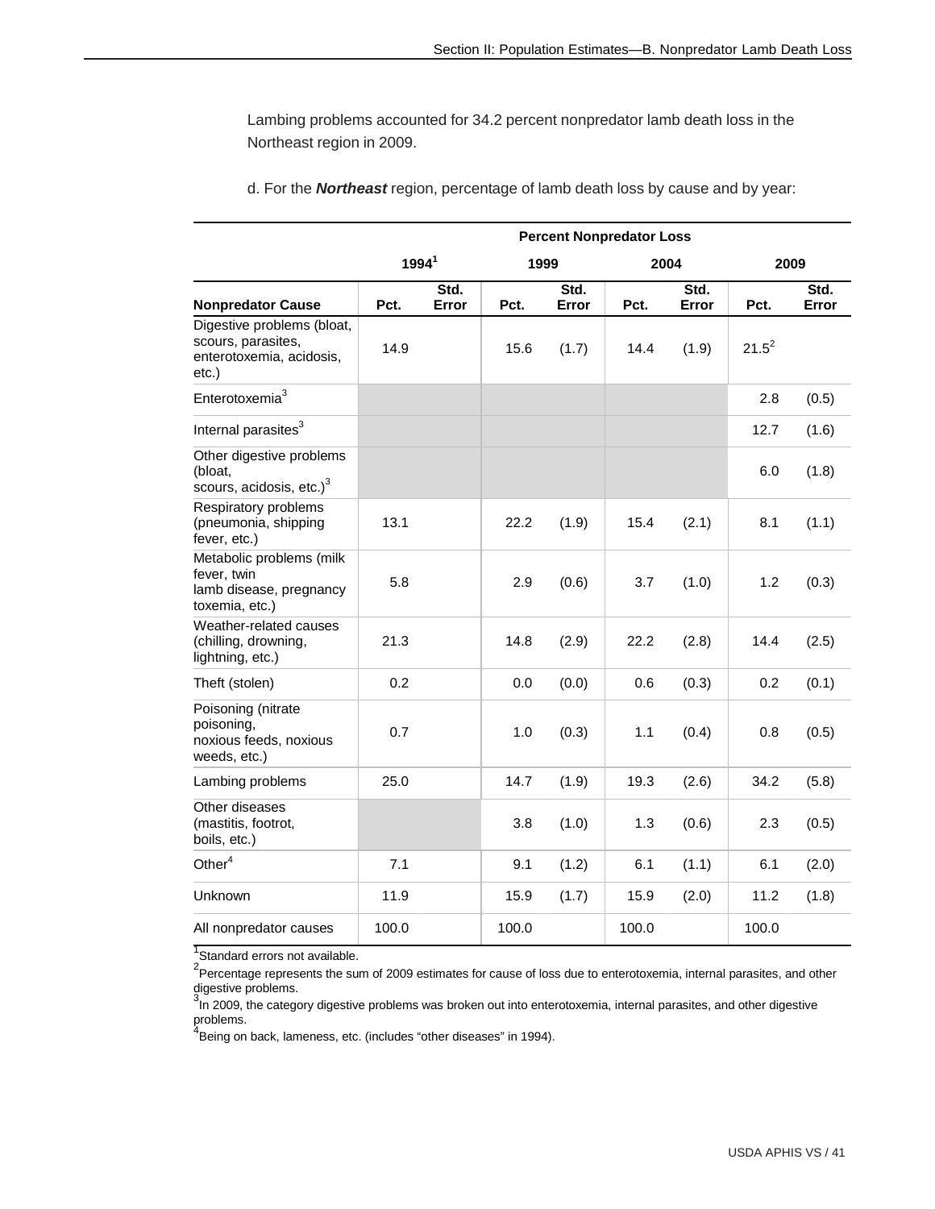Lambing problems accounted for 34.2 percent nonpredator lamb death loss in the Northeast region in 2009.

d. For the ***Northeast*** region, percentage of lamb death loss by cause and by year:

| | Percent Nonpredator Loss | | | | | | | |
|---|---|---|---|---|---|---|---|---|
| | 1994[1] | | 1999 | | 2004 | | 2009 | |
| **Nonpredator Cause** | **Pct.** | **Std. Error** | **Pct.** | **Std. Error** | **Pct.** | **Std. Error** | **Pct.** | **Std. Error** |
| Digestive problems (bloat, scours, parasites, enterotoxemia, acidosis, etc.) | 14.9 | | 15.6 | (1.7) | 14.4 | (1.9) | 21.5[2] | |
| Enterotoxemia[3] | | | | | | | 2.8 | (0.5) |
| Internal parasites[3] | | | | | | | 12.7 | (1.6) |
| Other digestive problems (bloat, scours, acidosis, etc.)[3] | | | | | | | 6.0 | (1.8) |
| Respiratory problems (pneumonia, shipping fever, etc.) | 13.1 | | 22.2 | (1.9) | 15.4 | (2.1) | 8.1 | (1.1) |
| Metabolic problems (milk fever, twin lamb disease, pregnancy toxemia, etc.) | 5.8 | | 2.9 | (0.6) | 3.7 | (1.0) | 1.2 | (0.3) |
| Weather-related causes (chilling, drowning, lightning, etc.) | 21.3 | | 14.8 | (2.9) | 22.2 | (2.8) | 14.4 | (2.5) |
| Theft (stolen) | 0.2 | | 0.0 | (0.0) | 0.6 | (0.3) | 0.2 | (0.1) |
| Poisoning (nitrate poisoning, noxious feeds, noxious weeds, etc.) | 0.7 | | 1.0 | (0.3) | 1.1 | (0.4) | 0.8 | (0.5) |
| Lambing problems | 25.0 | | 14.7 | (1.9) | 19.3 | (2.6) | 34.2 | (5.8) |
| Other diseases (mastitis, footrot, boils, etc.) | | | 3.8 | (1.0) | 1.3 | (0.6) | 2.3 | (0.5) |
| Other[4] | 7.1 | | 9.1 | (1.2) | 6.1 | (1.1) | 6.1 | (2.0) |
| Unknown | 11.9 | | 15.9 | (1.7) | 15.9 | (2.0) | 11.2 | (1.8) |
| All nonpredator causes | 100.0 | | 100.0 | | 100.0 | | 100.0 | |

[1]Standard errors not available.

[2]Percentage represents the sum of 2009 estimates for cause of loss due to enterotoxemia, internal parasites, and other digestive problems.

[3]In 2009, the category digestive problems was broken out into enterotoxemia, internal parasites, and other digestive problems.

[4]Being on back, lameness, etc. (includes "other diseases" in 1994).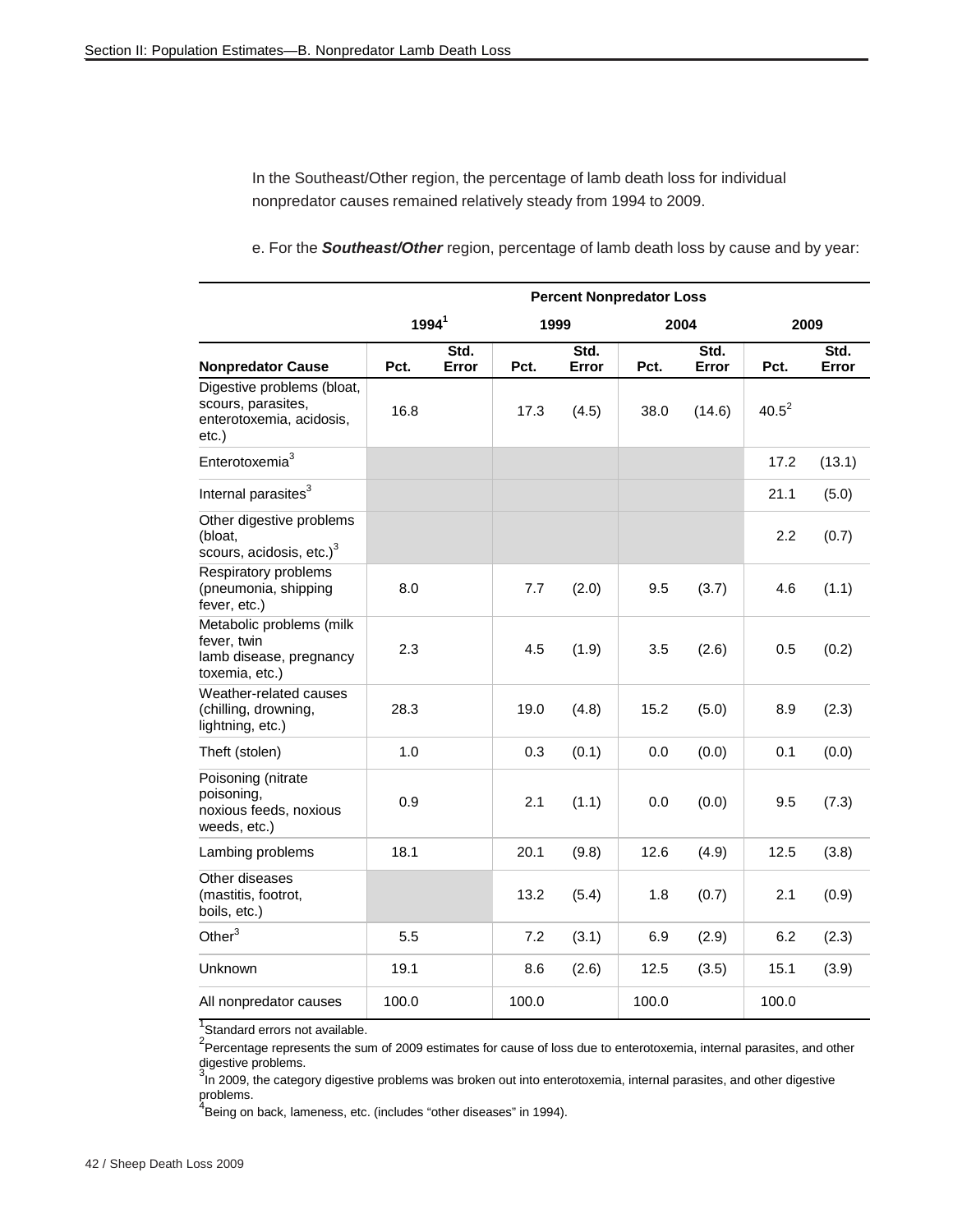In the Southeast/Other region, the percentage of lamb death loss for individual nonpredator causes remained relatively steady from 1994 to 2009.

e. For the ***Southeast/Other*** region, percentage of lamb death loss by cause and by year:

| | Percent Nonpredator Loss | | | | | | | |
|---|---|---|---|---|---|---|---|---|
| | 1994[1] | | 1999 | | 2004 | | 2009 | |
| **Nonpredator Cause** | **Pct.** | **Std. Error** | **Pct.** | **Std. Error** | **Pct.** | **Std. Error** | **Pct.** | **Std. Error** |
| Digestive problems (bloat, scours, parasites, enterotoxemia, acidosis, etc.) | 16.8 | | 17.3 | (4.5) | 38.0 | (14.6) | 40.5[2] | |
| Enterotoxemia[3] | | | | | | | 17.2 | (13.1) |
| Internal parasites[3] | | | | | | | 21.1 | (5.0) |
| Other digestive problems (bloat, scours, acidosis, etc.)[3] | | | | | | | 2.2 | (0.7) |
| Respiratory problems (pneumonia, shipping fever, etc.) | 8.0 | | 7.7 | (2.0) | 9.5 | (3.7) | 4.6 | (1.1) |
| Metabolic problems (milk fever, twin lamb disease, pregnancy toxemia, etc.) | 2.3 | | 4.5 | (1.9) | 3.5 | (2.6) | 0.5 | (0.2) |
| Weather-related causes (chilling, drowning, lightning, etc.) | 28.3 | | 19.0 | (4.8) | 15.2 | (5.0) | 8.9 | (2.3) |
| Theft (stolen) | 1.0 | | 0.3 | (0.1) | 0.0 | (0.0) | 0.1 | (0.0) |
| Poisoning (nitrate poisoning, noxious feeds, noxious weeds, etc.) | 0.9 | | 2.1 | (1.1) | 0.0 | (0.0) | 9.5 | (7.3) |
| Lambing problems | 18.1 | | 20.1 | (9.8) | 12.6 | (4.9) | 12.5 | (3.8) |
| Other diseases (mastitis, footrot, boils, etc.) | | | 13.2 | (5.4) | 1.8 | (0.7) | 2.1 | (0.9) |
| Other[3] | 5.5 | | 7.2 | (3.1) | 6.9 | (2.9) | 6.2 | (2.3) |
| Unknown | 19.1 | | 8.6 | (2.6) | 12.5 | (3.5) | 15.1 | (3.9) |
| All nonpredator causes | 100.0 | | 100.0 | | 100.0 | | 100.0 | |

[1]Standard errors not available.

[2]Percentage represents the sum of 2009 estimates for cause of loss due to enterotoxemia, internal parasites, and other digestive problems.

[3]In 2009, the category digestive problems was broken out into enterotoxemia, internal parasites, and other digestive problems.

[4]Being on back, lameness, etc. (includes "other diseases" in 1994).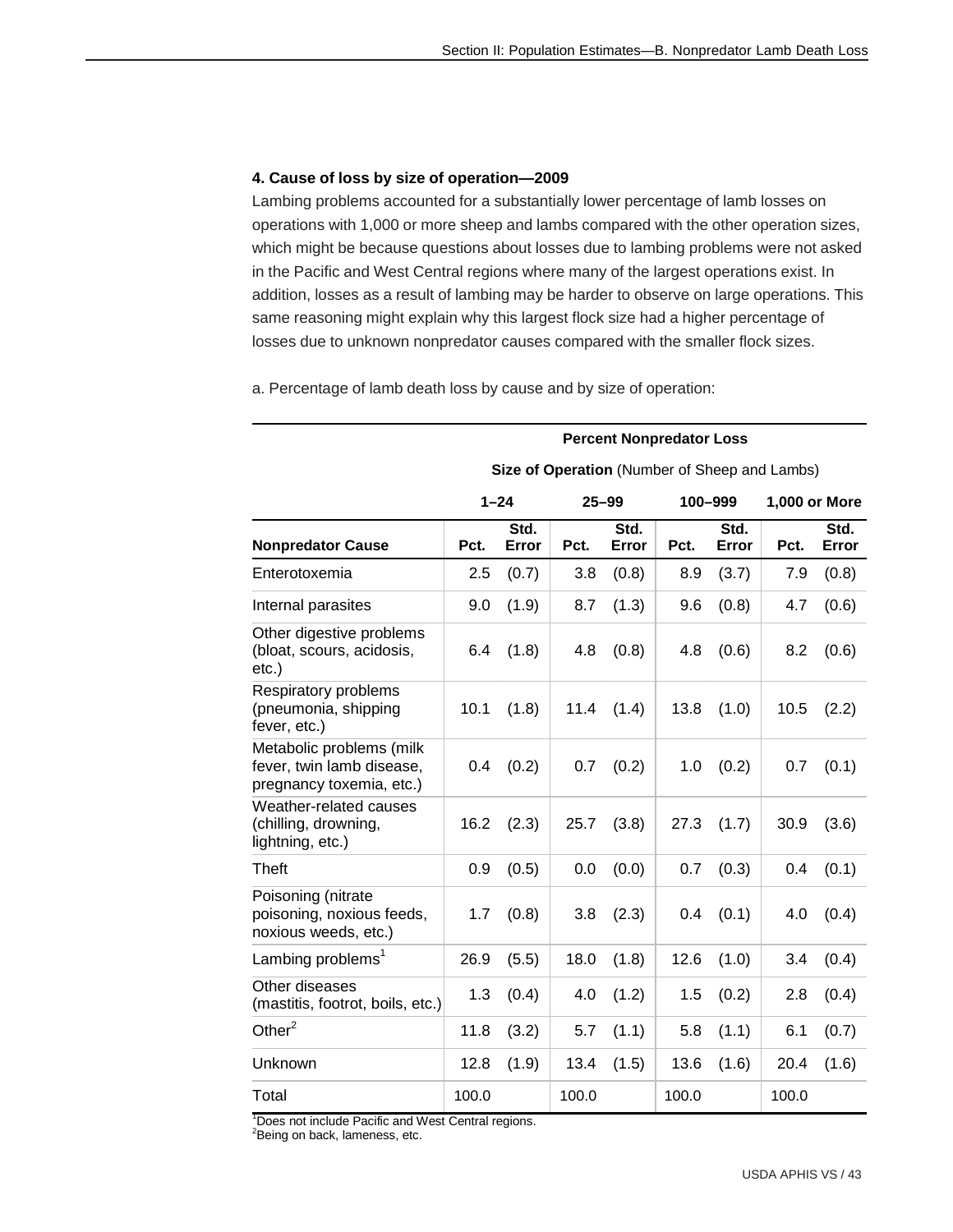#### 4. Cause of loss by size of operation—2009

Lambing problems accounted for a substantially lower percentage of lamb losses on operations with 1,000 or more sheep and lambs compared with the other operation sizes, which might be because questions about losses due to lambing problems were not asked in the Pacific and West Central regions where many of the largest operations exist. In addition, losses as a result of lambing may be harder to observe on large operations. This same reasoning might explain why this largest flock size had a higher percentage of losses due to unknown nonpredator causes compared with the smaller flock sizes.

a. Percentage of lamb death loss by cause and by size of operation:

| | Percent Nonpredator Loss | | | | | | | |
|---|---|---|---|---|---|---|---|---|
| | Size of Operation (Number of Sheep and Lambs) | | | | | | | |
| | 1–24 | | 25–99 | | 100–999 | | 1,000 or More | |
| Nonpredator Cause | Pct. | Std. Error | Pct. | Std. Error | Pct. | Std. Error | Pct. | Std. Error |
| Enterotoxemia | 2.5 | (0.7) | 3.8 | (0.8) | 8.9 | (3.7) | 7.9 | (0.8) |
| Internal parasites | 9.0 | (1.9) | 8.7 | (1.3) | 9.6 | (0.8) | 4.7 | (0.6) |
| Other digestive problems (bloat, scours, acidosis, etc.) | 6.4 | (1.8) | 4.8 | (0.8) | 4.8 | (0.6) | 8.2 | (0.6) |
| Respiratory problems (pneumonia, shipping fever, etc.) | 10.1 | (1.8) | 11.4 | (1.4) | 13.8 | (1.0) | 10.5 | (2.2) |
| Metabolic problems (milk fever, twin lamb disease, pregnancy toxemia, etc.) | 0.4 | (0.2) | 0.7 | (0.2) | 1.0 | (0.2) | 0.7 | (0.1) |
| Weather-related causes (chilling, drowning, lightning, etc.) | 16.2 | (2.3) | 25.7 | (3.8) | 27.3 | (1.7) | 30.9 | (3.6) |
| Theft | 0.9 | (0.5) | 0.0 | (0.0) | 0.7 | (0.3) | 0.4 | (0.1) |
| Poisoning (nitrate poisoning, noxious feeds, noxious weeds, etc.) | 1.7 | (0.8) | 3.8 | (2.3) | 0.4 | (0.1) | 4.0 | (0.4) |
| Lambing problems[1] | 26.9 | (5.5) | 18.0 | (1.8) | 12.6 | (1.0) | 3.4 | (0.4) |
| Other diseases (mastitis, footrot, boils, etc.) | 1.3 | (0.4) | 4.0 | (1.2) | 1.5 | (0.2) | 2.8 | (0.4) |
| Other[2] | 11.8 | (3.2) | 5.7 | (1.1) | 5.8 | (1.1) | 6.1 | (0.7) |
| Unknown | 12.8 | (1.9) | 13.4 | (1.5) | 13.6 | (1.6) | 20.4 | (1.6) |
| Total | 100.0 | | 100.0 | | 100.0 | | 100.0 | |

[1]Does not include Pacific and West Central regions.
[2]Being on back, lameness, etc.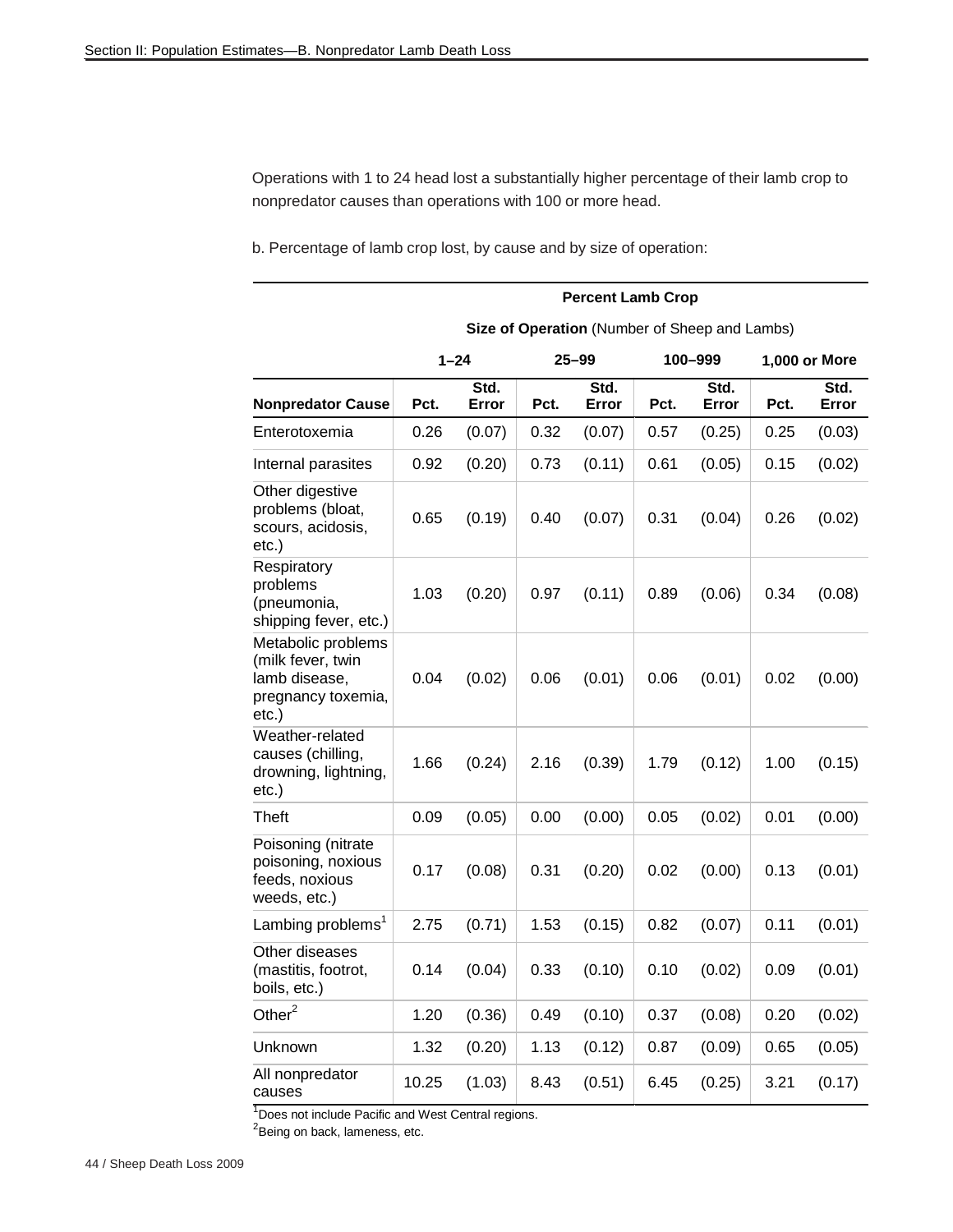Operations with 1 to 24 head lost a substantially higher percentage of their lamb crop to nonpredator causes than operations with 100 or more head.

b. Percentage of lamb crop lost, by cause and by size of operation:

| | **Percent Lamb Crop** | | | | | | | |
|---|---|---|---|---|---|---|---|---|
| | **Size of Operation** (Number of Sheep and Lambs) | | | | | | | |
| | **1–24** | | **25–99** | | **100–999** | | **1,000 or More** | |
| **Nonpredator Cause** | **Pct.** | **Std. Error** | **Pct.** | **Std. Error** | **Pct.** | **Std. Error** | **Pct.** | **Std. Error** |
| Enterotoxemia | 0.26 | (0.07) | 0.32 | (0.07) | 0.57 | (0.25) | 0.25 | (0.03) |
| Internal parasites | 0.92 | (0.20) | 0.73 | (0.11) | 0.61 | (0.05) | 0.15 | (0.02) |
| Other digestive problems (bloat, scours, acidosis, etc.) | 0.65 | (0.19) | 0.40 | (0.07) | 0.31 | (0.04) | 0.26 | (0.02) |
| Respiratory problems (pneumonia, shipping fever, etc.) | 1.03 | (0.20) | 0.97 | (0.11) | 0.89 | (0.06) | 0.34 | (0.08) |
| Metabolic problems (milk fever, twin lamb disease, pregnancy toxemia, etc.) | 0.04 | (0.02) | 0.06 | (0.01) | 0.06 | (0.01) | 0.02 | (0.00) |
| Weather-related causes (chilling, drowning, lightning, etc.) | 1.66 | (0.24) | 2.16 | (0.39) | 1.79 | (0.12) | 1.00 | (0.15) |
| Theft | 0.09 | (0.05) | 0.00 | (0.00) | 0.05 | (0.02) | 0.01 | (0.00) |
| Poisoning (nitrate poisoning, noxious feeds, noxious weeds, etc.) | 0.17 | (0.08) | 0.31 | (0.20) | 0.02 | (0.00) | 0.13 | (0.01) |
| Lambing problems[1] | 2.75 | (0.71) | 1.53 | (0.15) | 0.82 | (0.07) | 0.11 | (0.01) |
| Other diseases (mastitis, footrot, boils, etc.) | 0.14 | (0.04) | 0.33 | (0.10) | 0.10 | (0.02) | 0.09 | (0.01) |
| Other[2] | 1.20 | (0.36) | 0.49 | (0.10) | 0.37 | (0.08) | 0.20 | (0.02) |
| Unknown | 1.32 | (0.20) | 1.13 | (0.12) | 0.87 | (0.09) | 0.65 | (0.05) |
| All nonpredator causes | 10.25 | (1.03) | 8.43 | (0.51) | 6.45 | (0.25) | 3.21 | (0.17) |

[1]Does not include Pacific and West Central regions.

[2]Being on back, lameness, etc.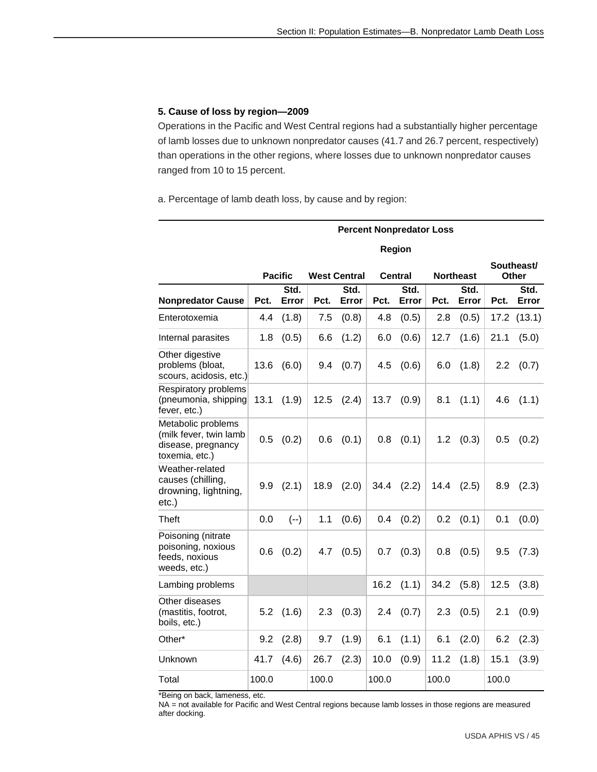### 5. Cause of loss by region—2009

Operations in the Pacific and West Central regions had a substantially higher percentage of lamb losses due to unknown nonpredator causes (41.7 and 26.7 percent, respectively) than operations in the other regions, where losses due to unknown nonpredator causes ranged from 10 to 15 percent.

a. Percentage of lamb death loss, by cause and by region:

| | **Percent Nonpredator Loss** | | | | | | | | | |
|---|---|---|---|---|---|---|---|---|---|---|
| | **Region** | | | | | | | | | |
| | **Pacific** | | **West Central** | | **Central** | | **Northeast** | | **Southeast/ Other** | |
| **Nonpredator Cause** | **Pct.** | **Std. Error** | **Pct.** | **Std. Error** | **Pct.** | **Std. Error** | **Pct.** | **Std. Error** | **Pct.** | **Std. Error** |
| Enterotoxemia | 4.4 | (1.8) | 7.5 | (0.8) | 4.8 | (0.5) | 2.8 | (0.5) | 17.2 | (13.1) |
| Internal parasites | 1.8 | (0.5) | 6.6 | (1.2) | 6.0 | (0.6) | 12.7 | (1.6) | 21.1 | (5.0) |
| Other digestive problems (bloat, scours, acidosis, etc.) | 13.6 | (6.0) | 9.4 | (0.7) | 4.5 | (0.6) | 6.0 | (1.8) | 2.2 | (0.7) |
| Respiratory problems (pneumonia, shipping fever, etc.) | 13.1 | (1.9) | 12.5 | (2.4) | 13.7 | (0.9) | 8.1 | (1.1) | 4.6 | (1.1) |
| Metabolic problems (milk fever, twin lamb disease, pregnancy toxemia, etc.) | 0.5 | (0.2) | 0.6 | (0.1) | 0.8 | (0.1) | 1.2 | (0.3) | 0.5 | (0.2) |
| Weather-related causes (chilling, drowning, lightning, etc.) | 9.9 | (2.1) | 18.9 | (2.0) | 34.4 | (2.2) | 14.4 | (2.5) | 8.9 | (2.3) |
| Theft | 0.0 | (--) | 1.1 | (0.6) | 0.4 | (0.2) | 0.2 | (0.1) | 0.1 | (0.0) |
| Poisoning (nitrate poisoning, noxious feeds, noxious weeds, etc.) | 0.6 | (0.2) | 4.7 | (0.5) | 0.7 | (0.3) | 0.8 | (0.5) | 9.5 | (7.3) |
| Lambing problems | | | | | 16.2 | (1.1) | 34.2 | (5.8) | 12.5 | (3.8) |
| Other diseases (mastitis, footrot, boils, etc.) | 5.2 | (1.6) | 2.3 | (0.3) | 2.4 | (0.7) | 2.3 | (0.5) | 2.1 | (0.9) |
| Other* | 9.2 | (2.8) | 9.7 | (1.9) | 6.1 | (1.1) | 6.1 | (2.0) | 6.2 | (2.3) |
| Unknown | 41.7 | (4.6) | 26.7 | (2.3) | 10.0 | (0.9) | 11.2 | (1.8) | 15.1 | (3.9) |
| Total | 100.0 | | 100.0 | | 100.0 | | 100.0 | | 100.0 | |

*Being on back, lameness, etc.

NA = not available for Pacific and West Central regions because lamb losses in those regions are measured after docking.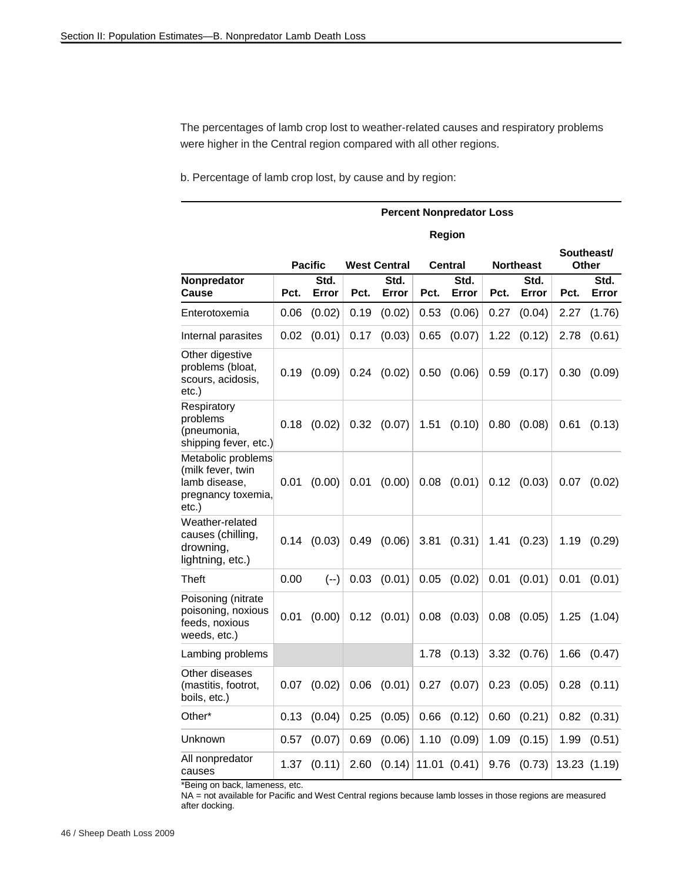The percentages of lamb crop lost to weather-related causes and respiratory problems were higher in the Central region compared with all other regions.

b. Percentage of lamb crop lost, by cause and by region:

| | Percent Nonpredator Loss | | | | | | | | | |
|---|---|---|---|---|---|---|---|---|---|---|
| | Region | | | | | | | | | |
| | Pacific | | West Central | | Central | | Northeast | | Southeast/ Other | |
| Nonpredator Cause | Pct. | Std. Error | Pct. | Std. Error | Pct. | Std. Error | Pct. | Std. Error | Pct. | Std. Error |
| Enterotoxemia | 0.06 | (0.02) | 0.19 | (0.02) | 0.53 | (0.06) | 0.27 | (0.04) | 2.27 | (1.76) |
| Internal parasites | 0.02 | (0.01) | 0.17 | (0.03) | 0.65 | (0.07) | 1.22 | (0.12) | 2.78 | (0.61) |
| Other digestive problems (bloat, scours, acidosis, etc.) | 0.19 | (0.09) | 0.24 | (0.02) | 0.50 | (0.06) | 0.59 | (0.17) | 0.30 | (0.09) |
| Respiratory problems (pneumonia, shipping fever, etc.) | 0.18 | (0.02) | 0.32 | (0.07) | 1.51 | (0.10) | 0.80 | (0.08) | 0.61 | (0.13) |
| Metabolic problems (milk fever, twin lamb disease, pregnancy toxemia, etc.) | 0.01 | (0.00) | 0.01 | (0.00) | 0.08 | (0.01) | 0.12 | (0.03) | 0.07 | (0.02) |
| Weather-related causes (chilling, drowning, lightning, etc.) | 0.14 | (0.03) | 0.49 | (0.06) | 3.81 | (0.31) | 1.41 | (0.23) | 1.19 | (0.29) |
| Theft | 0.00 | (--) | 0.03 | (0.01) | 0.05 | (0.02) | 0.01 | (0.01) | 0.01 | (0.01) |
| Poisoning (nitrate poisoning, noxious feeds, noxious weeds, etc.) | 0.01 | (0.00) | 0.12 | (0.01) | 0.08 | (0.03) | 0.08 | (0.05) | 1.25 | (1.04) |
| Lambing problems | | | | | 1.78 | (0.13) | 3.32 | (0.76) | 1.66 | (0.47) |
| Other diseases (mastitis, footrot, boils, etc.) | 0.07 | (0.02) | 0.06 | (0.01) | 0.27 | (0.07) | 0.23 | (0.05) | 0.28 | (0.11) |
| Other* | 0.13 | (0.04) | 0.25 | (0.05) | 0.66 | (0.12) | 0.60 | (0.21) | 0.82 | (0.31) |
| Unknown | 0.57 | (0.07) | 0.69 | (0.06) | 1.10 | (0.09) | 1.09 | (0.15) | 1.99 | (0.51) |
| All nonpredator causes | 1.37 | (0.11) | 2.60 | (0.14) | 11.01 | (0.41) | 9.76 | (0.73) | 13.23 | (1.19) |

*Being on back, lameness, etc.

NA = not available for Pacific and West Central regions because lamb losses in those regions are measured after docking.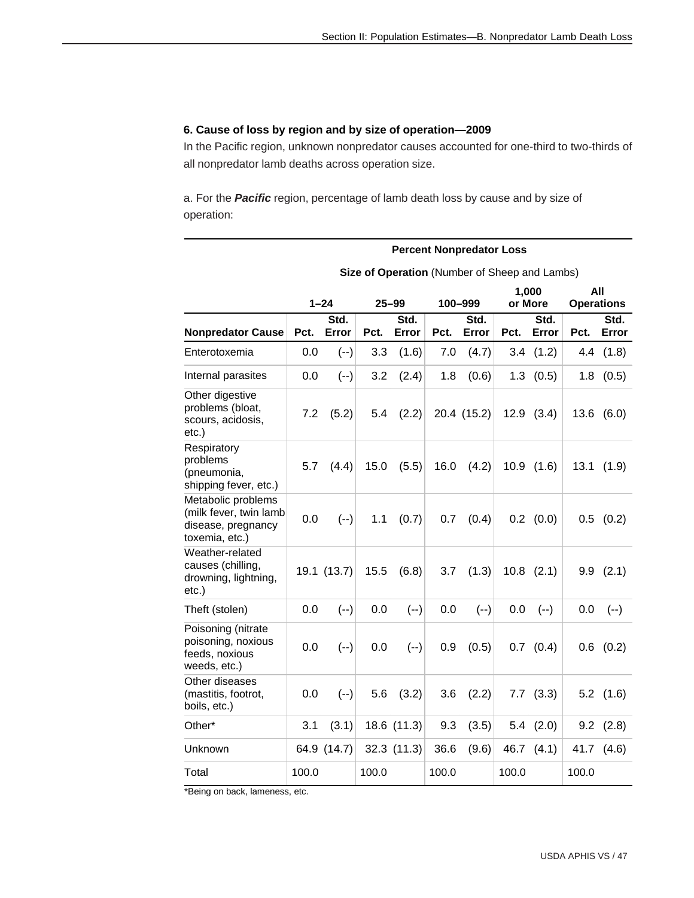### 6. Cause of loss by region and by size of operation—2009

In the Pacific region, unknown nonpredator causes accounted for one-third to two-thirds of all nonpredator lamb deaths across operation size.

a. For the ***Pacific*** region, percentage of lamb death loss by cause and by size of operation:

| | Percent Nonpredator Loss | | | | | | | | | |
|---|---|---|---|---|---|---|---|---|---|---|
| | Size of Operation (Number of Sheep and Lambs) | | | | | | | | | |
| | 1–24 | | 25–99 | | 100–999 | | 1,000 or More | | All Operations | |
| Nonpredator Cause | Pct. | Std. Error | Pct. | Std. Error | Pct. | Std. Error | Pct. | Std. Error | Pct. | Std. Error |
| Enterotoxemia | 0.0 | (--) | 3.3 | (1.6) | 7.0 | (4.7) | 3.4 | (1.2) | 4.4 | (1.8) |
| Internal parasites | 0.0 | (--) | 3.2 | (2.4) | 1.8 | (0.6) | 1.3 | (0.5) | 1.8 | (0.5) |
| Other digestive problems (bloat, scours, acidosis, etc.) | 7.2 | (5.2) | 5.4 | (2.2) | 20.4 | (15.2) | 12.9 | (3.4) | 13.6 | (6.0) |
| Respiratory problems (pneumonia, shipping fever, etc.) | 5.7 | (4.4) | 15.0 | (5.5) | 16.0 | (4.2) | 10.9 | (1.6) | 13.1 | (1.9) |
| Metabolic problems (milk fever, twin lamb disease, pregnancy toxemia, etc.) | 0.0 | (--) | 1.1 | (0.7) | 0.7 | (0.4) | 0.2 | (0.0) | 0.5 | (0.2) |
| Weather-related causes (chilling, drowning, lightning, etc.) | 19.1 | (13.7) | 15.5 | (6.8) | 3.7 | (1.3) | 10.8 | (2.1) | 9.9 | (2.1) |
| Theft (stolen) | 0.0 | (--) | 0.0 | (--) | 0.0 | (--) | 0.0 | (--) | 0.0 | (--) |
| Poisoning (nitrate poisoning, noxious feeds, noxious weeds, etc.) | 0.0 | (--) | 0.0 | (--) | 0.9 | (0.5) | 0.7 | (0.4) | 0.6 | (0.2) |
| Other diseases (mastitis, footrot, boils, etc.) | 0.0 | (--) | 5.6 | (3.2) | 3.6 | (2.2) | 7.7 | (3.3) | 5.2 | (1.6) |
| Other* | 3.1 | (3.1) | 18.6 | (11.3) | 9.3 | (3.5) | 5.4 | (2.0) | 9.2 | (2.8) |
| Unknown | 64.9 | (14.7) | 32.3 | (11.3) | 36.6 | (9.6) | 46.7 | (4.1) | 41.7 | (4.6) |
| Total | 100.0 | | 100.0 | | 100.0 | | 100.0 | | 100.0 | |

*Being on back, lameness, etc.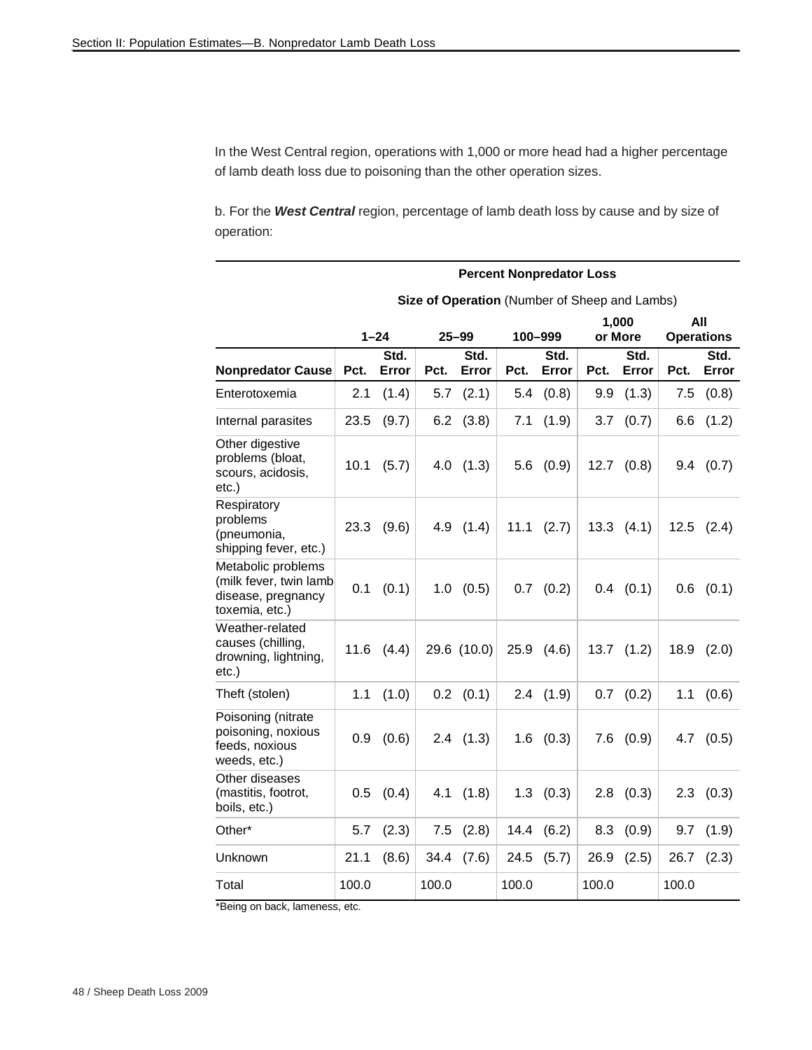In the West Central region, operations with 1,000 or more head had a higher percentage of lamb death loss due to poisoning than the other operation sizes.

b. For the ***West Central*** region, percentage of lamb death loss by cause and by size of operation:

| | **Percent Nonpredator Loss** | | | | | | | | | |
|---|---|---|---|---|---|---|---|---|---|---|
| | **Size of Operation** (Number of Sheep and Lambs) | | | | | | | | | |
| | **1–24** | | **25–99** | | **100–999** | | **1,000 or More** | | **All Operations** | |
| **Nonpredator Cause** | **Pct.** | **Std. Error** | **Pct.** | **Std. Error** | **Pct.** | **Std. Error** | **Pct.** | **Std. Error** | **Pct.** | **Std. Error** |
| Enterotoxemia | 2.1 | (1.4) | 5.7 | (2.1) | 5.4 | (0.8) | 9.9 | (1.3) | 7.5 | (0.8) |
| Internal parasites | 23.5 | (9.7) | 6.2 | (3.8) | 7.1 | (1.9) | 3.7 | (0.7) | 6.6 | (1.2) |
| Other digestive problems (bloat, scours, acidosis, etc.) | 10.1 | (5.7) | 4.0 | (1.3) | 5.6 | (0.9) | 12.7 | (0.8) | 9.4 | (0.7) |
| Respiratory problems (pneumonia, shipping fever, etc.) | 23.3 | (9.6) | 4.9 | (1.4) | 11.1 | (2.7) | 13.3 | (4.1) | 12.5 | (2.4) |
| Metabolic problems (milk fever, twin lamb disease, pregnancy toxemia, etc.) | 0.1 | (0.1) | 1.0 | (0.5) | 0.7 | (0.2) | 0.4 | (0.1) | 0.6 | (0.1) |
| Weather-related causes (chilling, drowning, lightning, etc.) | 11.6 | (4.4) | 29.6 | (10.0) | 25.9 | (4.6) | 13.7 | (1.2) | 18.9 | (2.0) |
| Theft (stolen) | 1.1 | (1.0) | 0.2 | (0.1) | 2.4 | (1.9) | 0.7 | (0.2) | 1.1 | (0.6) |
| Poisoning (nitrate poisoning, noxious feeds, noxious weeds, etc.) | 0.9 | (0.6) | 2.4 | (1.3) | 1.6 | (0.3) | 7.6 | (0.9) | 4.7 | (0.5) |
| Other diseases (mastitis, footrot, boils, etc.) | 0.5 | (0.4) | 4.1 | (1.8) | 1.3 | (0.3) | 2.8 | (0.3) | 2.3 | (0.3) |
| Other* | 5.7 | (2.3) | 7.5 | (2.8) | 14.4 | (6.2) | 8.3 | (0.9) | 9.7 | (1.9) |
| Unknown | 21.1 | (8.6) | 34.4 | (7.6) | 24.5 | (5.7) | 26.9 | (2.5) | 26.7 | (2.3) |
| Total | 100.0 | | 100.0 | | 100.0 | | 100.0 | | 100.0 | |

*Being on back, lameness, etc.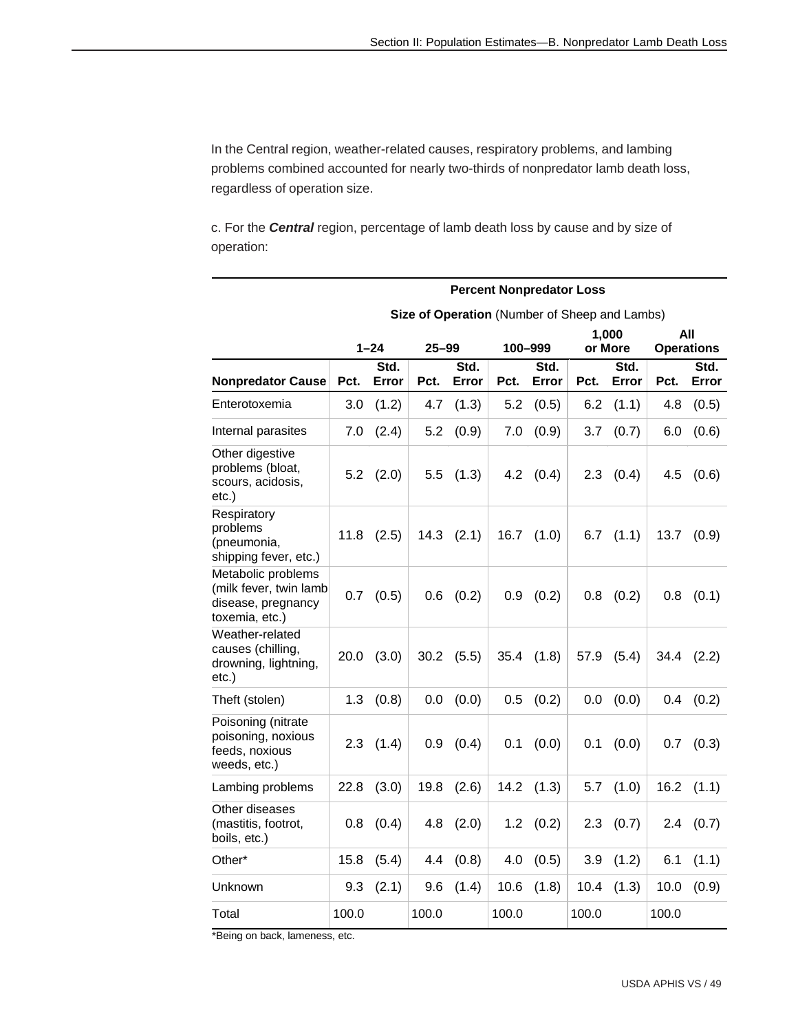In the Central region, weather-related causes, respiratory problems, and lambing problems combined accounted for nearly two-thirds of nonpredator lamb death loss, regardless of operation size.

c. For the ***Central*** region, percentage of lamb death loss by cause and by size of operation:

| | Percent Nonpredator Loss | | | | | | | | | |
|---|---|---|---|---|---|---|---|---|---|---|
| | Size of Operation (Number of Sheep and Lambs) | | | | | | | | | |
| | 1–24 | | 25–99 | | 100–999 | | 1,000 or More | | All Operations | |
| **Nonpredator Cause** | **Pct.** | **Std. Error** | **Pct.** | **Std. Error** | **Pct.** | **Std. Error** | **Pct.** | **Std. Error** | **Pct.** | **Std. Error** |
| Enterotoxemia | 3.0 | (1.2) | 4.7 | (1.3) | 5.2 | (0.5) | 6.2 | (1.1) | 4.8 | (0.5) |
| Internal parasites | 7.0 | (2.4) | 5.2 | (0.9) | 7.0 | (0.9) | 3.7 | (0.7) | 6.0 | (0.6) |
| Other digestive problems (bloat, scours, acidosis, etc.) | 5.2 | (2.0) | 5.5 | (1.3) | 4.2 | (0.4) | 2.3 | (0.4) | 4.5 | (0.6) |
| Respiratory problems (pneumonia, shipping fever, etc.) | 11.8 | (2.5) | 14.3 | (2.1) | 16.7 | (1.0) | 6.7 | (1.1) | 13.7 | (0.9) |
| Metabolic problems (milk fever, twin lamb disease, pregnancy toxemia, etc.) | 0.7 | (0.5) | 0.6 | (0.2) | 0.9 | (0.2) | 0.8 | (0.2) | 0.8 | (0.1) |
| Weather-related causes (chilling, drowning, lightning, etc.) | 20.0 | (3.0) | 30.2 | (5.5) | 35.4 | (1.8) | 57.9 | (5.4) | 34.4 | (2.2) |
| Theft (stolen) | 1.3 | (0.8) | 0.0 | (0.0) | 0.5 | (0.2) | 0.0 | (0.0) | 0.4 | (0.2) |
| Poisoning (nitrate poisoning, noxious feeds, noxious weeds, etc.) | 2.3 | (1.4) | 0.9 | (0.4) | 0.1 | (0.0) | 0.1 | (0.0) | 0.7 | (0.3) |
| Lambing problems | 22.8 | (3.0) | 19.8 | (2.6) | 14.2 | (1.3) | 5.7 | (1.0) | 16.2 | (1.1) |
| Other diseases (mastitis, footrot, boils, etc.) | 0.8 | (0.4) | 4.8 | (2.0) | 1.2 | (0.2) | 2.3 | (0.7) | 2.4 | (0.7) |
| Other* | 15.8 | (5.4) | 4.4 | (0.8) | 4.0 | (0.5) | 3.9 | (1.2) | 6.1 | (1.1) |
| Unknown | 9.3 | (2.1) | 9.6 | (1.4) | 10.6 | (1.8) | 10.4 | (1.3) | 10.0 | (0.9) |
| Total | 100.0 | | 100.0 | | 100.0 | | 100.0 | | 100.0 | |

*Being on back, lameness, etc.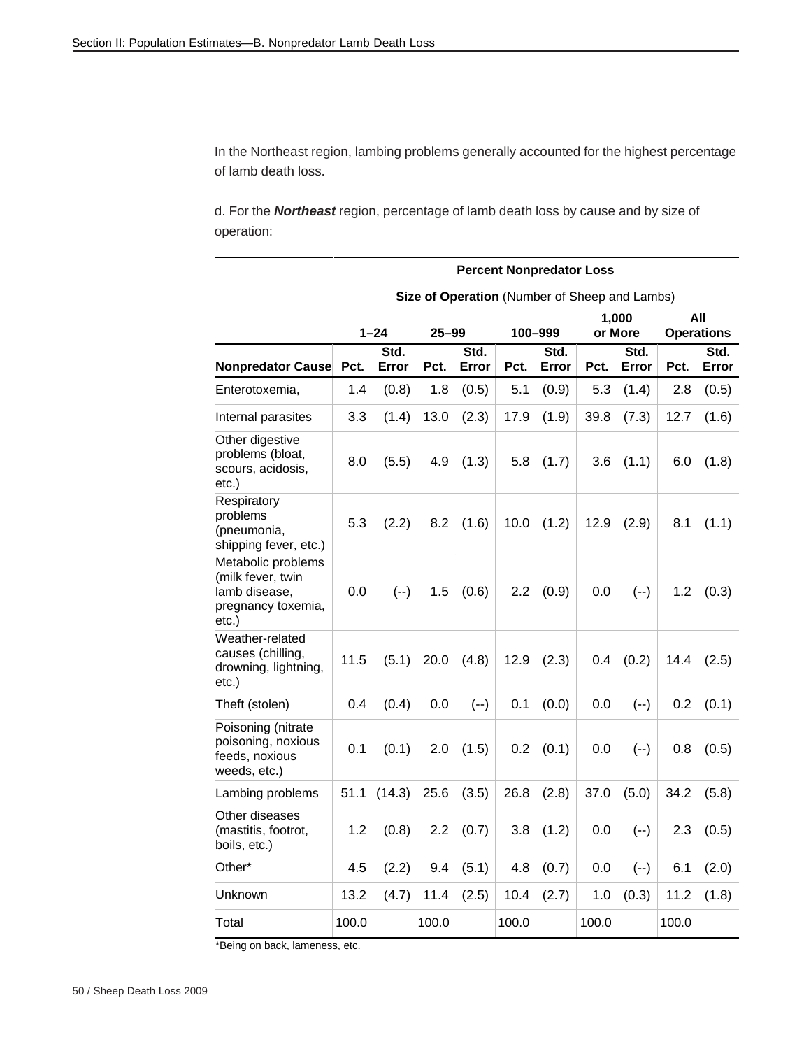In the Northeast region, lambing problems generally accounted for the highest percentage of lamb death loss.

d. For the ***Northeast*** region, percentage of lamb death loss by cause and by size of operation:

| | Percent Nonpredator Loss | | | | | | | | | |
|---|---|---|---|---|---|---|---|---|---|---|
| | **Size of Operation** (Number of Sheep and Lambs) | | | | | | | | | |
| | **1–24** | | **25–99** | | **100–999** | | **1,000 or More** | | **All Operations** | |
| **Nonpredator Cause** | **Pct.** | **Std. Error** | **Pct.** | **Std. Error** | **Pct.** | **Std. Error** | **Pct.** | **Std. Error** | **Pct.** | **Std. Error** |
| Enterotoxemia, | 1.4 | (0.8) | 1.8 | (0.5) | 5.1 | (0.9) | 5.3 | (1.4) | 2.8 | (0.5) |
| Internal parasites | 3.3 | (1.4) | 13.0 | (2.3) | 17.9 | (1.9) | 39.8 | (7.3) | 12.7 | (1.6) |
| Other digestive problems (bloat, scours, acidosis, etc.) | 8.0 | (5.5) | 4.9 | (1.3) | 5.8 | (1.7) | 3.6 | (1.1) | 6.0 | (1.8) |
| Respiratory problems (pneumonia, shipping fever, etc.) | 5.3 | (2.2) | 8.2 | (1.6) | 10.0 | (1.2) | 12.9 | (2.9) | 8.1 | (1.1) |
| Metabolic problems (milk fever, twin lamb disease, pregnancy toxemia, etc.) | 0.0 | (--) | 1.5 | (0.6) | 2.2 | (0.9) | 0.0 | (--) | 1.2 | (0.3) |
| Weather-related causes (chilling, drowning, lightning, etc.) | 11.5 | (5.1) | 20.0 | (4.8) | 12.9 | (2.3) | 0.4 | (0.2) | 14.4 | (2.5) |
| Theft (stolen) | 0.4 | (0.4) | 0.0 | (--) | 0.1 | (0.0) | 0.0 | (--) | 0.2 | (0.1) |
| Poisoning (nitrate poisoning, noxious feeds, noxious weeds, etc.) | 0.1 | (0.1) | 2.0 | (1.5) | 0.2 | (0.1) | 0.0 | (--) | 0.8 | (0.5) |
| Lambing problems | 51.1 | (14.3) | 25.6 | (3.5) | 26.8 | (2.8) | 37.0 | (5.0) | 34.2 | (5.8) |
| Other diseases (mastitis, footrot, boils, etc.) | 1.2 | (0.8) | 2.2 | (0.7) | 3.8 | (1.2) | 0.0 | (--) | 2.3 | (0.5) |
| Other* | 4.5 | (2.2) | 9.4 | (5.1) | 4.8 | (0.7) | 0.0 | (--) | 6.1 | (2.0) |
| Unknown | 13.2 | (4.7) | 11.4 | (2.5) | 10.4 | (2.7) | 1.0 | (0.3) | 11.2 | (1.8) |
| Total | 100.0 | | 100.0 | | 100.0 | | 100.0 | | 100.0 | |

*Being on back, lameness, etc.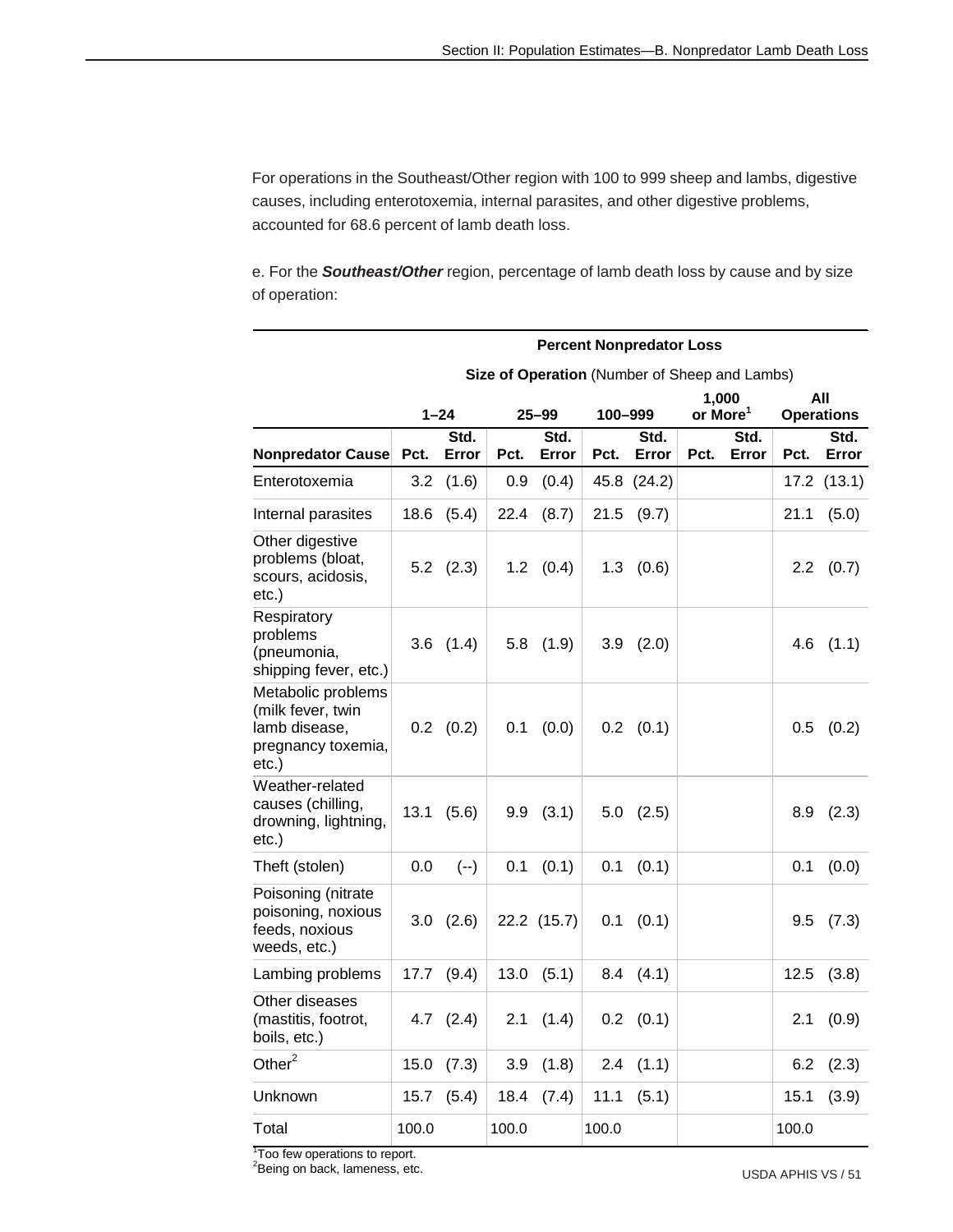For operations in the Southeast/Other region with 100 to 999 sheep and lambs, digestive causes, including enterotoxemia, internal parasites, and other digestive problems, accounted for 68.6 percent of lamb death loss.

e. For the ***Southeast/Other*** region, percentage of lamb death loss by cause and by size of operation:

| | **Percent Nonpredator Loss** | | | | | | | | | |
|---|---|---|---|---|---|---|---|---|---|---|
| | **Size of Operation** (Number of Sheep and Lambs) | | | | | | | | | |
| | **1–24** | | **25–99** | | **100–999** | | **1,000 or More**[1] | | **All Operations** | |
| **Nonpredator Cause** | **Pct.** | **Std. Error** | **Pct.** | **Std. Error** | **Pct.** | **Std. Error** | **Pct.** | **Std. Error** | **Pct.** | **Std. Error** |
| Enterotoxemia | 3.2 | (1.6) | 0.9 | (0.4) | 45.8 | (24.2) | | | 17.2 | (13.1) |
| Internal parasites | 18.6 | (5.4) | 22.4 | (8.7) | 21.5 | (9.7) | | | 21.1 | (5.0) |
| Other digestive problems (bloat, scours, acidosis, etc.) | 5.2 | (2.3) | 1.2 | (0.4) | 1.3 | (0.6) | | | 2.2 | (0.7) |
| Respiratory problems (pneumonia, shipping fever, etc.) | 3.6 | (1.4) | 5.8 | (1.9) | 3.9 | (2.0) | | | 4.6 | (1.1) |
| Metabolic problems (milk fever, twin lamb disease, pregnancy toxemia, etc.) | 0.2 | (0.2) | 0.1 | (0.0) | 0.2 | (0.1) | | | 0.5 | (0.2) |
| Weather-related causes (chilling, drowning, lightning, etc.) | 13.1 | (5.6) | 9.9 | (3.1) | 5.0 | (2.5) | | | 8.9 | (2.3) |
| Theft (stolen) | 0.0 | (--) | 0.1 | (0.1) | 0.1 | (0.1) | | | 0.1 | (0.0) |
| Poisoning (nitrate poisoning, noxious feeds, noxious weeds, etc.) | 3.0 | (2.6) | 22.2 | (15.7) | 0.1 | (0.1) | | | 9.5 | (7.3) |
| Lambing problems | 17.7 | (9.4) | 13.0 | (5.1) | 8.4 | (4.1) | | | 12.5 | (3.8) |
| Other diseases (mastitis, footrot, boils, etc.) | 4.7 | (2.4) | 2.1 | (1.4) | 0.2 | (0.1) | | | 2.1 | (0.9) |
| Other[2] | 15.0 | (7.3) | 3.9 | (1.8) | 2.4 | (1.1) | | | 6.2 | (2.3) |
| Unknown | 15.7 | (5.4) | 18.4 | (7.4) | 11.1 | (5.1) | | | 15.1 | (3.9) |
| Total | 100.0 | | 100.0 | | 100.0 | | | | 100.0 | |

[1]Too few operations to report.
[2]Being on back, lameness, etc.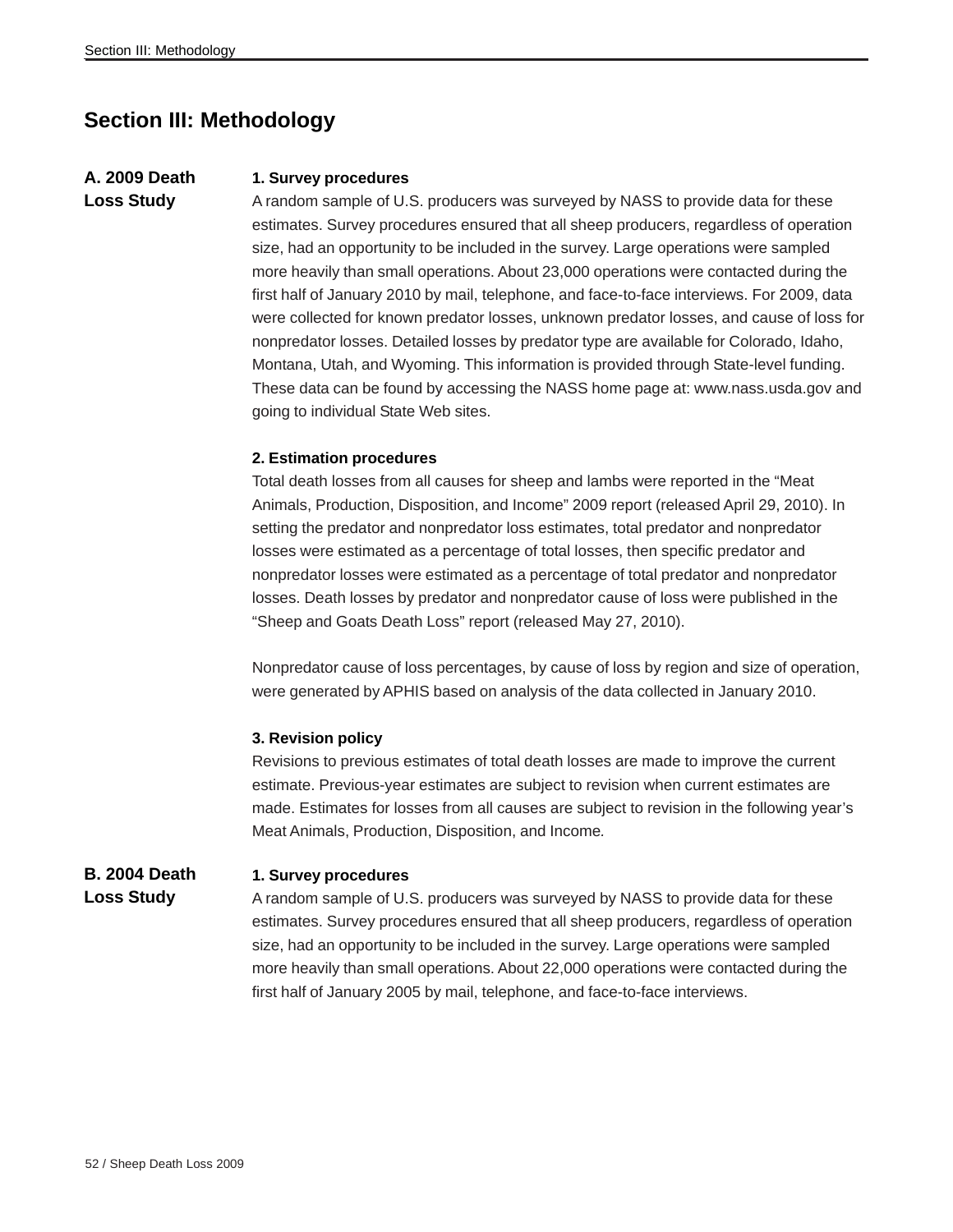# Section III: Methodology

## A. 2009 Death Loss Study

### 1. Survey procedures

A random sample of U.S. producers was surveyed by NASS to provide data for these estimates. Survey procedures ensured that all sheep producers, regardless of operation size, had an opportunity to be included in the survey. Large operations were sampled more heavily than small operations. About 23,000 operations were contacted during the first half of January 2010 by mail, telephone, and face-to-face interviews. For 2009, data were collected for known predator losses, unknown predator losses, and cause of loss for nonpredator losses. Detailed losses by predator type are available for Colorado, Idaho, Montana, Utah, and Wyoming. This information is provided through State-level funding. These data can be found by accessing the NASS home page at: www.nass.usda.gov and going to individual State Web sites.

### 2. Estimation procedures

Total death losses from all causes for sheep and lambs were reported in the "Meat Animals, Production, Disposition, and Income" 2009 report (released April 29, 2010). In setting the predator and nonpredator loss estimates, total predator and nonpredator losses were estimated as a percentage of total losses, then specific predator and nonpredator losses were estimated as a percentage of total predator and nonpredator losses. Death losses by predator and nonpredator cause of loss were published in the "Sheep and Goats Death Loss" report (released May 27, 2010).

Nonpredator cause of loss percentages, by cause of loss by region and size of operation, were generated by APHIS based on analysis of the data collected in January 2010.

### 3. Revision policy

Revisions to previous estimates of total death losses are made to improve the current estimate. Previous-year estimates are subject to revision when current estimates are made. Estimates for losses from all causes are subject to revision in the following year's Meat Animals, Production, Disposition, and Income*.*

## B. 2004 Death Loss Study

### 1. Survey procedures

A random sample of U.S. producers was surveyed by NASS to provide data for these estimates. Survey procedures ensured that all sheep producers, regardless of operation size, had an opportunity to be included in the survey. Large operations were sampled more heavily than small operations. About 22,000 operations were contacted during the first half of January 2005 by mail, telephone, and face-to-face interviews.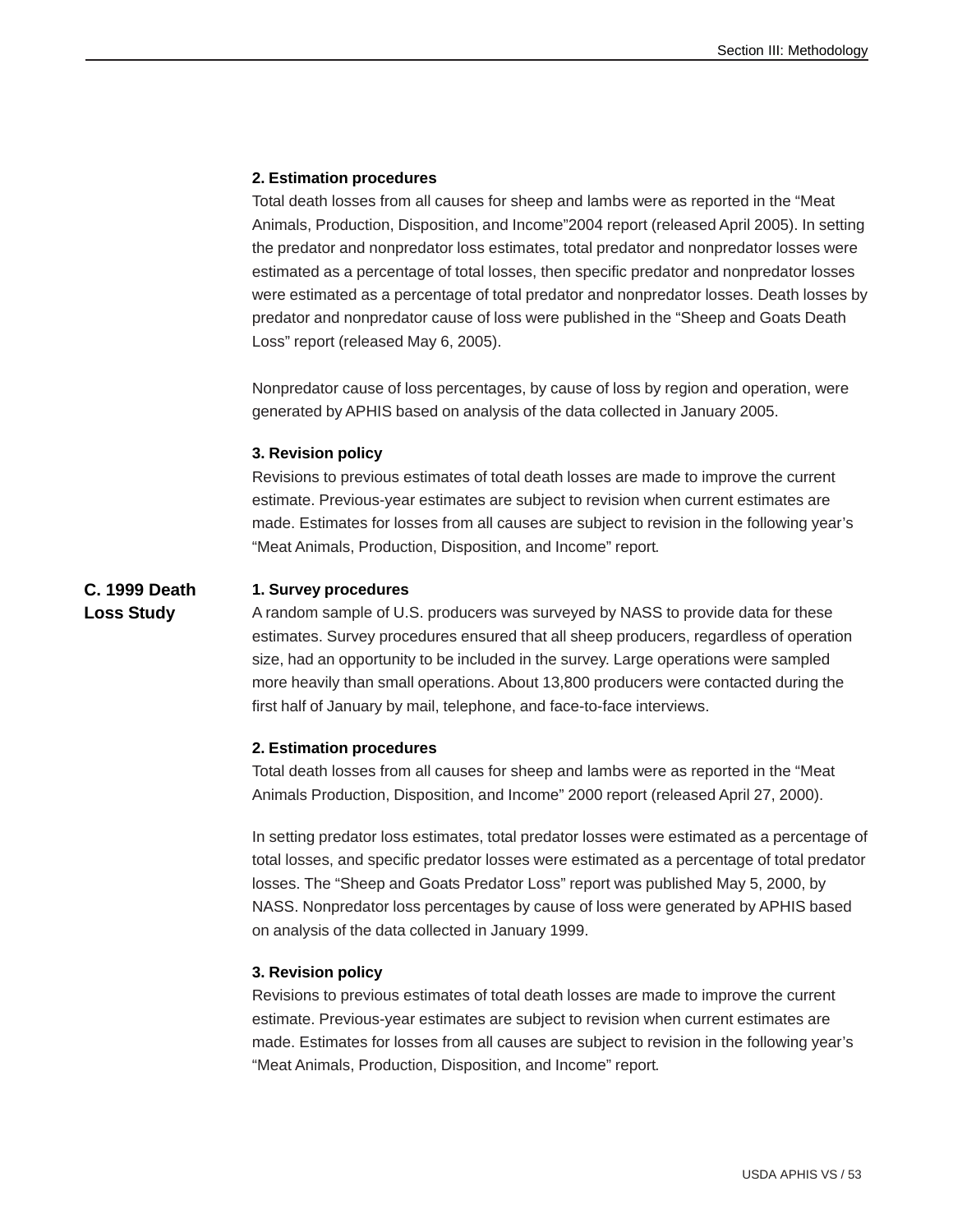**2. Estimation procedures**

Total death losses from all causes for sheep and lambs were as reported in the "Meat Animals, Production, Disposition, and Income"2004 report (released April 2005). In setting the predator and nonpredator loss estimates, total predator and nonpredator losses were estimated as a percentage of total losses, then specific predator and nonpredator losses were estimated as a percentage of total predator and nonpredator losses. Death losses by predator and nonpredator cause of loss were published in the "Sheep and Goats Death Loss" report (released May 6, 2005).

Nonpredator cause of loss percentages, by cause of loss by region and operation, were generated by APHIS based on analysis of the data collected in January 2005.

**3. Revision policy**

Revisions to previous estimates of total death losses are made to improve the current estimate. Previous-year estimates are subject to revision when current estimates are made. Estimates for losses from all causes are subject to revision in the following year's "Meat Animals, Production, Disposition, and Income" report.

## C. 1999 Death Loss Study

**1. Survey procedures**

A random sample of U.S. producers was surveyed by NASS to provide data for these estimates. Survey procedures ensured that all sheep producers, regardless of operation size, had an opportunity to be included in the survey. Large operations were sampled more heavily than small operations. About 13,800 producers were contacted during the first half of January by mail, telephone, and face-to-face interviews.

**2. Estimation procedures**

Total death losses from all causes for sheep and lambs were as reported in the "Meat Animals Production, Disposition, and Income" 2000 report (released April 27, 2000).

In setting predator loss estimates, total predator losses were estimated as a percentage of total losses, and specific predator losses were estimated as a percentage of total predator losses. The "Sheep and Goats Predator Loss" report was published May 5, 2000, by NASS. Nonpredator loss percentages by cause of loss were generated by APHIS based on analysis of the data collected in January 1999.

**3. Revision policy**

Revisions to previous estimates of total death losses are made to improve the current estimate. Previous-year estimates are subject to revision when current estimates are made. Estimates for losses from all causes are subject to revision in the following year's "Meat Animals, Production, Disposition, and Income" report.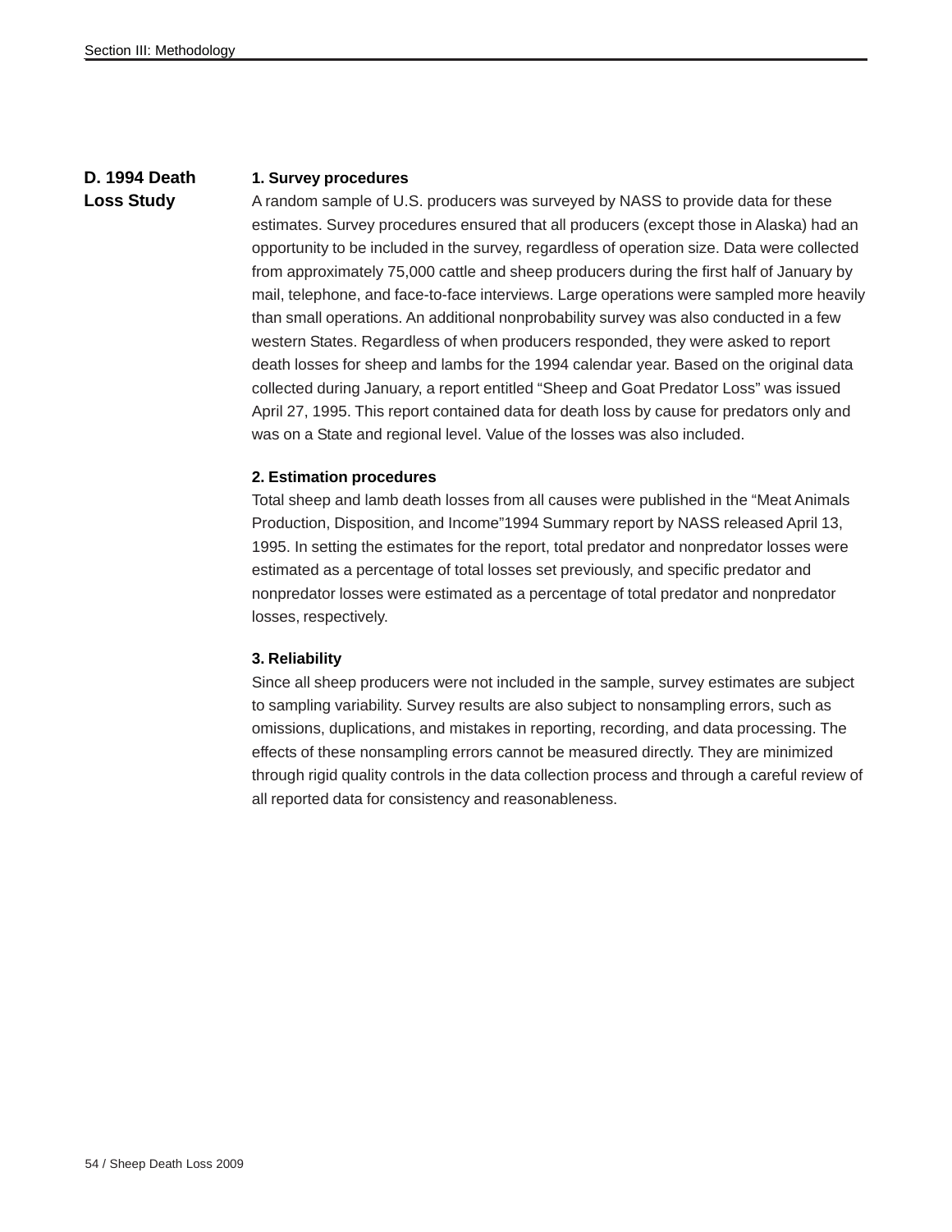## D. 1994 Death Loss Study

### 1. Survey procedures

A random sample of U.S. producers was surveyed by NASS to provide data for these estimates. Survey procedures ensured that all producers (except those in Alaska) had an opportunity to be included in the survey, regardless of operation size. Data were collected from approximately 75,000 cattle and sheep producers during the first half of January by mail, telephone, and face-to-face interviews. Large operations were sampled more heavily than small operations. An additional nonprobability survey was also conducted in a few western States. Regardless of when producers responded, they were asked to report death losses for sheep and lambs for the 1994 calendar year. Based on the original data collected during January, a report entitled "Sheep and Goat Predator Loss" was issued April 27, 1995. This report contained data for death loss by cause for predators only and was on a State and regional level. Value of the losses was also included.

### 2. Estimation procedures

Total sheep and lamb death losses from all causes were published in the "Meat Animals Production, Disposition, and Income"1994 Summary report by NASS released April 13, 1995. In setting the estimates for the report, total predator and nonpredator losses were estimated as a percentage of total losses set previously, and specific predator and nonpredator losses were estimated as a percentage of total predator and nonpredator losses, respectively.

### 3. Reliability

Since all sheep producers were not included in the sample, survey estimates are subject to sampling variability. Survey results are also subject to nonsampling errors, such as omissions, duplications, and mistakes in reporting, recording, and data processing. The effects of these nonsampling errors cannot be measured directly. They are minimized through rigid quality controls in the data collection process and through a careful review of all reported data for consistency and reasonableness.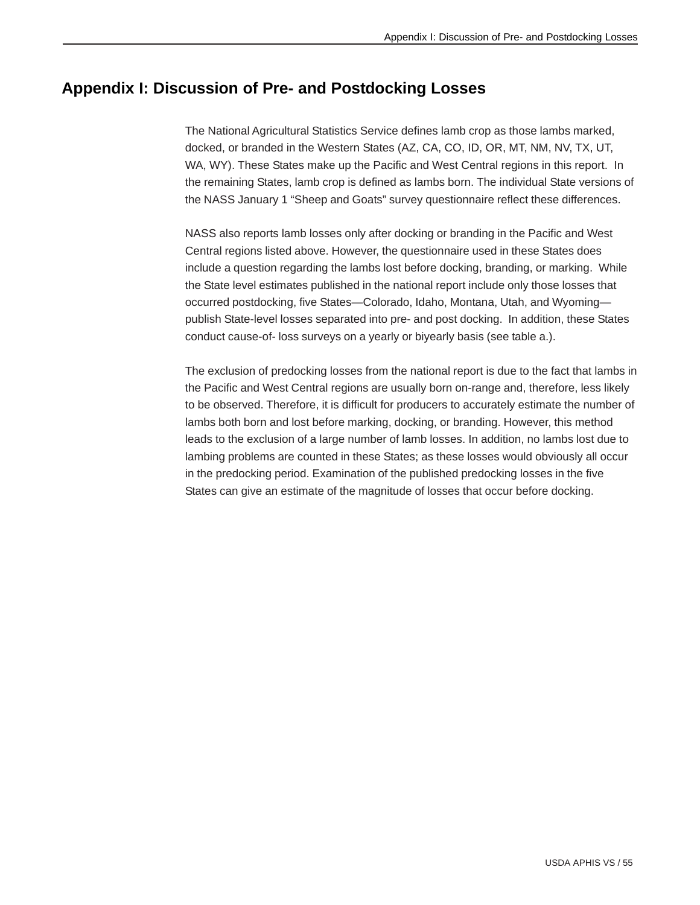# Appendix I: Discussion of Pre- and Postdocking Losses

The National Agricultural Statistics Service defines lamb crop as those lambs marked, docked, or branded in the Western States (AZ, CA, CO, ID, OR, MT, NM, NV, TX, UT, WA, WY). These States make up the Pacific and West Central regions in this report. In the remaining States, lamb crop is defined as lambs born. The individual State versions of the NASS January 1 “Sheep and Goats” survey questionnaire reflect these differences.

NASS also reports lamb losses only after docking or branding in the Pacific and West Central regions listed above. However, the questionnaire used in these States does include a question regarding the lambs lost before docking, branding, or marking. While the State level estimates published in the national report include only those losses that occurred postdocking, five States—Colorado, Idaho, Montana, Utah, and Wyoming—publish State-level losses separated into pre- and post docking. In addition, these States conduct cause-of- loss surveys on a yearly or biyearly basis (see table a.).

The exclusion of predocking losses from the national report is due to the fact that lambs in the Pacific and West Central regions are usually born on-range and, therefore, less likely to be observed. Therefore, it is difficult for producers to accurately estimate the number of lambs both born and lost before marking, docking, or branding. However, this method leads to the exclusion of a large number of lamb losses. In addition, no lambs lost due to lambing problems are counted in these States; as these losses would obviously all occur in the predocking period. Examination of the published predocking losses in the five States can give an estimate of the magnitude of losses that occur before docking.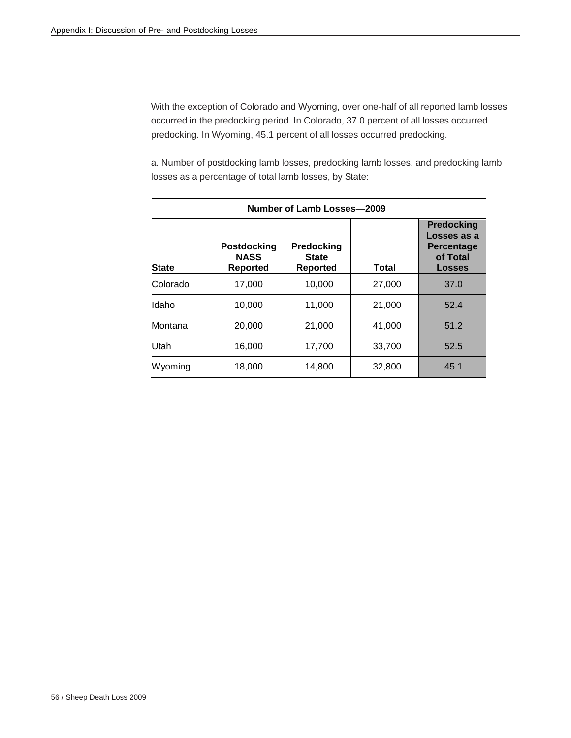With the exception of Colorado and Wyoming, over one-half of all reported lamb losses occurred in the predocking period. In Colorado, 37.0 percent of all losses occurred predocking. In Wyoming, 45.1 percent of all losses occurred predocking.

a. Number of postdocking lamb losses, predocking lamb losses, and predocking lamb losses as a percentage of total lamb losses, by State:

**Number of Lamb Losses—2009**

| State | Postdocking NASS Reported | Predocking State Reported | Total | Predocking Losses as a Percentage of Total Losses |
|---|---|---|---|---|
| Colorado | 17,000 | 10,000 | 27,000 | 37.0 |
| Idaho | 10,000 | 11,000 | 21,000 | 52.4 |
| Montana | 20,000 | 21,000 | 41,000 | 51.2 |
| Utah | 16,000 | 17,700 | 33,700 | 52.5 |
| Wyoming | 18,000 | 14,800 | 32,800 | 45.1 |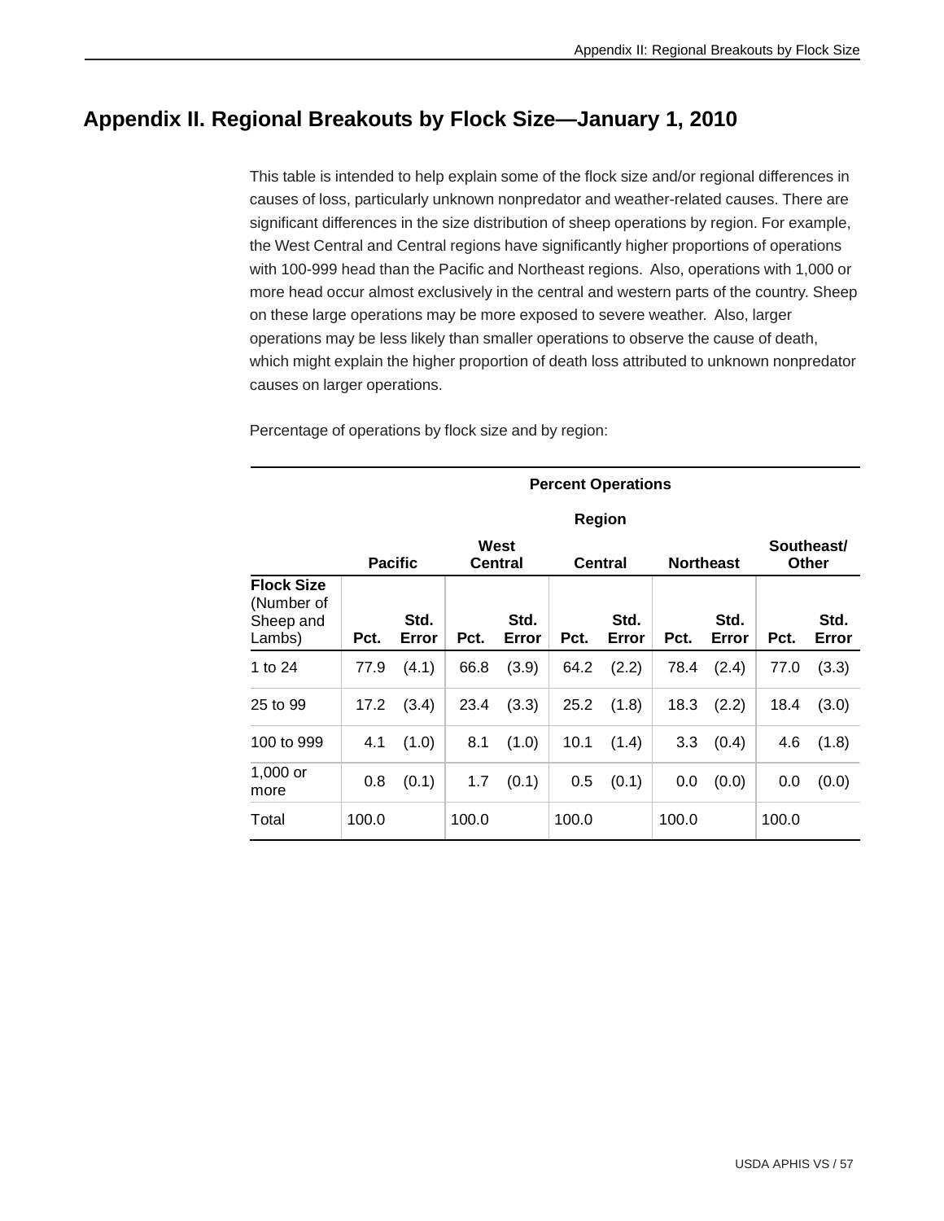# Appendix II. Regional Breakouts by Flock Size—January 1, 2010

This table is intended to help explain some of the flock size and/or regional differences in causes of loss, particularly unknown nonpredator and weather-related causes. There are significant differences in the size distribution of sheep operations by region. For example, the West Central and Central regions have significantly higher proportions of operations with 100-999 head than the Pacific and Northeast regions. Also, operations with 1,000 or more head occur almost exclusively in the central and western parts of the country. Sheep on these large operations may be more exposed to severe weather. Also, larger operations may be less likely than smaller operations to observe the cause of death, which might explain the higher proportion of death loss attributed to unknown nonpredator causes on larger operations.

Percentage of operations by flock size and by region:

| | Percent Operations | | | | | | | | | |
|---|---|---|---|---|---|---|---|---|---|---|
| | Region | | | | | | | | | |
| | Pacific | | West Central | | Central | | Northeast | | Southeast/ Other | |
| **Flock Size** (Number of Sheep and Lambs) | **Pct.** | **Std. Error** | **Pct.** | **Std. Error** | **Pct.** | **Std. Error** | **Pct.** | **Std. Error** | **Pct.** | **Std. Error** |
| 1 to 24 | 77.9 | (4.1) | 66.8 | (3.9) | 64.2 | (2.2) | 78.4 | (2.4) | 77.0 | (3.3) |
| 25 to 99 | 17.2 | (3.4) | 23.4 | (3.3) | 25.2 | (1.8) | 18.3 | (2.2) | 18.4 | (3.0) |
| 100 to 999 | 4.1 | (1.0) | 8.1 | (1.0) | 10.1 | (1.4) | 3.3 | (0.4) | 4.6 | (1.8) |
| 1,000 or more | 0.8 | (0.1) | 1.7 | (0.1) | 0.5 | (0.1) | 0.0 | (0.0) | 0.0 | (0.0) |
| Total | 100.0 | | 100.0 | | 100.0 | | 100.0 | | 100.0 | |